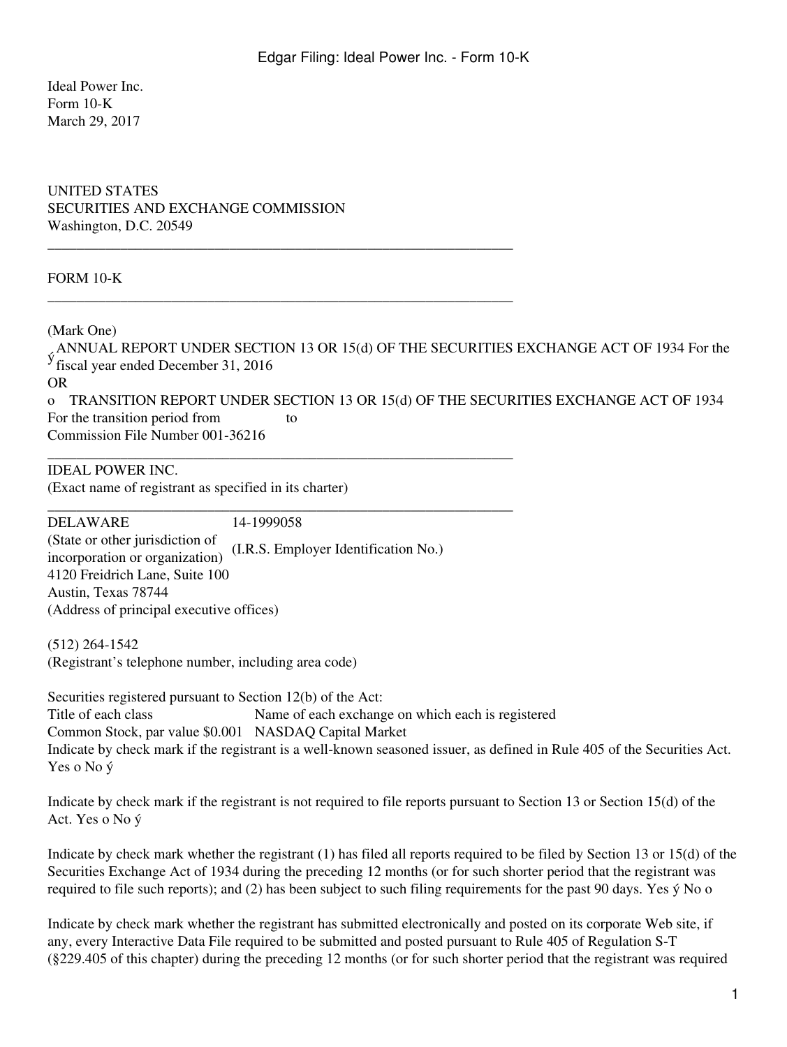Ideal Power Inc.
Form 10-K
March 29, 2017

UNITED STATES
SECURITIES AND EXCHANGE COMMISSION
Washington, D.C. 20549

---

# FORM 10-K

---

(Mark One)

ý ANNUAL REPORT UNDER SECTION 13 OR 15(d) OF THE SECURITIES EXCHANGE ACT OF 1934 For the fiscal year ended December 31, 2016

OR

o TRANSITION REPORT UNDER SECTION 13 OR 15(d) OF THE SECURITIES EXCHANGE ACT OF 1934

For the transition period from to

Commission File Number 001-36216

---

# IDEAL POWER INC.

(Exact name of registrant as specified in its charter)

---

| DELAWARE | 14-1999058 |
|---|---|
| (State or other jurisdiction of incorporation or organization) | (I.R.S. Employer Identification No.) |

4120 Freidrich Lane, Suite 100
Austin, Texas 78744
(Address of principal executive offices)

(512) 264-1542
(Registrant's telephone number, including area code)

Securities registered pursuant to Section 12(b) of the Act:

| Title of each class | Name of each exchange on which each is registered |
|---|---|
| Common Stock, par value $0.001 | NASDAQ Capital Market |

Indicate by check mark if the registrant is a well-known seasoned issuer, as defined in Rule 405 of the Securities Act. Yes o No ý

Indicate by check mark if the registrant is not required to file reports pursuant to Section 13 or Section 15(d) of the Act. Yes o No ý

Indicate by check mark whether the registrant (1) has filed all reports required to be filed by Section 13 or 15(d) of the Securities Exchange Act of 1934 during the preceding 12 months (or for such shorter period that the registrant was required to file such reports); and (2) has been subject to such filing requirements for the past 90 days. Yes ý No o

Indicate by check mark whether the registrant has submitted electronically and posted on its corporate Web site, if any, every Interactive Data File required to be submitted and posted pursuant to Rule 405 of Regulation S-T (§229.405 of this chapter) during the preceding 12 months (or for such shorter period that the registrant was required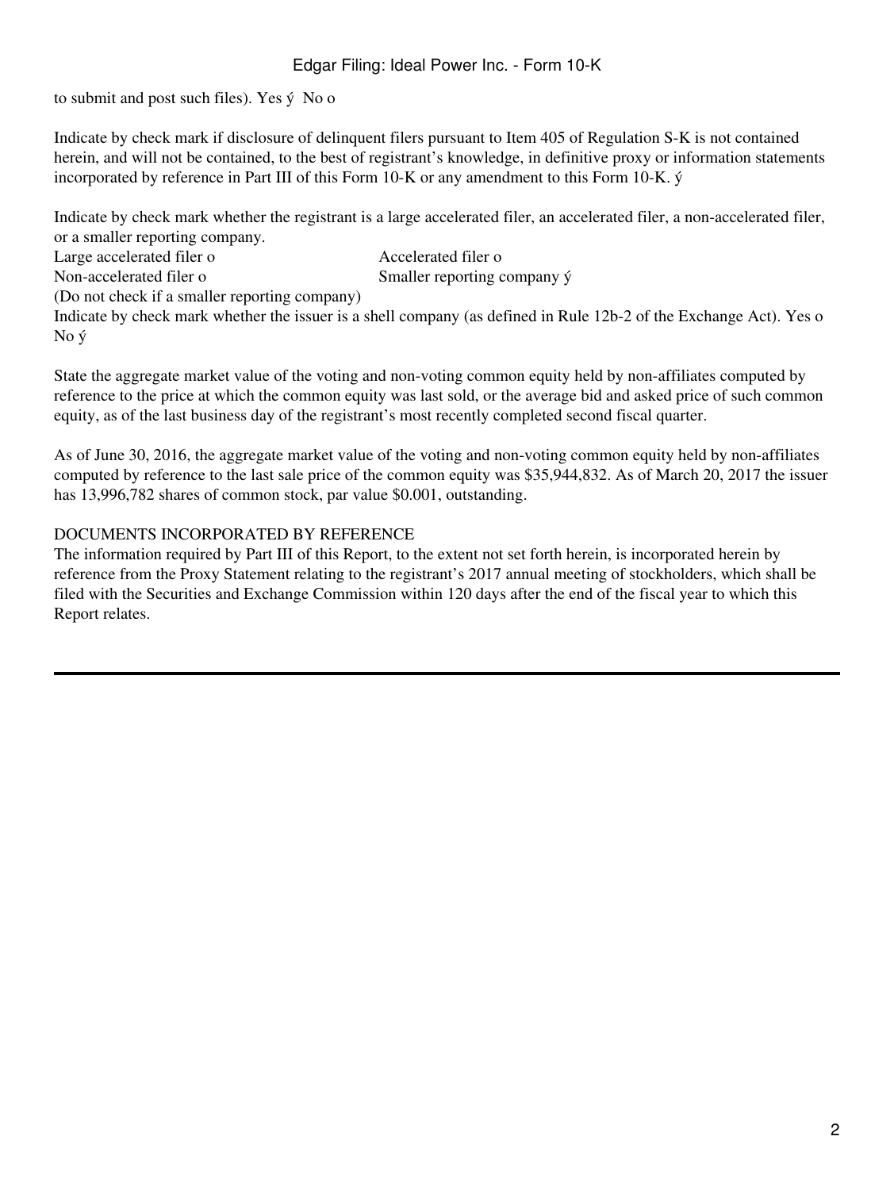to submit and post such files). Yes ý No o

Indicate by check mark if disclosure of delinquent filers pursuant to Item 405 of Regulation S-K is not contained herein, and will not be contained, to the best of registrant's knowledge, in definitive proxy or information statements incorporated by reference in Part III of this Form 10-K or any amendment to this Form 10-K. ý

Indicate by check mark whether the registrant is a large accelerated filer, an accelerated filer, a non-accelerated filer, or a smaller reporting company.

| | |
|---|---|
| Large accelerated filer o | Accelerated filer o |
| Non-accelerated filer o | Smaller reporting company ý |
| (Do not check if a smaller reporting company) | |

Indicate by check mark whether the issuer is a shell company (as defined in Rule 12b-2 of the Exchange Act). Yes o No ý

State the aggregate market value of the voting and non-voting common equity held by non-affiliates computed by reference to the price at which the common equity was last sold, or the average bid and asked price of such common equity, as of the last business day of the registrant's most recently completed second fiscal quarter.

As of June 30, 2016, the aggregate market value of the voting and non-voting common equity held by non-affiliates computed by reference to the last sale price of the common equity was $35,944,832. As of March 20, 2017 the issuer has 13,996,782 shares of common stock, par value $0.001, outstanding.

DOCUMENTS INCORPORATED BY REFERENCE

The information required by Part III of this Report, to the extent not set forth herein, is incorporated herein by reference from the Proxy Statement relating to the registrant's 2017 annual meeting of stockholders, which shall be filed with the Securities and Exchange Commission within 120 days after the end of the fiscal year to which this Report relates.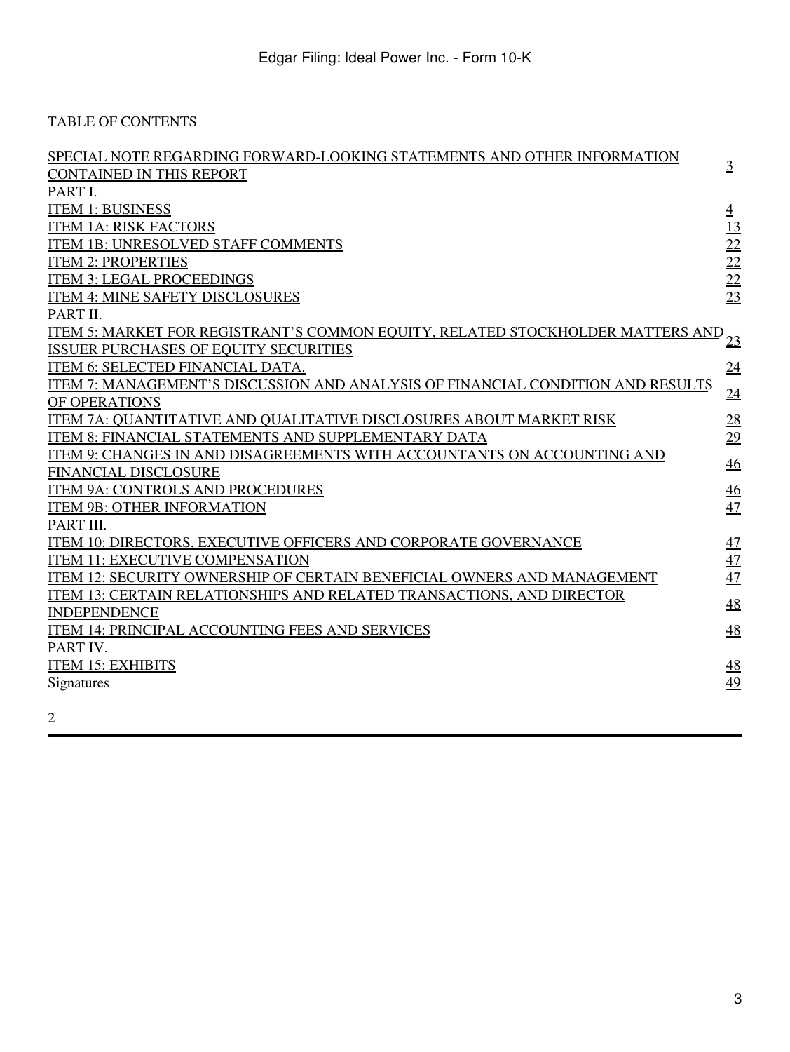TABLE OF CONTENTS

| | |
|---|---|
| SPECIAL NOTE REGARDING FORWARD-LOOKING STATEMENTS AND OTHER INFORMATION CONTAINED IN THIS REPORT | 3 |
| PART I. | |
| ITEM 1: BUSINESS | 4 |
| ITEM 1A: RISK FACTORS | 13 |
| ITEM 1B: UNRESOLVED STAFF COMMENTS | 22 |
| ITEM 2: PROPERTIES | 22 |
| ITEM 3: LEGAL PROCEEDINGS | 22 |
| ITEM 4: MINE SAFETY DISCLOSURES | 23 |
| PART II. | |
| ITEM 5: MARKET FOR REGISTRANT'S COMMON EQUITY, RELATED STOCKHOLDER MATTERS AND ISSUER PURCHASES OF EQUITY SECURITIES | 23 |
| ITEM 6: SELECTED FINANCIAL DATA. | 24 |
| ITEM 7: MANAGEMENT'S DISCUSSION AND ANALYSIS OF FINANCIAL CONDITION AND RESULTS OF OPERATIONS | 24 |
| ITEM 7A: QUANTITATIVE AND QUALITATIVE DISCLOSURES ABOUT MARKET RISK | 28 |
| ITEM 8: FINANCIAL STATEMENTS AND SUPPLEMENTARY DATA | 29 |
| ITEM 9: CHANGES IN AND DISAGREEMENTS WITH ACCOUNTANTS ON ACCOUNTING AND FINANCIAL DISCLOSURE | 46 |
| ITEM 9A: CONTROLS AND PROCEDURES | 46 |
| ITEM 9B: OTHER INFORMATION | 47 |
| PART III. | |
| ITEM 10: DIRECTORS, EXECUTIVE OFFICERS AND CORPORATE GOVERNANCE | 47 |
| ITEM 11: EXECUTIVE COMPENSATION | 47 |
| ITEM 12: SECURITY OWNERSHIP OF CERTAIN BENEFICIAL OWNERS AND MANAGEMENT | 47 |
| ITEM 13: CERTAIN RELATIONSHIPS AND RELATED TRANSACTIONS, AND DIRECTOR INDEPENDENCE | 48 |
| ITEM 14: PRINCIPAL ACCOUNTING FEES AND SERVICES | 48 |
| PART IV. | |
| ITEM 15: EXHIBITS | 48 |
| Signatures | 49 |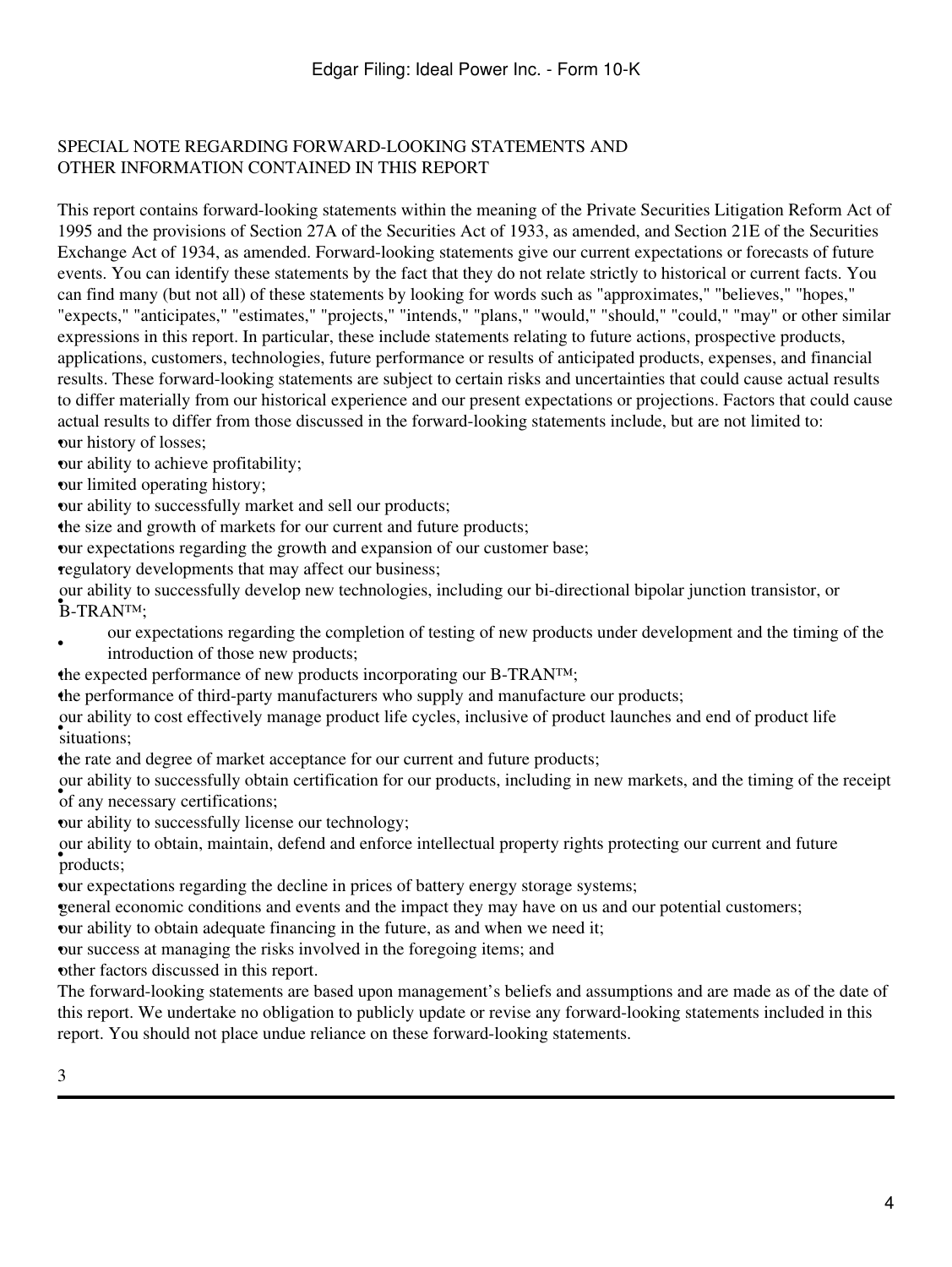## SPECIAL NOTE REGARDING FORWARD-LOOKING STATEMENTS AND OTHER INFORMATION CONTAINED IN THIS REPORT

This report contains forward-looking statements within the meaning of the Private Securities Litigation Reform Act of 1995 and the provisions of Section 27A of the Securities Act of 1933, as amended, and Section 21E of the Securities Exchange Act of 1934, as amended. Forward-looking statements give our current expectations or forecasts of future events. You can identify these statements by the fact that they do not relate strictly to historical or current facts. You can find many (but not all) of these statements by looking for words such as "approximates," "believes," "hopes," "expects," "anticipates," "estimates," "projects," "intends," "plans," "would," "should," "could," "may" or other similar expressions in this report. In particular, these include statements relating to future actions, prospective products, applications, customers, technologies, future performance or results of anticipated products, expenses, and financial results. These forward-looking statements are subject to certain risks and uncertainties that could cause actual results to differ materially from our historical experience and our present expectations or projections. Factors that could cause actual results to differ from those discussed in the forward-looking statements include, but are not limited to:

- our history of losses;
- our ability to achieve profitability;
- our limited operating history;
- our ability to successfully market and sell our products;
- the size and growth of markets for our current and future products;
- our expectations regarding the growth and expansion of our customer base;
- regulatory developments that may affect our business;
- our ability to successfully develop new technologies, including our bi-directional bipolar junction transistor, or B-TRAN™;
- our expectations regarding the completion of testing of new products under development and the timing of the introduction of those new products;
- the expected performance of new products incorporating our B-TRAN™;
- the performance of third-party manufacturers who supply and manufacture our products;
- our ability to cost effectively manage product life cycles, inclusive of product launches and end of product life situations;
- the rate and degree of market acceptance for our current and future products;
- our ability to successfully obtain certification for our products, including in new markets, and the timing of the receipt of any necessary certifications;
- our ability to successfully license our technology;
- our ability to obtain, maintain, defend and enforce intellectual property rights protecting our current and future products;
- our expectations regarding the decline in prices of battery energy storage systems;
- general economic conditions and events and the impact they may have on us and our potential customers;
- our ability to obtain adequate financing in the future, as and when we need it;
- our success at managing the risks involved in the foregoing items; and
- other factors discussed in this report.

The forward-looking statements are based upon management's beliefs and assumptions and are made as of the date of this report. We undertake no obligation to publicly update or revise any forward-looking statements included in this report. You should not place undue reliance on these forward-looking statements.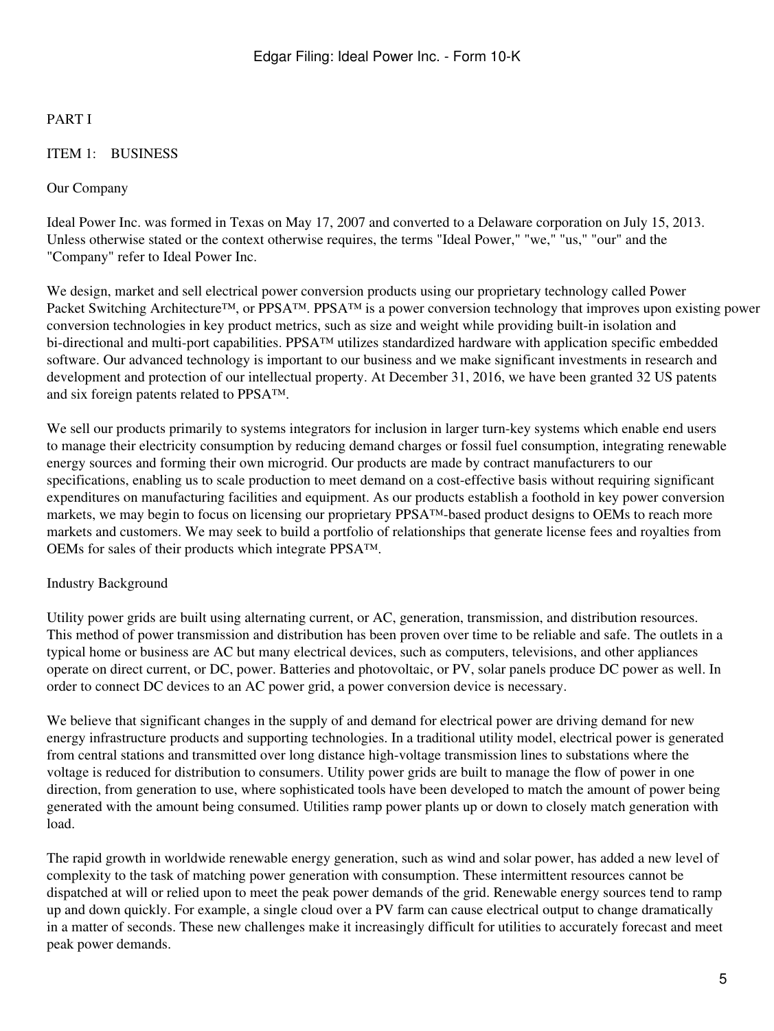# PART I

## ITEM 1: BUSINESS

### Our Company

Ideal Power Inc. was formed in Texas on May 17, 2007 and converted to a Delaware corporation on July 15, 2013. Unless otherwise stated or the context otherwise requires, the terms "Ideal Power," "we," "us," "our" and the "Company" refer to Ideal Power Inc.

We design, market and sell electrical power conversion products using our proprietary technology called Power Packet Switching Architecture™, or PPSA™. PPSA™ is a power conversion technology that improves upon existing power conversion technologies in key product metrics, such as size and weight while providing built-in isolation and bi-directional and multi-port capabilities. PPSA™ utilizes standardized hardware with application specific embedded software. Our advanced technology is important to our business and we make significant investments in research and development and protection of our intellectual property. At December 31, 2016, we have been granted 32 US patents and six foreign patents related to PPSA™.

We sell our products primarily to systems integrators for inclusion in larger turn-key systems which enable end users to manage their electricity consumption by reducing demand charges or fossil fuel consumption, integrating renewable energy sources and forming their own microgrid. Our products are made by contract manufacturers to our specifications, enabling us to scale production to meet demand on a cost-effective basis without requiring significant expenditures on manufacturing facilities and equipment. As our products establish a foothold in key power conversion markets, we may begin to focus on licensing our proprietary PPSA™-based product designs to OEMs to reach more markets and customers. We may seek to build a portfolio of relationships that generate license fees and royalties from OEMs for sales of their products which integrate PPSA™.

### Industry Background

Utility power grids are built using alternating current, or AC, generation, transmission, and distribution resources. This method of power transmission and distribution has been proven over time to be reliable and safe. The outlets in a typical home or business are AC but many electrical devices, such as computers, televisions, and other appliances operate on direct current, or DC, power. Batteries and photovoltaic, or PV, solar panels produce DC power as well. In order to connect DC devices to an AC power grid, a power conversion device is necessary.

We believe that significant changes in the supply of and demand for electrical power are driving demand for new energy infrastructure products and supporting technologies. In a traditional utility model, electrical power is generated from central stations and transmitted over long distance high-voltage transmission lines to substations where the voltage is reduced for distribution to consumers. Utility power grids are built to manage the flow of power in one direction, from generation to use, where sophisticated tools have been developed to match the amount of power being generated with the amount being consumed. Utilities ramp power plants up or down to closely match generation with load.

The rapid growth in worldwide renewable energy generation, such as wind and solar power, has added a new level of complexity to the task of matching power generation with consumption. These intermittent resources cannot be dispatched at will or relied upon to meet the peak power demands of the grid. Renewable energy sources tend to ramp up and down quickly. For example, a single cloud over a PV farm can cause electrical output to change dramatically in a matter of seconds. These new challenges make it increasingly difficult for utilities to accurately forecast and meet peak power demands.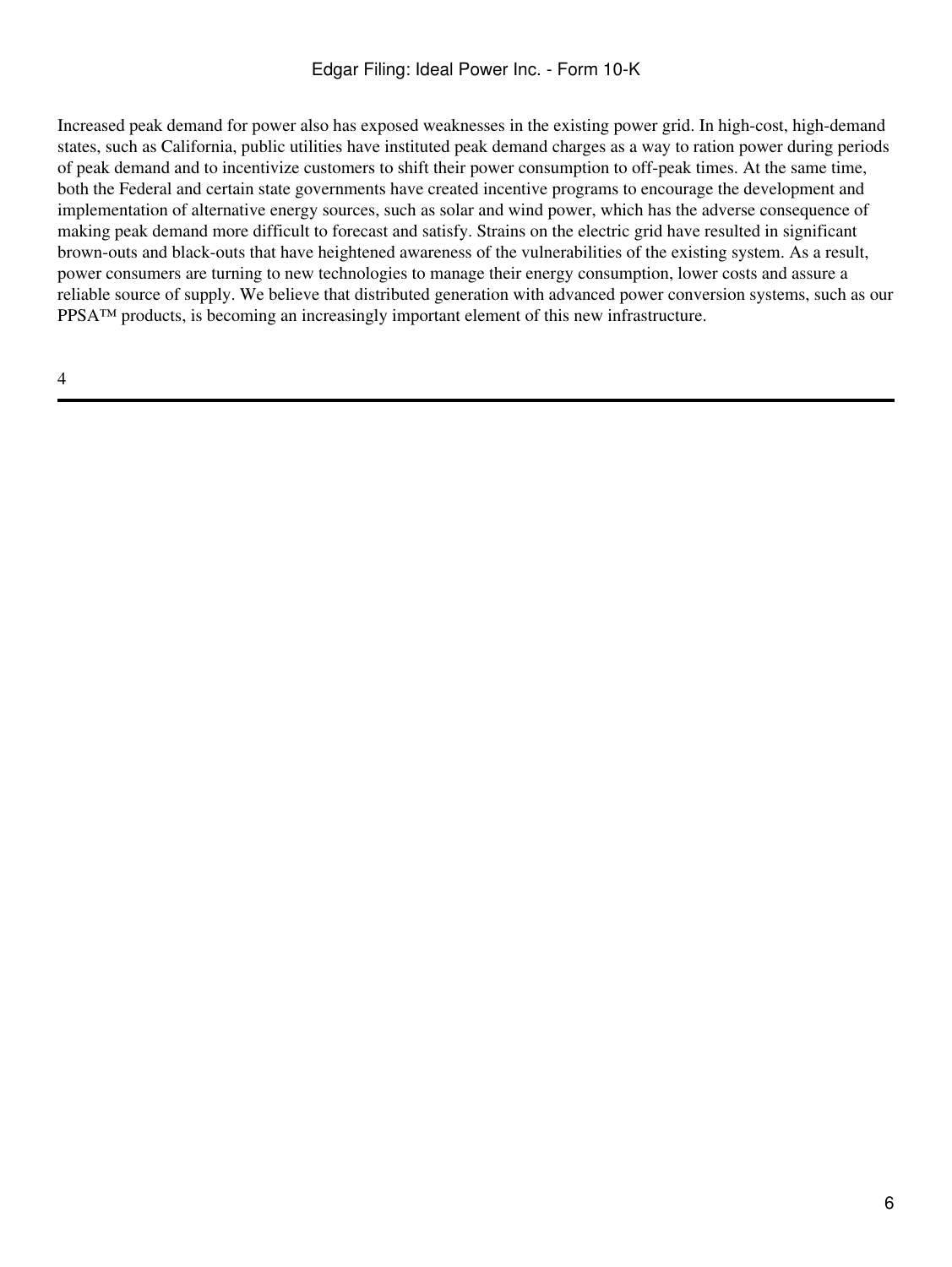Increased peak demand for power also has exposed weaknesses in the existing power grid. In high-cost, high-demand states, such as California, public utilities have instituted peak demand charges as a way to ration power during periods of peak demand and to incentivize customers to shift their power consumption to off-peak times. At the same time, both the Federal and certain state governments have created incentive programs to encourage the development and implementation of alternative energy sources, such as solar and wind power, which has the adverse consequence of making peak demand more difficult to forecast and satisfy. Strains on the electric grid have resulted in significant brown-outs and black-outs that have heightened awareness of the vulnerabilities of the existing system. As a result, power consumers are turning to new technologies to manage their energy consumption, lower costs and assure a reliable source of supply. We believe that distributed generation with advanced power conversion systems, such as our PPSA™ products, is becoming an increasingly important element of this new infrastructure.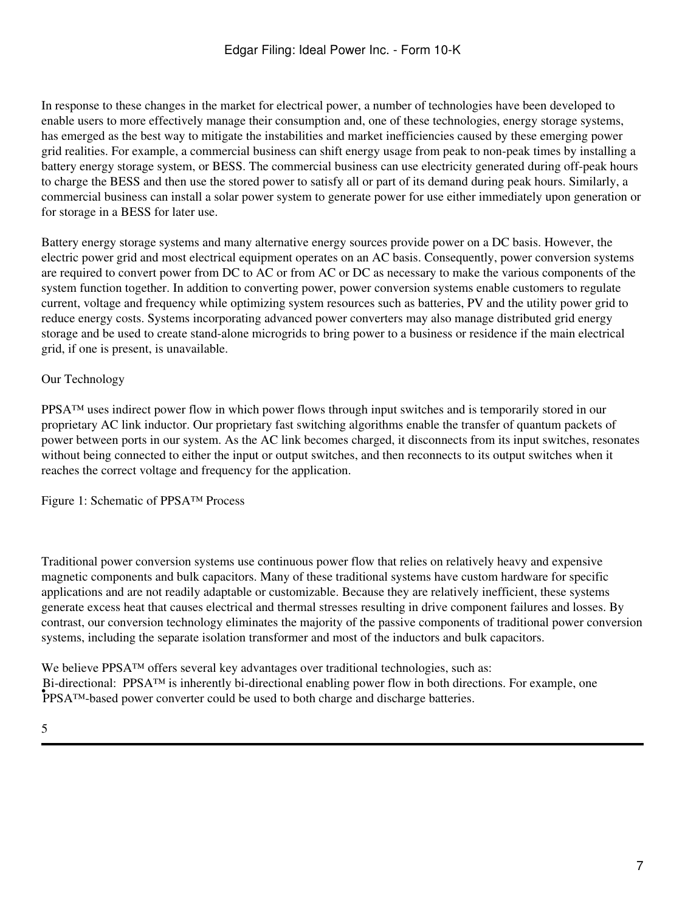In response to these changes in the market for electrical power, a number of technologies have been developed to enable users to more effectively manage their consumption and, one of these technologies, energy storage systems, has emerged as the best way to mitigate the instabilities and market inefficiencies caused by these emerging power grid realities. For example, a commercial business can shift energy usage from peak to non-peak times by installing a battery energy storage system, or BESS. The commercial business can use electricity generated during off-peak hours to charge the BESS and then use the stored power to satisfy all or part of its demand during peak hours. Similarly, a commercial business can install a solar power system to generate power for use either immediately upon generation or for storage in a BESS for later use.

Battery energy storage systems and many alternative energy sources provide power on a DC basis. However, the electric power grid and most electrical equipment operates on an AC basis. Consequently, power conversion systems are required to convert power from DC to AC or from AC or DC as necessary to make the various components of the system function together. In addition to converting power, power conversion systems enable customers to regulate current, voltage and frequency while optimizing system resources such as batteries, PV and the utility power grid to reduce energy costs. Systems incorporating advanced power converters may also manage distributed grid energy storage and be used to create stand-alone microgrids to bring power to a business or residence if the main electrical grid, if one is present, is unavailable.

Our Technology

PPSA™ uses indirect power flow in which power flows through input switches and is temporarily stored in our proprietary AC link inductor. Our proprietary fast switching algorithms enable the transfer of quantum packets of power between ports in our system. As the AC link becomes charged, it disconnects from its input switches, resonates without being connected to either the input or output switches, and then reconnects to its output switches when it reaches the correct voltage and frequency for the application.

Figure 1: Schematic of PPSA™ Process

Traditional power conversion systems use continuous power flow that relies on relatively heavy and expensive magnetic components and bulk capacitors. Many of these traditional systems have custom hardware for specific applications and are not readily adaptable or customizable. Because they are relatively inefficient, these systems generate excess heat that causes electrical and thermal stresses resulting in drive component failures and losses. By contrast, our conversion technology eliminates the majority of the passive components of traditional power conversion systems, including the separate isolation transformer and most of the inductors and bulk capacitors.

We believe PPSA™ offers several key advantages over traditional technologies, such as:

- Bi-directional: PPSA™ is inherently bi-directional enabling power flow in both directions. For example, one PPSA™-based power converter could be used to both charge and discharge batteries.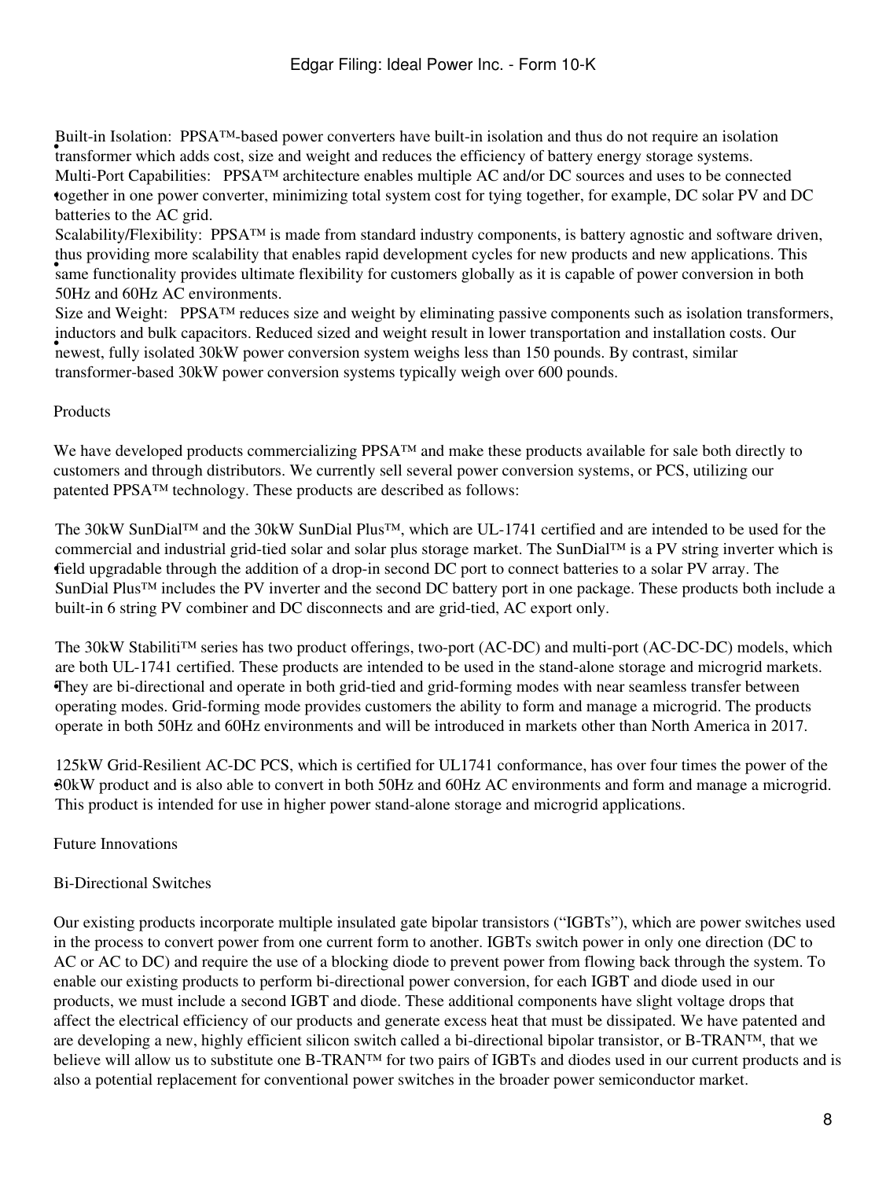- Built-in Isolation: PPSA™-based power converters have built-in isolation and thus do not require an isolation transformer which adds cost, size and weight and reduces the efficiency of battery energy storage systems.
- Multi-Port Capabilities: PPSA™ architecture enables multiple AC and/or DC sources and uses to be connected together in one power converter, minimizing total system cost for tying together, for example, DC solar PV and DC batteries to the AC grid.
- Scalability/Flexibility: PPSA™ is made from standard industry components, is battery agnostic and software driven, thus providing more scalability that enables rapid development cycles for new products and new applications. This same functionality provides ultimate flexibility for customers globally as it is capable of power conversion in both 50Hz and 60Hz AC environments.
- Size and Weight: PPSA™ reduces size and weight by eliminating passive components such as isolation transformers, inductors and bulk capacitors. Reduced sized and weight result in lower transportation and installation costs. Our newest, fully isolated 30kW power conversion system weighs less than 150 pounds. By contrast, similar transformer-based 30kW power conversion systems typically weigh over 600 pounds.

Products

We have developed products commercializing PPSA™ and make these products available for sale both directly to customers and through distributors. We currently sell several power conversion systems, or PCS, utilizing our patented PPSA™ technology. These products are described as follows:

- The 30kW SunDial™ and the 30kW SunDial Plus™, which are UL-1741 certified and are intended to be used for the commercial and industrial grid-tied solar and solar plus storage market. The SunDial™ is a PV string inverter which is field upgradable through the addition of a drop-in second DC port to connect batteries to a solar PV array. The SunDial Plus™ includes the PV inverter and the second DC battery port in one package. These products both include a built-in 6 string PV combiner and DC disconnects and are grid-tied, AC export only.

- The 30kW Stabiliti™ series has two product offerings, two-port (AC-DC) and multi-port (AC-DC-DC) models, which are both UL-1741 certified. These products are intended to be used in the stand-alone storage and microgrid markets. They are bi-directional and operate in both grid-tied and grid-forming modes with near seamless transfer between operating modes. Grid-forming mode provides customers the ability to form and manage a microgrid. The products operate in both 50Hz and 60Hz environments and will be introduced in markets other than North America in 2017.

- 125kW Grid-Resilient AC-DC PCS, which is certified for UL1741 conformance, has over four times the power of the 30kW product and is also able to convert in both 50Hz and 60Hz AC environments and form and manage a microgrid. This product is intended for use in higher power stand-alone storage and microgrid applications.

Future Innovations

Bi-Directional Switches

Our existing products incorporate multiple insulated gate bipolar transistors ("IGBTs"), which are power switches used in the process to convert power from one current form to another. IGBTs switch power in only one direction (DC to AC or AC to DC) and require the use of a blocking diode to prevent power from flowing back through the system. To enable our existing products to perform bi-directional power conversion, for each IGBT and diode used in our products, we must include a second IGBT and diode. These additional components have slight voltage drops that affect the electrical efficiency of our products and generate excess heat that must be dissipated. We have patented and are developing a new, highly efficient silicon switch called a bi-directional bipolar transistor, or B-TRAN™, that we believe will allow us to substitute one B-TRAN™ for two pairs of IGBTs and diodes used in our current products and is also a potential replacement for conventional power switches in the broader power semiconductor market.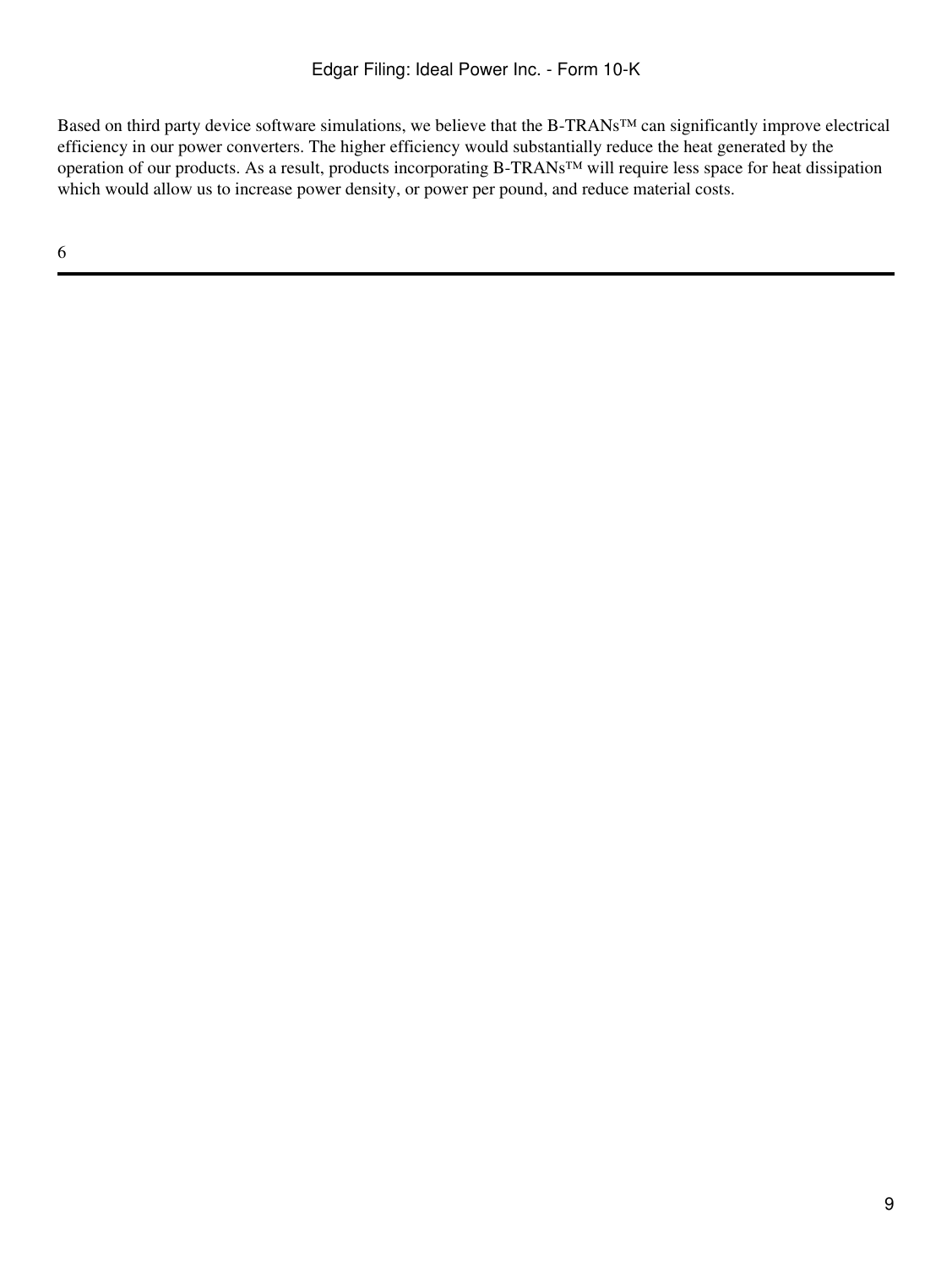Based on third party device software simulations, we believe that the B-TRANs™ can significantly improve electrical efficiency in our power converters. The higher efficiency would substantially reduce the heat generated by the operation of our products. As a result, products incorporating B-TRANs™ will require less space for heat dissipation which would allow us to increase power density, or power per pound, and reduce material costs.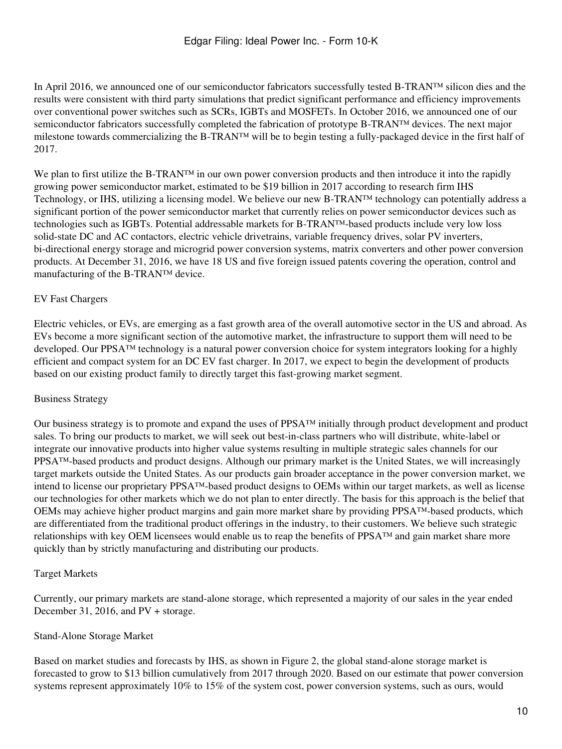In April 2016, we announced one of our semiconductor fabricators successfully tested B-TRAN™ silicon dies and the results were consistent with third party simulations that predict significant performance and efficiency improvements over conventional power switches such as SCRs, IGBTs and MOSFETs. In October 2016, we announced one of our semiconductor fabricators successfully completed the fabrication of prototype B-TRAN™ devices. The next major milestone towards commercializing the B-TRAN™ will be to begin testing a fully-packaged device in the first half of 2017.

We plan to first utilize the B-TRAN™ in our own power conversion products and then introduce it into the rapidly growing power semiconductor market, estimated to be $19 billion in 2017 according to research firm IHS Technology, or IHS, utilizing a licensing model. We believe our new B-TRAN™ technology can potentially address a significant portion of the power semiconductor market that currently relies on power semiconductor devices such as technologies such as IGBTs. Potential addressable markets for B-TRAN™-based products include very low loss solid-state DC and AC contactors, electric vehicle drivetrains, variable frequency drives, solar PV inverters, bi-directional energy storage and microgrid power conversion systems, matrix converters and other power conversion products. At December 31, 2016, we have 18 US and five foreign issued patents covering the operation, control and manufacturing of the B-TRAN™ device.

### EV Fast Chargers

Electric vehicles, or EVs, are emerging as a fast growth area of the overall automotive sector in the US and abroad. As EVs become a more significant section of the automotive market, the infrastructure to support them will need to be developed. Our PPSA™ technology is a natural power conversion choice for system integrators looking for a highly efficient and compact system for an DC EV fast charger. In 2017, we expect to begin the development of products based on our existing product family to directly target this fast-growing market segment.

### Business Strategy

Our business strategy is to promote and expand the uses of PPSA™ initially through product development and product sales. To bring our products to market, we will seek out best-in-class partners who will distribute, white-label or integrate our innovative products into higher value systems resulting in multiple strategic sales channels for our PPSA™-based products and product designs. Although our primary market is the United States, we will increasingly target markets outside the United States. As our products gain broader acceptance in the power conversion market, we intend to license our proprietary PPSA™-based product designs to OEMs within our target markets, as well as license our technologies for other markets which we do not plan to enter directly. The basis for this approach is the belief that OEMs may achieve higher product margins and gain more market share by providing PPSA™-based products, which are differentiated from the traditional product offerings in the industry, to their customers. We believe such strategic relationships with key OEM licensees would enable us to reap the benefits of PPSA™ and gain market share more quickly than by strictly manufacturing and distributing our products.

### Target Markets

Currently, our primary markets are stand-alone storage, which represented a majority of our sales in the year ended December 31, 2016, and PV + storage.

### Stand-Alone Storage Market

Based on market studies and forecasts by IHS, as shown in Figure 2, the global stand-alone storage market is forecasted to grow to $13 billion cumulatively from 2017 through 2020. Based on our estimate that power conversion systems represent approximately 10% to 15% of the system cost, power conversion systems, such as ours, would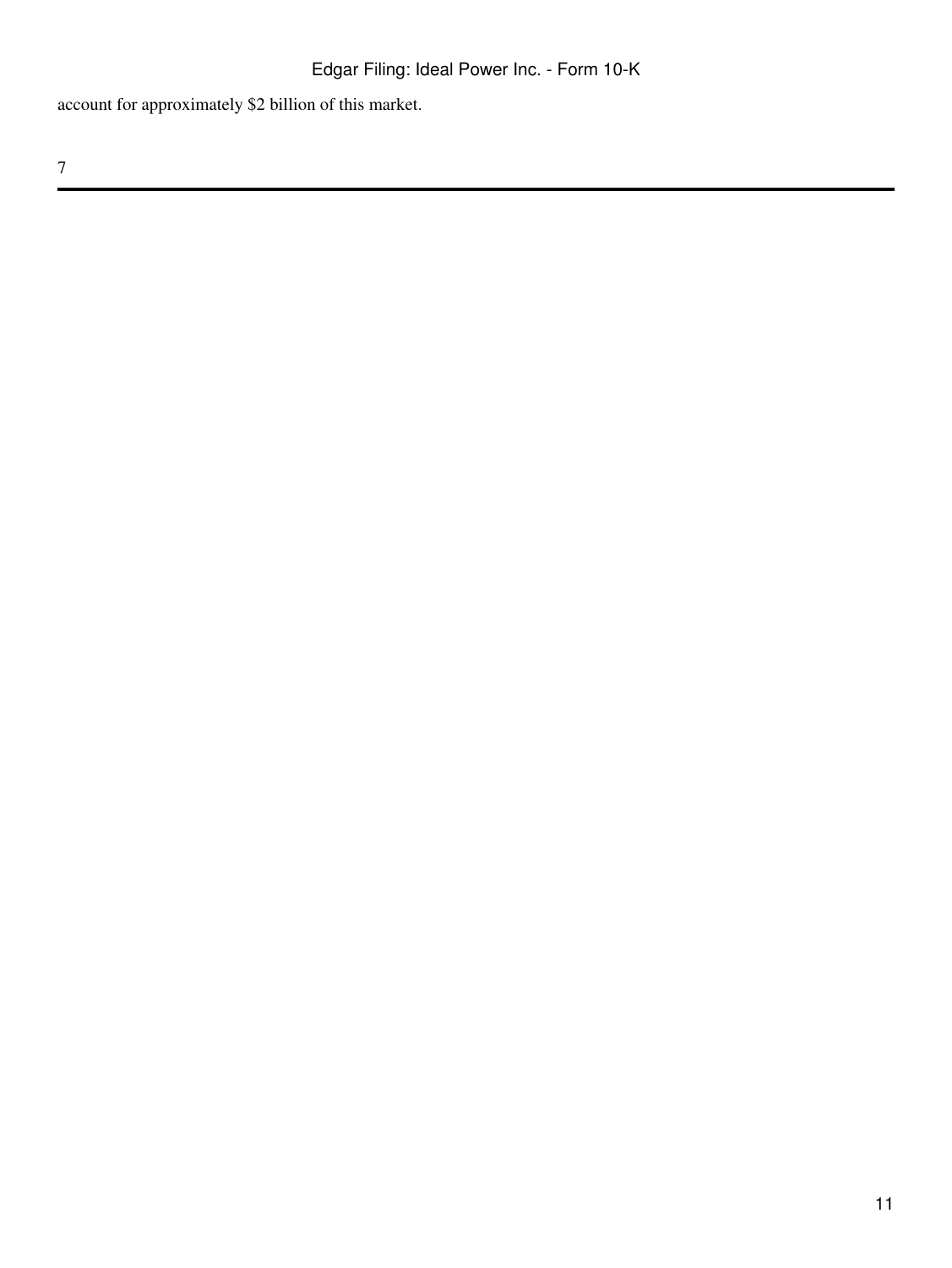account for approximately $2 billion of this market.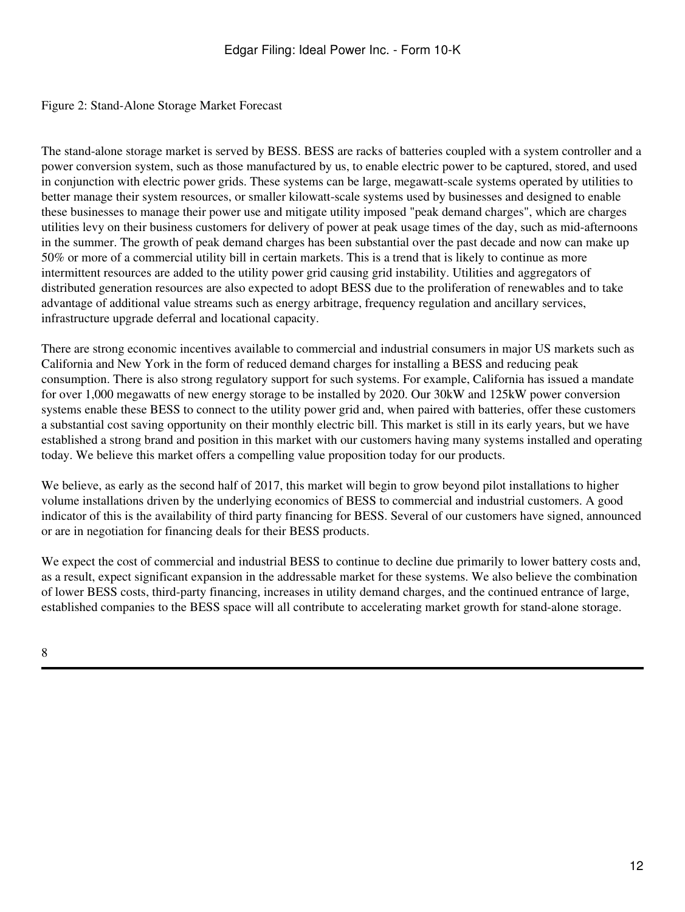Figure 2: Stand-Alone Storage Market Forecast

The stand-alone storage market is served by BESS. BESS are racks of batteries coupled with a system controller and a power conversion system, such as those manufactured by us, to enable electric power to be captured, stored, and used in conjunction with electric power grids. These systems can be large, megawatt-scale systems operated by utilities to better manage their system resources, or smaller kilowatt-scale systems used by businesses and designed to enable these businesses to manage their power use and mitigate utility imposed "peak demand charges", which are charges utilities levy on their business customers for delivery of power at peak usage times of the day, such as mid-afternoons in the summer. The growth of peak demand charges has been substantial over the past decade and now can make up 50% or more of a commercial utility bill in certain markets. This is a trend that is likely to continue as more intermittent resources are added to the utility power grid causing grid instability. Utilities and aggregators of distributed generation resources are also expected to adopt BESS due to the proliferation of renewables and to take advantage of additional value streams such as energy arbitrage, frequency regulation and ancillary services, infrastructure upgrade deferral and locational capacity.

There are strong economic incentives available to commercial and industrial consumers in major US markets such as California and New York in the form of reduced demand charges for installing a BESS and reducing peak consumption. There is also strong regulatory support for such systems. For example, California has issued a mandate for over 1,000 megawatts of new energy storage to be installed by 2020. Our 30kW and 125kW power conversion systems enable these BESS to connect to the utility power grid and, when paired with batteries, offer these customers a substantial cost saving opportunity on their monthly electric bill. This market is still in its early years, but we have established a strong brand and position in this market with our customers having many systems installed and operating today. We believe this market offers a compelling value proposition today for our products.

We believe, as early as the second half of 2017, this market will begin to grow beyond pilot installations to higher volume installations driven by the underlying economics of BESS to commercial and industrial customers. A good indicator of this is the availability of third party financing for BESS. Several of our customers have signed, announced or are in negotiation for financing deals for their BESS products.

We expect the cost of commercial and industrial BESS to continue to decline due primarily to lower battery costs and, as a result, expect significant expansion in the addressable market for these systems. We also believe the combination of lower BESS costs, third-party financing, increases in utility demand charges, and the continued entrance of large, established companies to the BESS space will all contribute to accelerating market growth for stand-alone storage.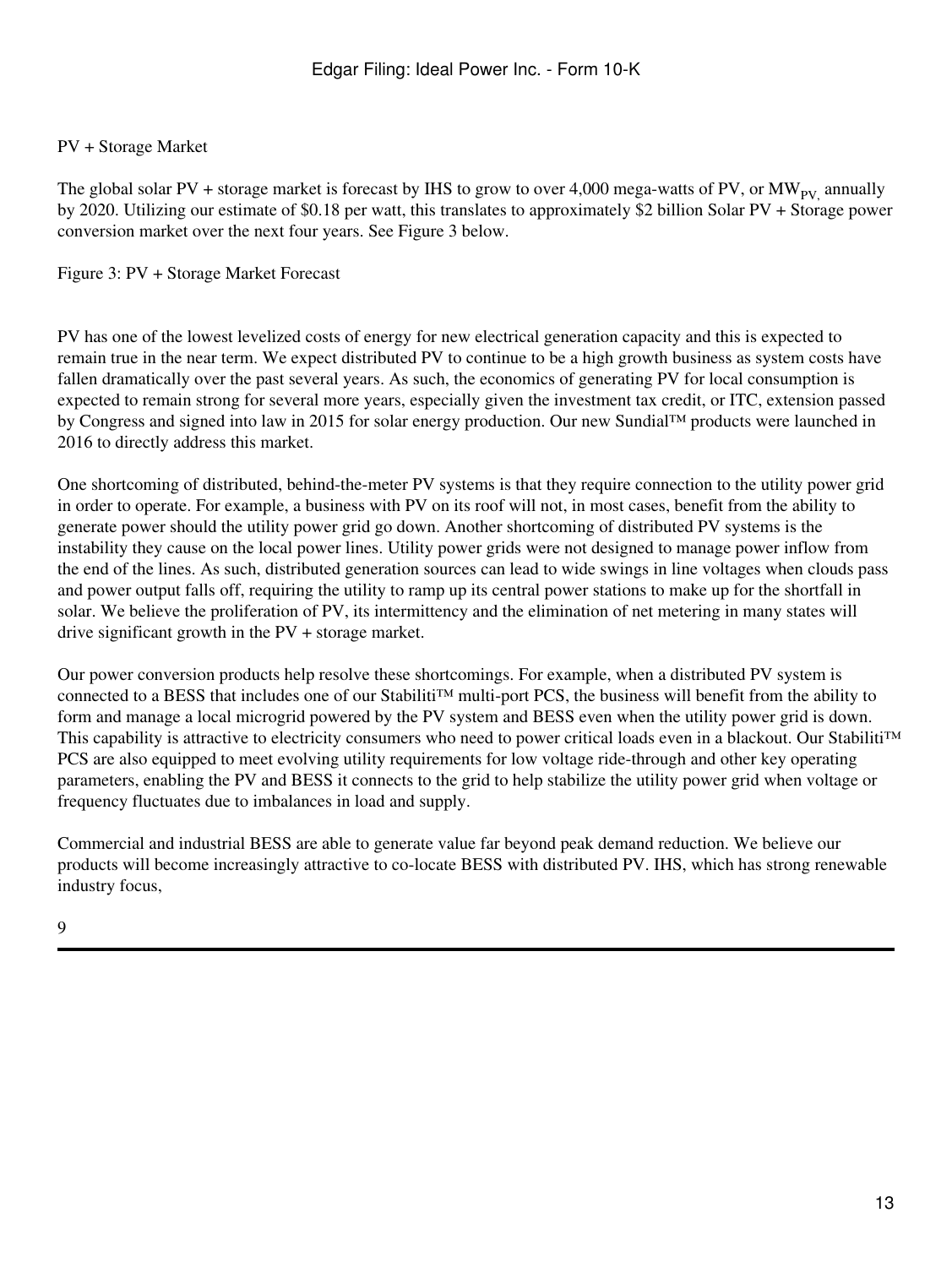PV + Storage Market

The global solar PV + storage market is forecast by IHS to grow to over 4,000 mega-watts of PV, or $MW_{PV,}$ annually by 2020. Utilizing our estimate of $0.18 per watt, this translates to approximately $2 billion Solar PV + Storage power conversion market over the next four years. See Figure 3 below.

Figure 3: PV + Storage Market Forecast

PV has one of the lowest levelized costs of energy for new electrical generation capacity and this is expected to remain true in the near term. We expect distributed PV to continue to be a high growth business as system costs have fallen dramatically over the past several years. As such, the economics of generating PV for local consumption is expected to remain strong for several more years, especially given the investment tax credit, or ITC, extension passed by Congress and signed into law in 2015 for solar energy production. Our new Sundial™ products were launched in 2016 to directly address this market.

One shortcoming of distributed, behind-the-meter PV systems is that they require connection to the utility power grid in order to operate. For example, a business with PV on its roof will not, in most cases, benefit from the ability to generate power should the utility power grid go down. Another shortcoming of distributed PV systems is the instability they cause on the local power lines. Utility power grids were not designed to manage power inflow from the end of the lines. As such, distributed generation sources can lead to wide swings in line voltages when clouds pass and power output falls off, requiring the utility to ramp up its central power stations to make up for the shortfall in solar. We believe the proliferation of PV, its intermittency and the elimination of net metering in many states will drive significant growth in the PV + storage market.

Our power conversion products help resolve these shortcomings. For example, when a distributed PV system is connected to a BESS that includes one of our Stabiliti™ multi-port PCS, the business will benefit from the ability to form and manage a local microgrid powered by the PV system and BESS even when the utility power grid is down. This capability is attractive to electricity consumers who need to power critical loads even in a blackout. Our Stabiliti™ PCS are also equipped to meet evolving utility requirements for low voltage ride-through and other key operating parameters, enabling the PV and BESS it connects to the grid to help stabilize the utility power grid when voltage or frequency fluctuates due to imbalances in load and supply.

Commercial and industrial BESS are able to generate value far beyond peak demand reduction. We believe our products will become increasingly attractive to co-locate BESS with distributed PV. IHS, which has strong renewable industry focus,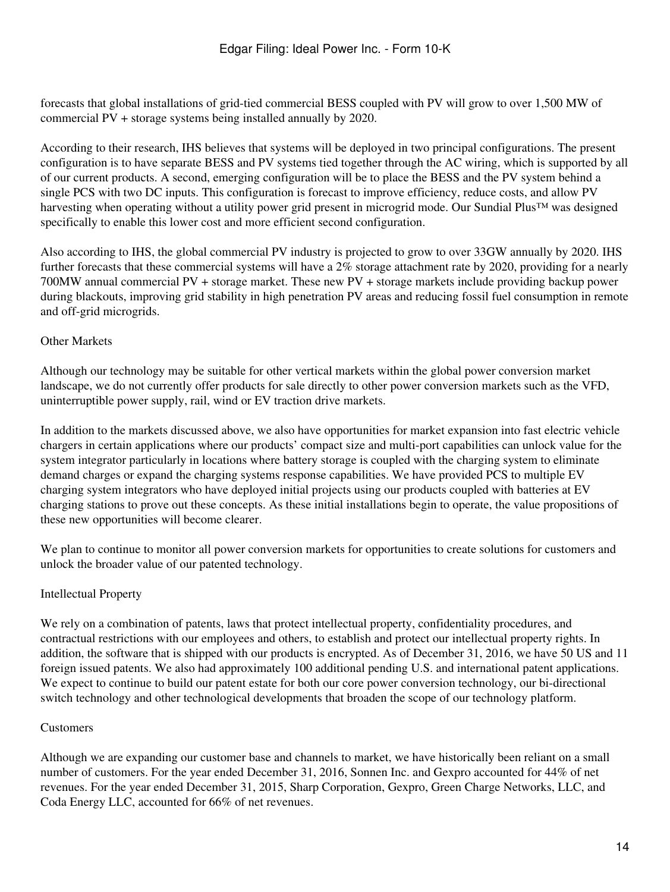forecasts that global installations of grid-tied commercial BESS coupled with PV will grow to over 1,500 MW of commercial PV + storage systems being installed annually by 2020.

According to their research, IHS believes that systems will be deployed in two principal configurations. The present configuration is to have separate BESS and PV systems tied together through the AC wiring, which is supported by all of our current products. A second, emerging configuration will be to place the BESS and the PV system behind a single PCS with two DC inputs. This configuration is forecast to improve efficiency, reduce costs, and allow PV harvesting when operating without a utility power grid present in microgrid mode. Our Sundial Plus™ was designed specifically to enable this lower cost and more efficient second configuration.

Also according to IHS, the global commercial PV industry is projected to grow to over 33GW annually by 2020. IHS further forecasts that these commercial systems will have a 2% storage attachment rate by 2020, providing for a nearly 700MW annual commercial PV + storage market. These new PV + storage markets include providing backup power during blackouts, improving grid stability in high penetration PV areas and reducing fossil fuel consumption in remote and off-grid microgrids.

## Other Markets

Although our technology may be suitable for other vertical markets within the global power conversion market landscape, we do not currently offer products for sale directly to other power conversion markets such as the VFD, uninterruptible power supply, rail, wind or EV traction drive markets.

In addition to the markets discussed above, we also have opportunities for market expansion into fast electric vehicle chargers in certain applications where our products' compact size and multi-port capabilities can unlock value for the system integrator particularly in locations where battery storage is coupled with the charging system to eliminate demand charges or expand the charging systems response capabilities. We have provided PCS to multiple EV charging system integrators who have deployed initial projects using our products coupled with batteries at EV charging stations to prove out these concepts. As these initial installations begin to operate, the value propositions of these new opportunities will become clearer.

We plan to continue to monitor all power conversion markets for opportunities to create solutions for customers and unlock the broader value of our patented technology.

## Intellectual Property

We rely on a combination of patents, laws that protect intellectual property, confidentiality procedures, and contractual restrictions with our employees and others, to establish and protect our intellectual property rights. In addition, the software that is shipped with our products is encrypted. As of December 31, 2016, we have 50 US and 11 foreign issued patents. We also had approximately 100 additional pending U.S. and international patent applications. We expect to continue to build our patent estate for both our core power conversion technology, our bi-directional switch technology and other technological developments that broaden the scope of our technology platform.

## Customers

Although we are expanding our customer base and channels to market, we have historically been reliant on a small number of customers. For the year ended December 31, 2016, Sonnen Inc. and Gexpro accounted for 44% of net revenues. For the year ended December 31, 2015, Sharp Corporation, Gexpro, Green Charge Networks, LLC, and Coda Energy LLC, accounted for 66% of net revenues.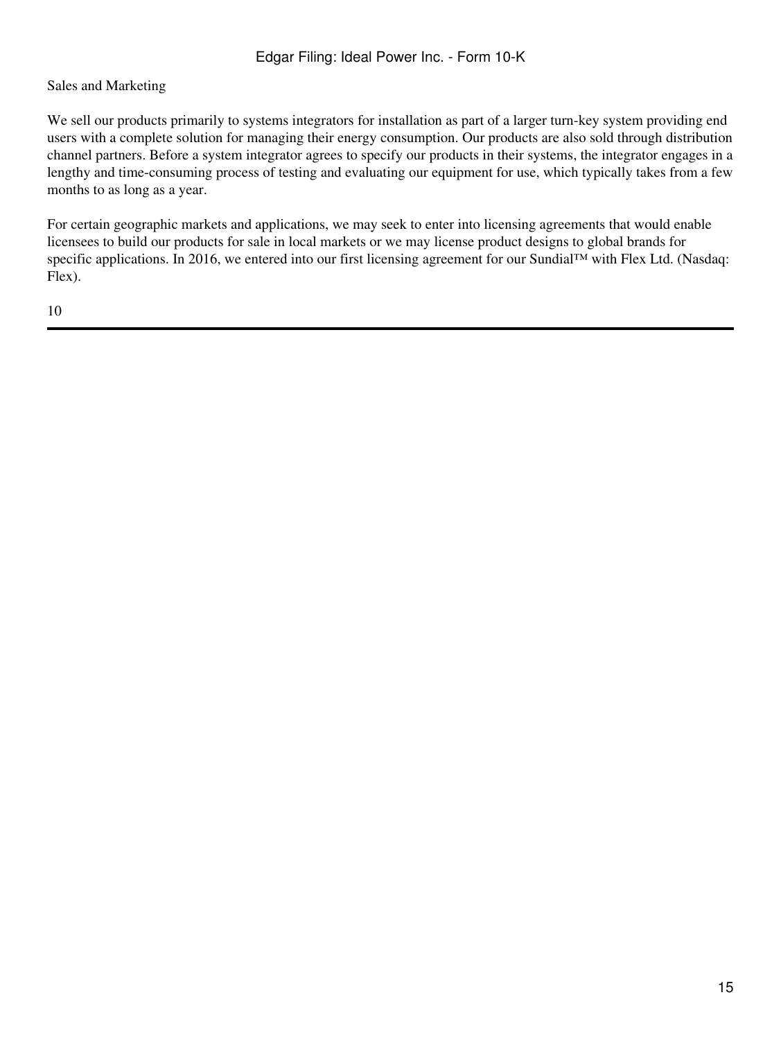Sales and Marketing

We sell our products primarily to systems integrators for installation as part of a larger turn-key system providing end users with a complete solution for managing their energy consumption. Our products are also sold through distribution channel partners. Before a system integrator agrees to specify our products in their systems, the integrator engages in a lengthy and time-consuming process of testing and evaluating our equipment for use, which typically takes from a few months to as long as a year.

For certain geographic markets and applications, we may seek to enter into licensing agreements that would enable licensees to build our products for sale in local markets or we may license product designs to global brands for specific applications. In 2016, we entered into our first licensing agreement for our Sundial™ with Flex Ltd. (Nasdaq: Flex).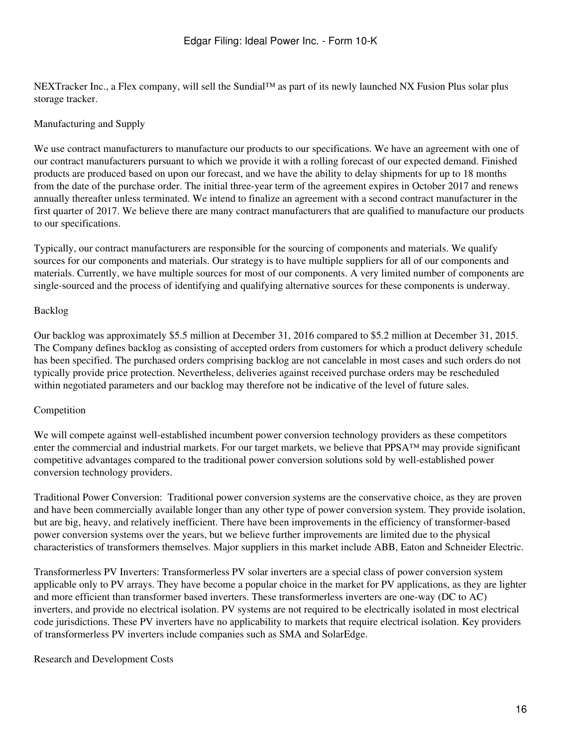NEXTracker Inc., a Flex company, will sell the Sundial™ as part of its newly launched NX Fusion Plus solar plus storage tracker.

## Manufacturing and Supply

We use contract manufacturers to manufacture our products to our specifications. We have an agreement with one of our contract manufacturers pursuant to which we provide it with a rolling forecast of our expected demand. Finished products are produced based on upon our forecast, and we have the ability to delay shipments for up to 18 months from the date of the purchase order. The initial three-year term of the agreement expires in October 2017 and renews annually thereafter unless terminated. We intend to finalize an agreement with a second contract manufacturer in the first quarter of 2017. We believe there are many contract manufacturers that are qualified to manufacture our products to our specifications.

Typically, our contract manufacturers are responsible for the sourcing of components and materials. We qualify sources for our components and materials. Our strategy is to have multiple suppliers for all of our components and materials. Currently, we have multiple sources for most of our components. A very limited number of components are single-sourced and the process of identifying and qualifying alternative sources for these components is underway.

## Backlog

Our backlog was approximately $5.5 million at December 31, 2016 compared to $5.2 million at December 31, 2015. The Company defines backlog as consisting of accepted orders from customers for which a product delivery schedule has been specified. The purchased orders comprising backlog are not cancelable in most cases and such orders do not typically provide price protection. Nevertheless, deliveries against received purchase orders may be rescheduled within negotiated parameters and our backlog may therefore not be indicative of the level of future sales.

## Competition

We will compete against well-established incumbent power conversion technology providers as these competitors enter the commercial and industrial markets. For our target markets, we believe that PPSA™ may provide significant competitive advantages compared to the traditional power conversion solutions sold by well-established power conversion technology providers.

Traditional Power Conversion: Traditional power conversion systems are the conservative choice, as they are proven and have been commercially available longer than any other type of power conversion system. They provide isolation, but are big, heavy, and relatively inefficient. There have been improvements in the efficiency of transformer-based power conversion systems over the years, but we believe further improvements are limited due to the physical characteristics of transformers themselves. Major suppliers in this market include ABB, Eaton and Schneider Electric.

Transformerless PV Inverters: Transformerless PV solar inverters are a special class of power conversion system applicable only to PV arrays. They have become a popular choice in the market for PV applications, as they are lighter and more efficient than transformer based inverters. These transformerless inverters are one-way (DC to AC) inverters, and provide no electrical isolation. PV systems are not required to be electrically isolated in most electrical code jurisdictions. These PV inverters have no applicability to markets that require electrical isolation. Key providers of transformerless PV inverters include companies such as SMA and SolarEdge.

## Research and Development Costs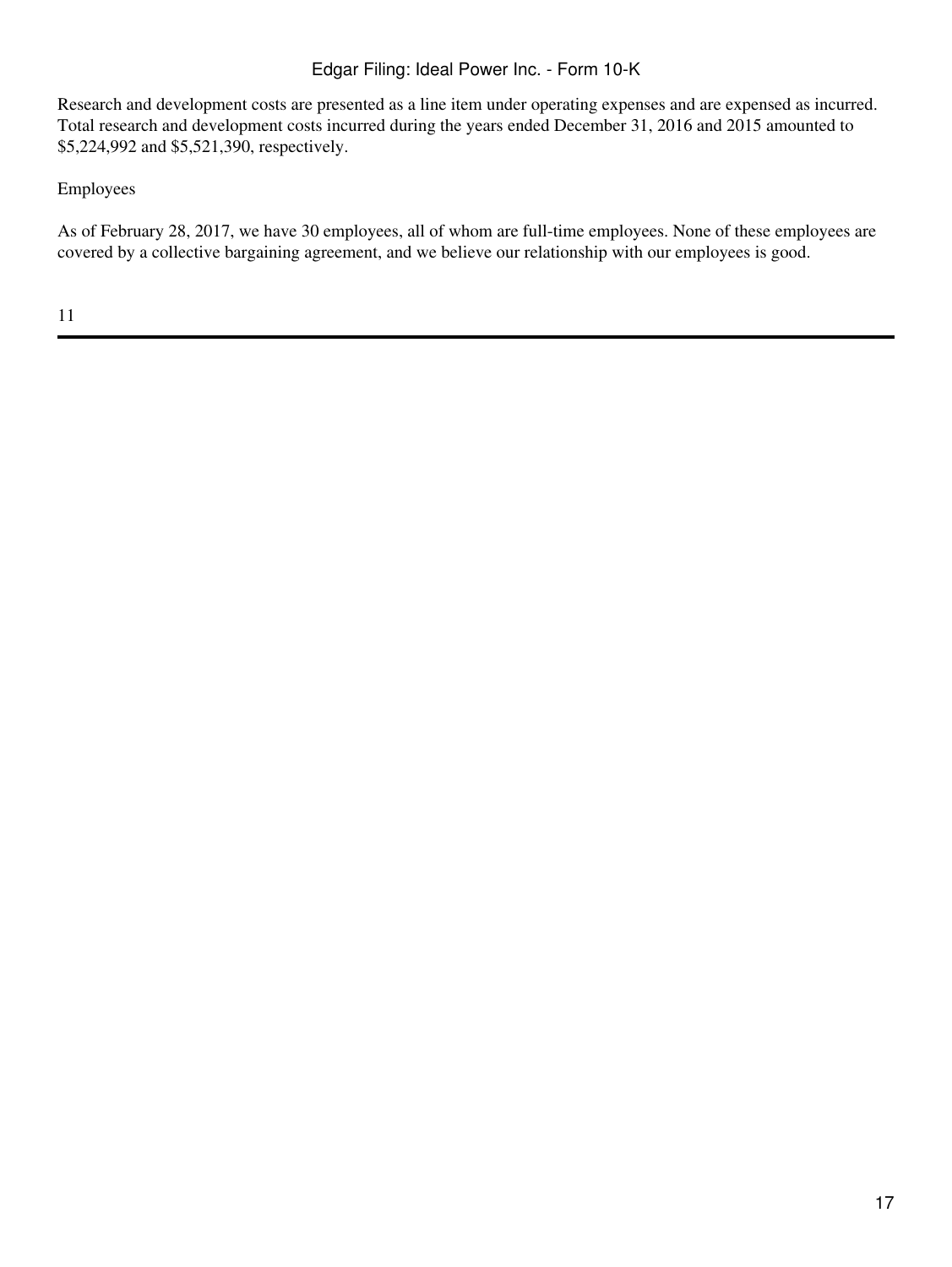Research and development costs are presented as a line item under operating expenses and are expensed as incurred. Total research and development costs incurred during the years ended December 31, 2016 and 2015 amounted to $5,224,992 and $5,521,390, respectively.

## Employees

As of February 28, 2017, we have 30 employees, all of whom are full-time employees. None of these employees are covered by a collective bargaining agreement, and we believe our relationship with our employees is good.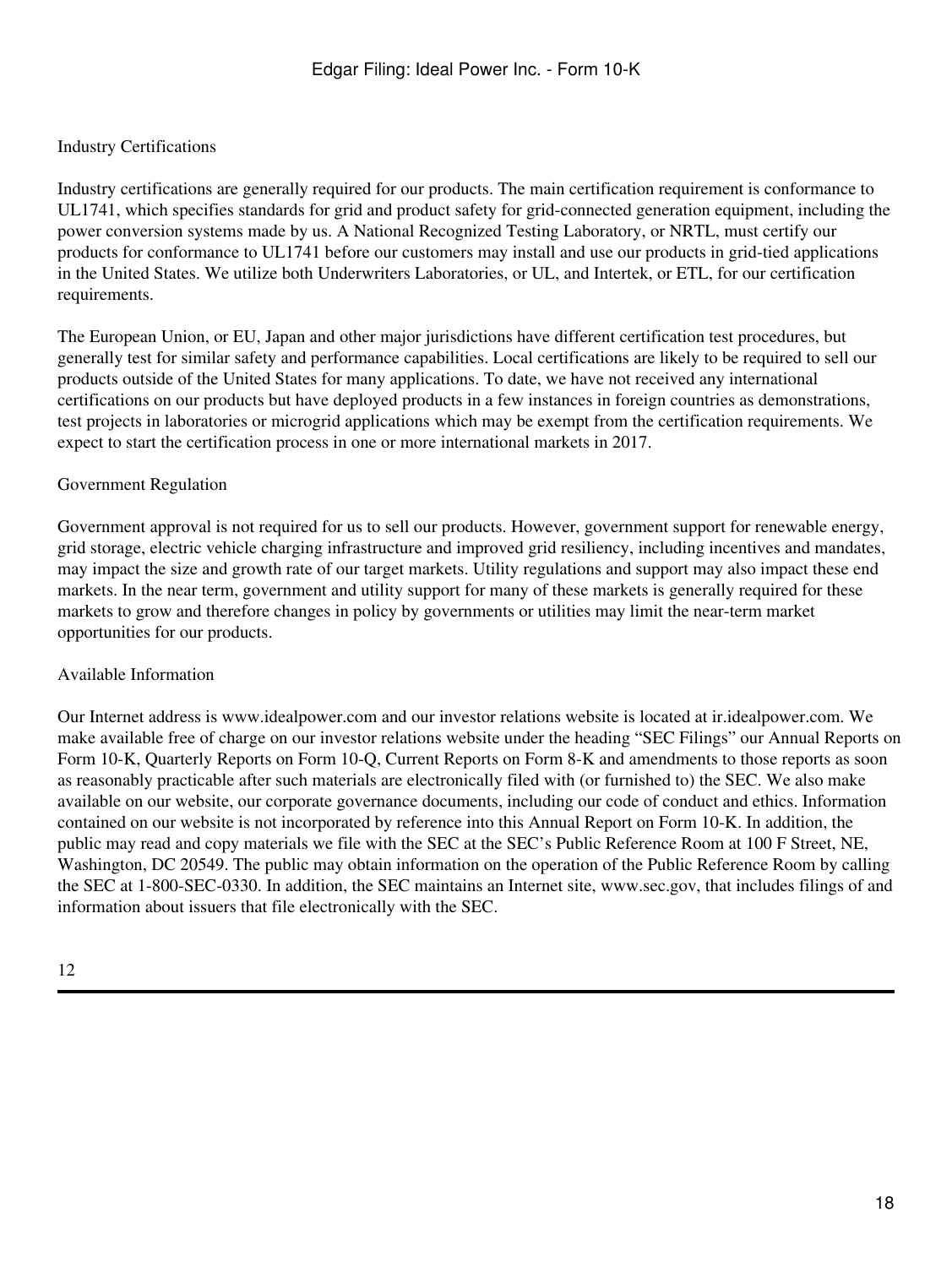### Industry Certifications

Industry certifications are generally required for our products. The main certification requirement is conformance to UL1741, which specifies standards for grid and product safety for grid-connected generation equipment, including the power conversion systems made by us. A National Recognized Testing Laboratory, or NRTL, must certify our products for conformance to UL1741 before our customers may install and use our products in grid-tied applications in the United States. We utilize both Underwriters Laboratories, or UL, and Intertek, or ETL, for our certification requirements.

The European Union, or EU, Japan and other major jurisdictions have different certification test procedures, but generally test for similar safety and performance capabilities. Local certifications are likely to be required to sell our products outside of the United States for many applications. To date, we have not received any international certifications on our products but have deployed products in a few instances in foreign countries as demonstrations, test projects in laboratories or microgrid applications which may be exempt from the certification requirements. We expect to start the certification process in one or more international markets in 2017.

### Government Regulation

Government approval is not required for us to sell our products. However, government support for renewable energy, grid storage, electric vehicle charging infrastructure and improved grid resiliency, including incentives and mandates, may impact the size and growth rate of our target markets. Utility regulations and support may also impact these end markets. In the near term, government and utility support for many of these markets is generally required for these markets to grow and therefore changes in policy by governments or utilities may limit the near-term market opportunities for our products.

### Available Information

Our Internet address is www.idealpower.com and our investor relations website is located at ir.idealpower.com. We make available free of charge on our investor relations website under the heading “SEC Filings” our Annual Reports on Form 10-K, Quarterly Reports on Form 10-Q, Current Reports on Form 8-K and amendments to those reports as soon as reasonably practicable after such materials are electronically filed with (or furnished to) the SEC. We also make available on our website, our corporate governance documents, including our code of conduct and ethics. Information contained on our website is not incorporated by reference into this Annual Report on Form 10-K. In addition, the public may read and copy materials we file with the SEC at the SEC’s Public Reference Room at 100 F Street, NE, Washington, DC 20549. The public may obtain information on the operation of the Public Reference Room by calling the SEC at 1-800-SEC-0330. In addition, the SEC maintains an Internet site, www.sec.gov, that includes filings of and information about issuers that file electronically with the SEC.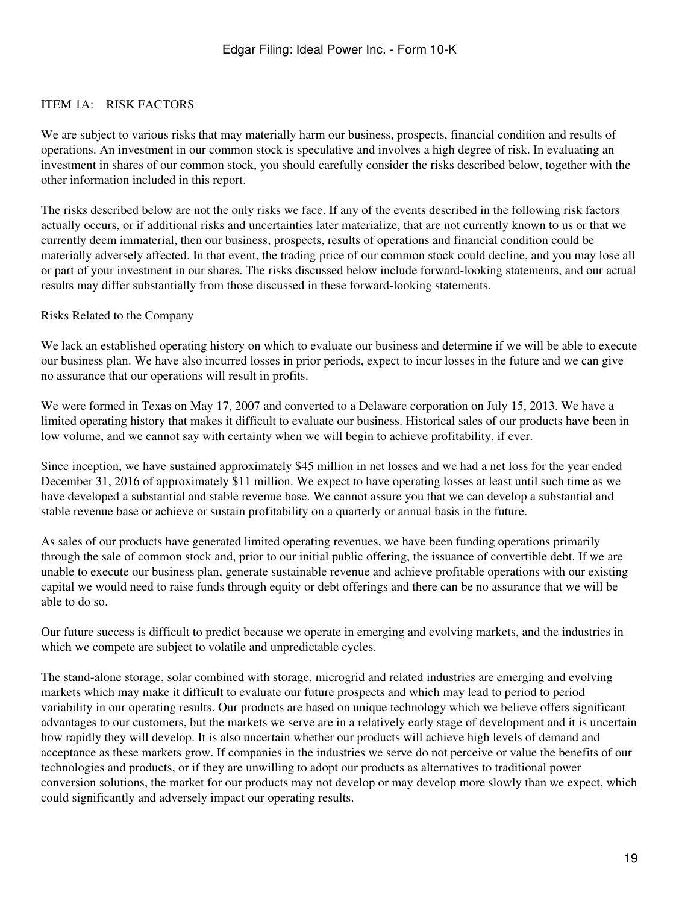## ITEM 1A: RISK FACTORS

We are subject to various risks that may materially harm our business, prospects, financial condition and results of operations. An investment in our common stock is speculative and involves a high degree of risk. In evaluating an investment in shares of our common stock, you should carefully consider the risks described below, together with the other information included in this report.

The risks described below are not the only risks we face. If any of the events described in the following risk factors actually occurs, or if additional risks and uncertainties later materialize, that are not currently known to us or that we currently deem immaterial, then our business, prospects, results of operations and financial condition could be materially adversely affected. In that event, the trading price of our common stock could decline, and you may lose all or part of your investment in our shares. The risks discussed below include forward-looking statements, and our actual results may differ substantially from those discussed in these forward-looking statements.

### Risks Related to the Company

We lack an established operating history on which to evaluate our business and determine if we will be able to execute our business plan. We have also incurred losses in prior periods, expect to incur losses in the future and we can give no assurance that our operations will result in profits.

We were formed in Texas on May 17, 2007 and converted to a Delaware corporation on July 15, 2013. We have a limited operating history that makes it difficult to evaluate our business. Historical sales of our products have been in low volume, and we cannot say with certainty when we will begin to achieve profitability, if ever.

Since inception, we have sustained approximately $45 million in net losses and we had a net loss for the year ended December 31, 2016 of approximately $11 million. We expect to have operating losses at least until such time as we have developed a substantial and stable revenue base. We cannot assure you that we can develop a substantial and stable revenue base or achieve or sustain profitability on a quarterly or annual basis in the future.

As sales of our products have generated limited operating revenues, we have been funding operations primarily through the sale of common stock and, prior to our initial public offering, the issuance of convertible debt. If we are unable to execute our business plan, generate sustainable revenue and achieve profitable operations with our existing capital we would need to raise funds through equity or debt offerings and there can be no assurance that we will be able to do so.

Our future success is difficult to predict because we operate in emerging and evolving markets, and the industries in which we compete are subject to volatile and unpredictable cycles.

The stand-alone storage, solar combined with storage, microgrid and related industries are emerging and evolving markets which may make it difficult to evaluate our future prospects and which may lead to period to period variability in our operating results. Our products are based on unique technology which we believe offers significant advantages to our customers, but the markets we serve are in a relatively early stage of development and it is uncertain how rapidly they will develop. It is also uncertain whether our products will achieve high levels of demand and acceptance as these markets grow. If companies in the industries we serve do not perceive or value the benefits of our technologies and products, or if they are unwilling to adopt our products as alternatives to traditional power conversion solutions, the market for our products may not develop or may develop more slowly than we expect, which could significantly and adversely impact our operating results.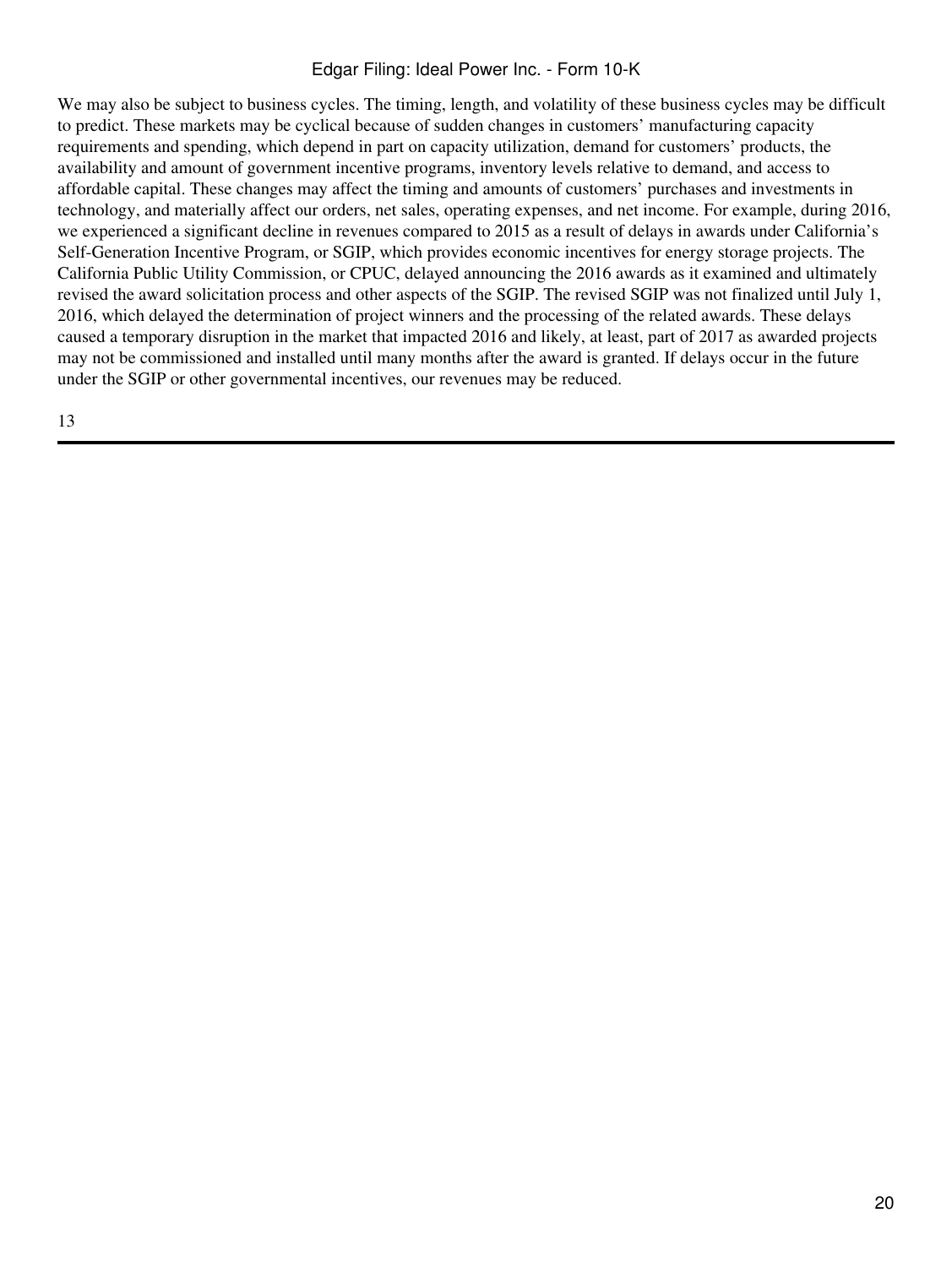We may also be subject to business cycles. The timing, length, and volatility of these business cycles may be difficult to predict. These markets may be cyclical because of sudden changes in customers' manufacturing capacity requirements and spending, which depend in part on capacity utilization, demand for customers' products, the availability and amount of government incentive programs, inventory levels relative to demand, and access to affordable capital. These changes may affect the timing and amounts of customers' purchases and investments in technology, and materially affect our orders, net sales, operating expenses, and net income. For example, during 2016, we experienced a significant decline in revenues compared to 2015 as a result of delays in awards under California's Self-Generation Incentive Program, or SGIP, which provides economic incentives for energy storage projects. The California Public Utility Commission, or CPUC, delayed announcing the 2016 awards as it examined and ultimately revised the award solicitation process and other aspects of the SGIP. The revised SGIP was not finalized until July 1, 2016, which delayed the determination of project winners and the processing of the related awards. These delays caused a temporary disruption in the market that impacted 2016 and likely, at least, part of 2017 as awarded projects may not be commissioned and installed until many months after the award is granted. If delays occur in the future under the SGIP or other governmental incentives, our revenues may be reduced.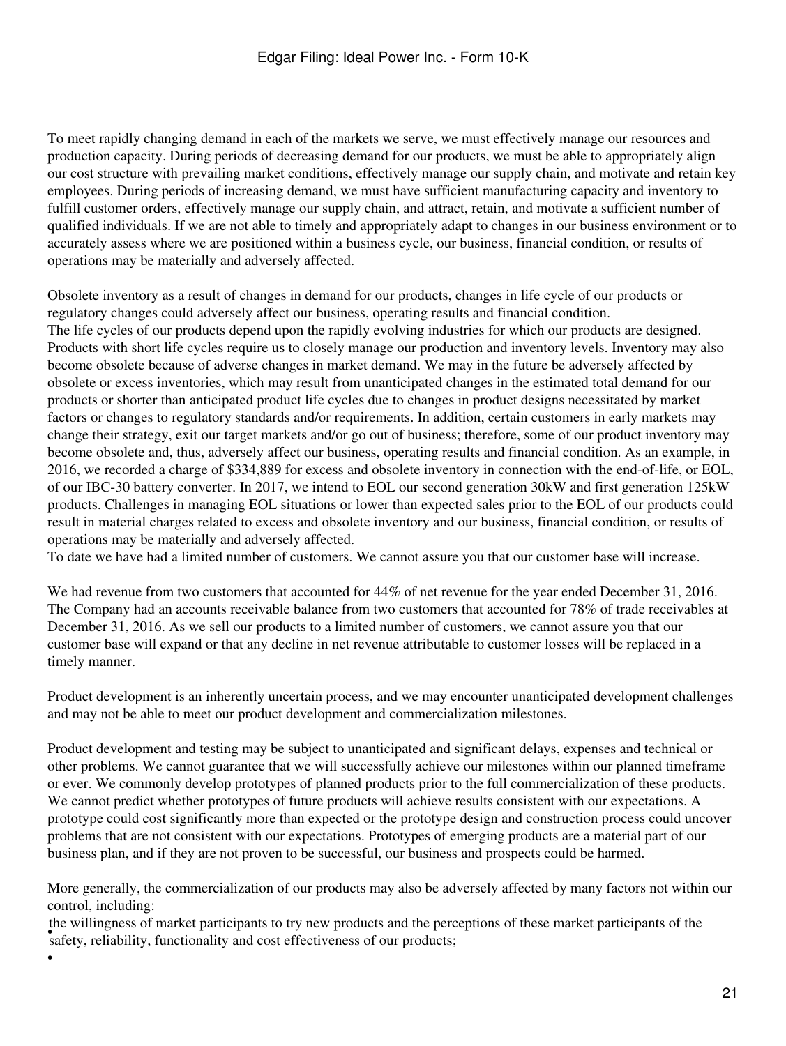To meet rapidly changing demand in each of the markets we serve, we must effectively manage our resources and production capacity. During periods of decreasing demand for our products, we must be able to appropriately align our cost structure with prevailing market conditions, effectively manage our supply chain, and motivate and retain key employees. During periods of increasing demand, we must have sufficient manufacturing capacity and inventory to fulfill customer orders, effectively manage our supply chain, and attract, retain, and motivate a sufficient number of qualified individuals. If we are not able to timely and appropriately adapt to changes in our business environment or to accurately assess where we are positioned within a business cycle, our business, financial condition, or results of operations may be materially and adversely affected.

Obsolete inventory as a result of changes in demand for our products, changes in life cycle of our products or regulatory changes could adversely affect our business, operating results and financial condition.

The life cycles of our products depend upon the rapidly evolving industries for which our products are designed. Products with short life cycles require us to closely manage our production and inventory levels. Inventory may also become obsolete because of adverse changes in market demand. We may in the future be adversely affected by obsolete or excess inventories, which may result from unanticipated changes in the estimated total demand for our products or shorter than anticipated product life cycles due to changes in product designs necessitated by market factors or changes to regulatory standards and/or requirements. In addition, certain customers in early markets may change their strategy, exit our target markets and/or go out of business; therefore, some of our product inventory may become obsolete and, thus, adversely affect our business, operating results and financial condition. As an example, in 2016, we recorded a charge of $334,889 for excess and obsolete inventory in connection with the end-of-life, or EOL, of our IBC-30 battery converter. In 2017, we intend to EOL our second generation 30kW and first generation 125kW products. Challenges in managing EOL situations or lower than expected sales prior to the EOL of our products could result in material charges related to excess and obsolete inventory and our business, financial condition, or results of operations may be materially and adversely affected.

To date we have had a limited number of customers. We cannot assure you that our customer base will increase.

We had revenue from two customers that accounted for 44% of net revenue for the year ended December 31, 2016. The Company had an accounts receivable balance from two customers that accounted for 78% of trade receivables at December 31, 2016. As we sell our products to a limited number of customers, we cannot assure you that our customer base will expand or that any decline in net revenue attributable to customer losses will be replaced in a timely manner.

Product development is an inherently uncertain process, and we may encounter unanticipated development challenges and may not be able to meet our product development and commercialization milestones.

Product development and testing may be subject to unanticipated and significant delays, expenses and technical or other problems. We cannot guarantee that we will successfully achieve our milestones within our planned timeframe or ever. We commonly develop prototypes of planned products prior to the full commercialization of these products. We cannot predict whether prototypes of future products will achieve results consistent with our expectations. A prototype could cost significantly more than expected or the prototype design and construction process could uncover problems that are not consistent with our expectations. Prototypes of emerging products are a material part of our business plan, and if they are not proven to be successful, our business and prospects could be harmed.

More generally, the commercialization of our products may also be adversely affected by many factors not within our control, including:

- the willingness of market participants to try new products and the perceptions of these market participants of the safety, reliability, functionality and cost effectiveness of our products;
-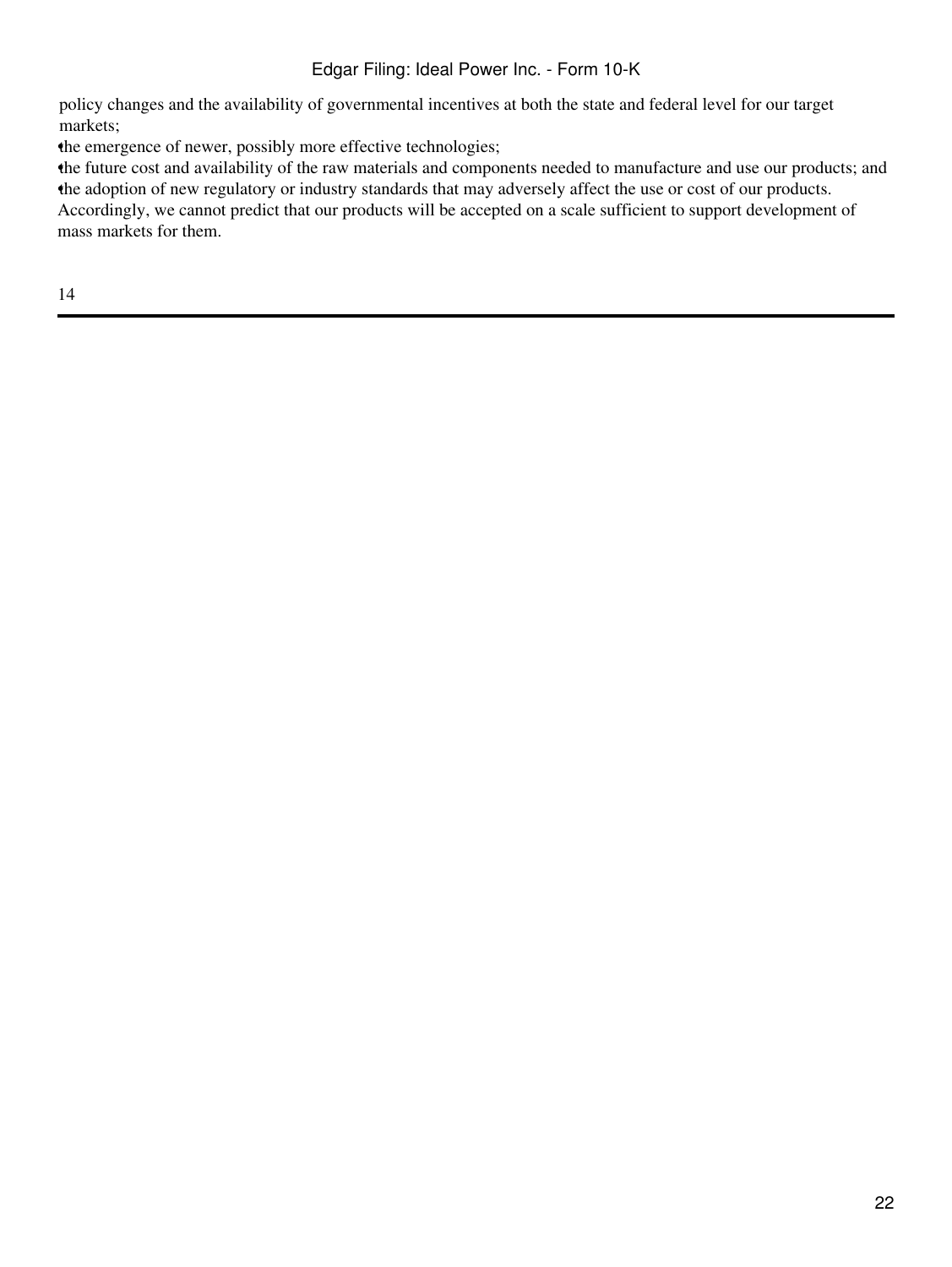policy changes and the availability of governmental incentives at both the state and federal level for our target markets;

- the emergence of newer, possibly more effective technologies;
- the future cost and availability of the raw materials and components needed to manufacture and use our products; and
- the adoption of new regulatory or industry standards that may adversely affect the use or cost of our products.

Accordingly, we cannot predict that our products will be accepted on a scale sufficient to support development of mass markets for them.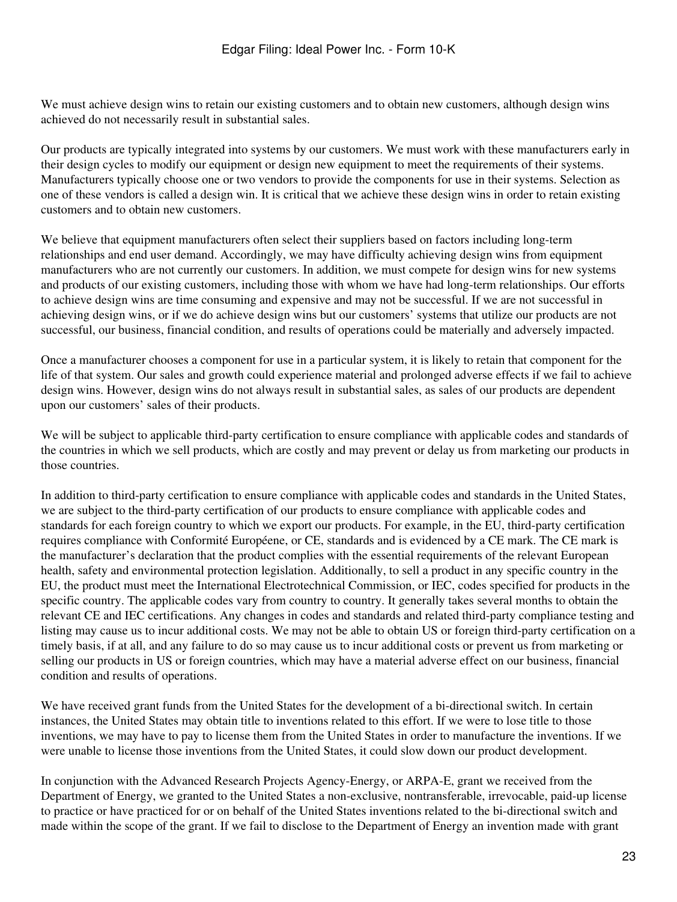We must achieve design wins to retain our existing customers and to obtain new customers, although design wins achieved do not necessarily result in substantial sales.

Our products are typically integrated into systems by our customers. We must work with these manufacturers early in their design cycles to modify our equipment or design new equipment to meet the requirements of their systems. Manufacturers typically choose one or two vendors to provide the components for use in their systems. Selection as one of these vendors is called a design win. It is critical that we achieve these design wins in order to retain existing customers and to obtain new customers.

We believe that equipment manufacturers often select their suppliers based on factors including long-term relationships and end user demand. Accordingly, we may have difficulty achieving design wins from equipment manufacturers who are not currently our customers. In addition, we must compete for design wins for new systems and products of our existing customers, including those with whom we have had long-term relationships. Our efforts to achieve design wins are time consuming and expensive and may not be successful. If we are not successful in achieving design wins, or if we do achieve design wins but our customers' systems that utilize our products are not successful, our business, financial condition, and results of operations could be materially and adversely impacted.

Once a manufacturer chooses a component for use in a particular system, it is likely to retain that component for the life of that system. Our sales and growth could experience material and prolonged adverse effects if we fail to achieve design wins. However, design wins do not always result in substantial sales, as sales of our products are dependent upon our customers' sales of their products.

We will be subject to applicable third-party certification to ensure compliance with applicable codes and standards of the countries in which we sell products, which are costly and may prevent or delay us from marketing our products in those countries.

In addition to third-party certification to ensure compliance with applicable codes and standards in the United States, we are subject to the third-party certification of our products to ensure compliance with applicable codes and standards for each foreign country to which we export our products. For example, in the EU, third-party certification requires compliance with Conformité Européene, or CE, standards and is evidenced by a CE mark. The CE mark is the manufacturer's declaration that the product complies with the essential requirements of the relevant European health, safety and environmental protection legislation. Additionally, to sell a product in any specific country in the EU, the product must meet the International Electrotechnical Commission, or IEC, codes specified for products in the specific country. The applicable codes vary from country to country. It generally takes several months to obtain the relevant CE and IEC certifications. Any changes in codes and standards and related third-party compliance testing and listing may cause us to incur additional costs. We may not be able to obtain US or foreign third-party certification on a timely basis, if at all, and any failure to do so may cause us to incur additional costs or prevent us from marketing or selling our products in US or foreign countries, which may have a material adverse effect on our business, financial condition and results of operations.

We have received grant funds from the United States for the development of a bi-directional switch. In certain instances, the United States may obtain title to inventions related to this effort. If we were to lose title to those inventions, we may have to pay to license them from the United States in order to manufacture the inventions. If we were unable to license those inventions from the United States, it could slow down our product development.

In conjunction with the Advanced Research Projects Agency-Energy, or ARPA-E, grant we received from the Department of Energy, we granted to the United States a non-exclusive, nontransferable, irrevocable, paid-up license to practice or have practiced for or on behalf of the United States inventions related to the bi-directional switch and made within the scope of the grant. If we fail to disclose to the Department of Energy an invention made with grant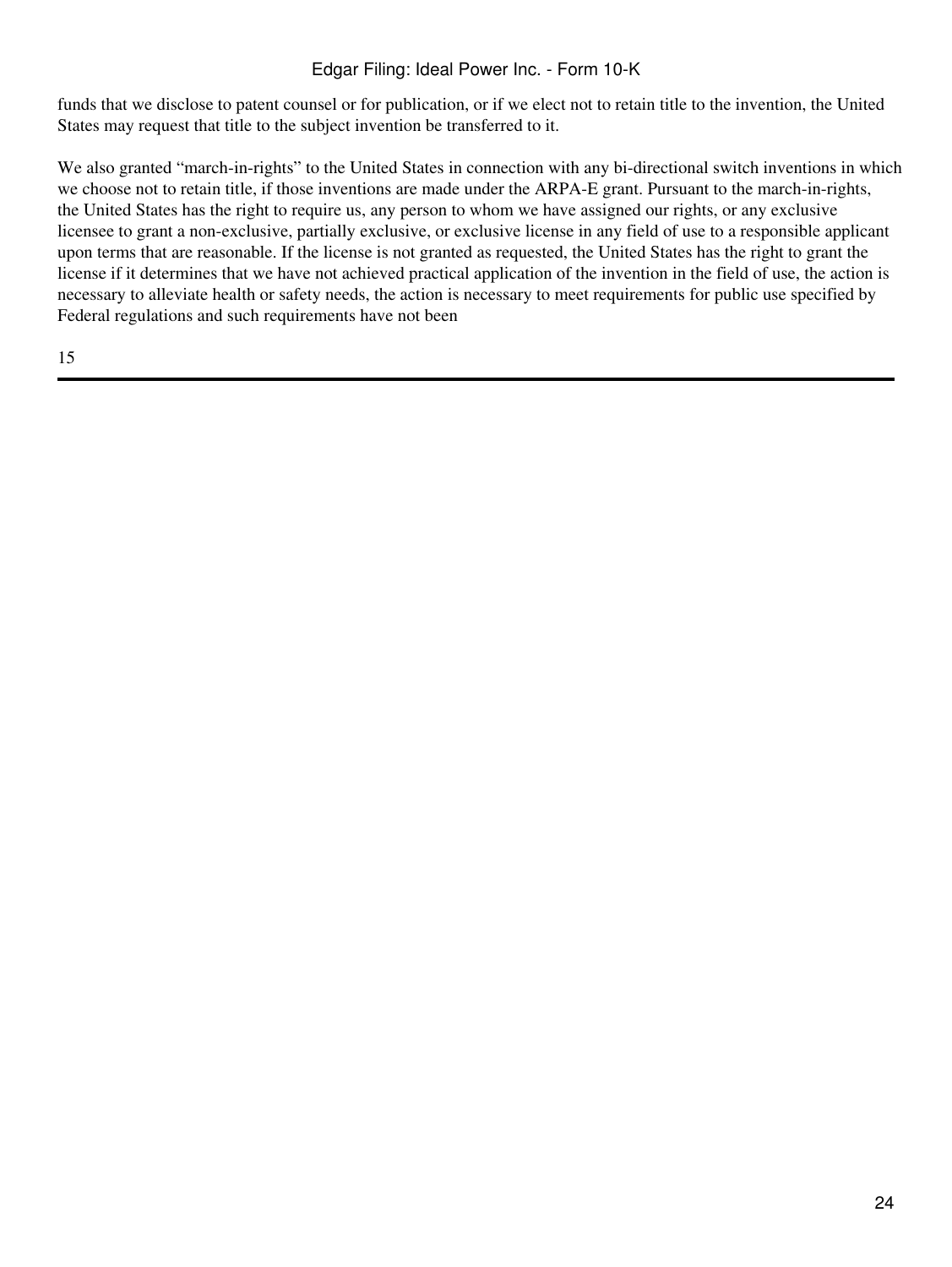funds that we disclose to patent counsel or for publication, or if we elect not to retain title to the invention, the United States may request that title to the subject invention be transferred to it.

We also granted "march-in-rights" to the United States in connection with any bi-directional switch inventions in which we choose not to retain title, if those inventions are made under the ARPA-E grant. Pursuant to the march-in-rights, the United States has the right to require us, any person to whom we have assigned our rights, or any exclusive licensee to grant a non-exclusive, partially exclusive, or exclusive license in any field of use to a responsible applicant upon terms that are reasonable. If the license is not granted as requested, the United States has the right to grant the license if it determines that we have not achieved practical application of the invention in the field of use, the action is necessary to alleviate health or safety needs, the action is necessary to meet requirements for public use specified by Federal regulations and such requirements have not been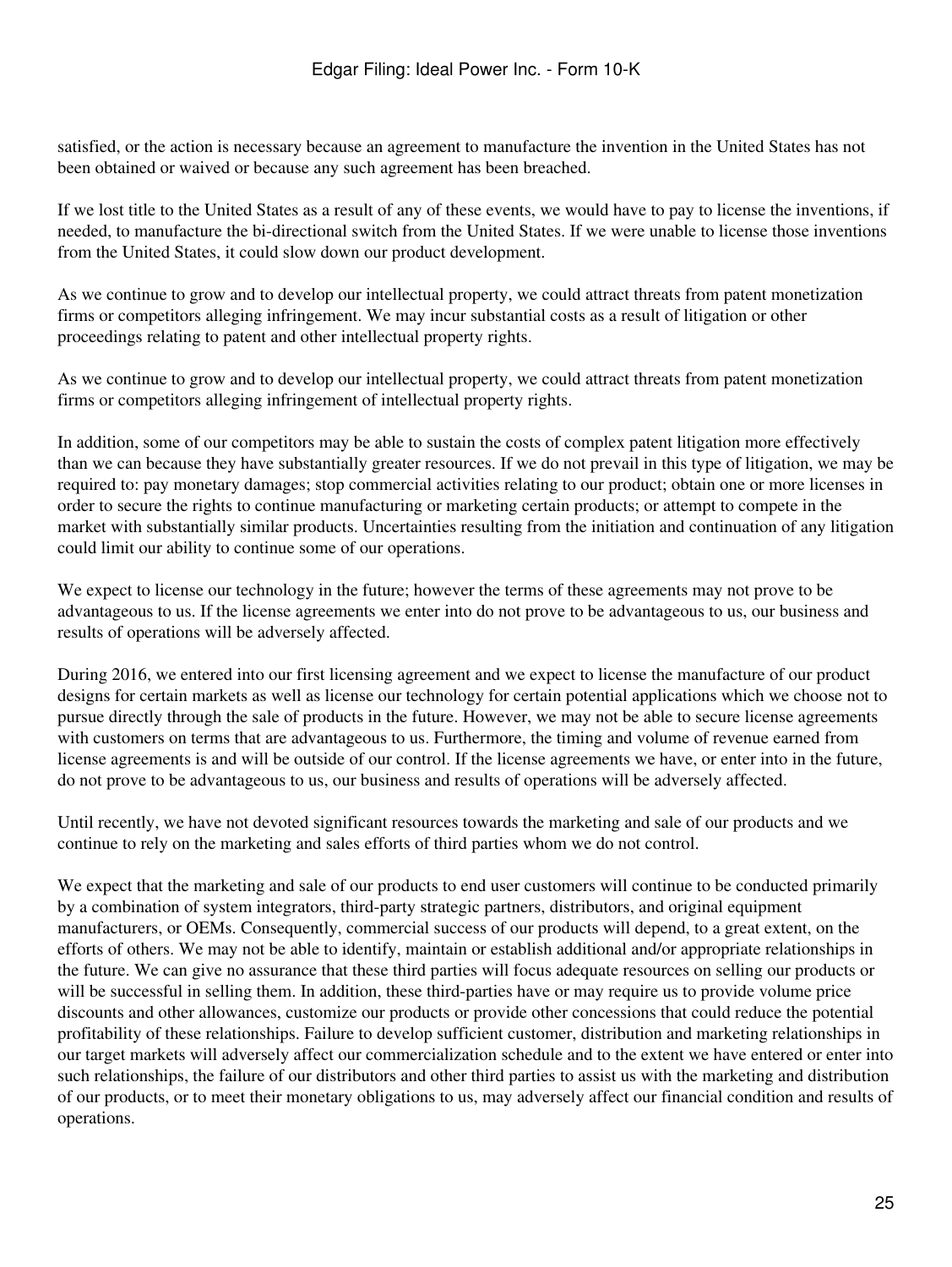satisfied, or the action is necessary because an agreement to manufacture the invention in the United States has not been obtained or waived or because any such agreement has been breached.

If we lost title to the United States as a result of any of these events, we would have to pay to license the inventions, if needed, to manufacture the bi-directional switch from the United States. If we were unable to license those inventions from the United States, it could slow down our product development.

As we continue to grow and to develop our intellectual property, we could attract threats from patent monetization firms or competitors alleging infringement. We may incur substantial costs as a result of litigation or other proceedings relating to patent and other intellectual property rights.

As we continue to grow and to develop our intellectual property, we could attract threats from patent monetization firms or competitors alleging infringement of intellectual property rights.

In addition, some of our competitors may be able to sustain the costs of complex patent litigation more effectively than we can because they have substantially greater resources. If we do not prevail in this type of litigation, we may be required to: pay monetary damages; stop commercial activities relating to our product; obtain one or more licenses in order to secure the rights to continue manufacturing or marketing certain products; or attempt to compete in the market with substantially similar products. Uncertainties resulting from the initiation and continuation of any litigation could limit our ability to continue some of our operations.

We expect to license our technology in the future; however the terms of these agreements may not prove to be advantageous to us. If the license agreements we enter into do not prove to be advantageous to us, our business and results of operations will be adversely affected.

During 2016, we entered into our first licensing agreement and we expect to license the manufacture of our product designs for certain markets as well as license our technology for certain potential applications which we choose not to pursue directly through the sale of products in the future. However, we may not be able to secure license agreements with customers on terms that are advantageous to us. Furthermore, the timing and volume of revenue earned from license agreements is and will be outside of our control. If the license agreements we have, or enter into in the future, do not prove to be advantageous to us, our business and results of operations will be adversely affected.

Until recently, we have not devoted significant resources towards the marketing and sale of our products and we continue to rely on the marketing and sales efforts of third parties whom we do not control.

We expect that the marketing and sale of our products to end user customers will continue to be conducted primarily by a combination of system integrators, third-party strategic partners, distributors, and original equipment manufacturers, or OEMs. Consequently, commercial success of our products will depend, to a great extent, on the efforts of others. We may not be able to identify, maintain or establish additional and/or appropriate relationships in the future. We can give no assurance that these third parties will focus adequate resources on selling our products or will be successful in selling them. In addition, these third-parties have or may require us to provide volume price discounts and other allowances, customize our products or provide other concessions that could reduce the potential profitability of these relationships. Failure to develop sufficient customer, distribution and marketing relationships in our target markets will adversely affect our commercialization schedule and to the extent we have entered or enter into such relationships, the failure of our distributors and other third parties to assist us with the marketing and distribution of our products, or to meet their monetary obligations to us, may adversely affect our financial condition and results of operations.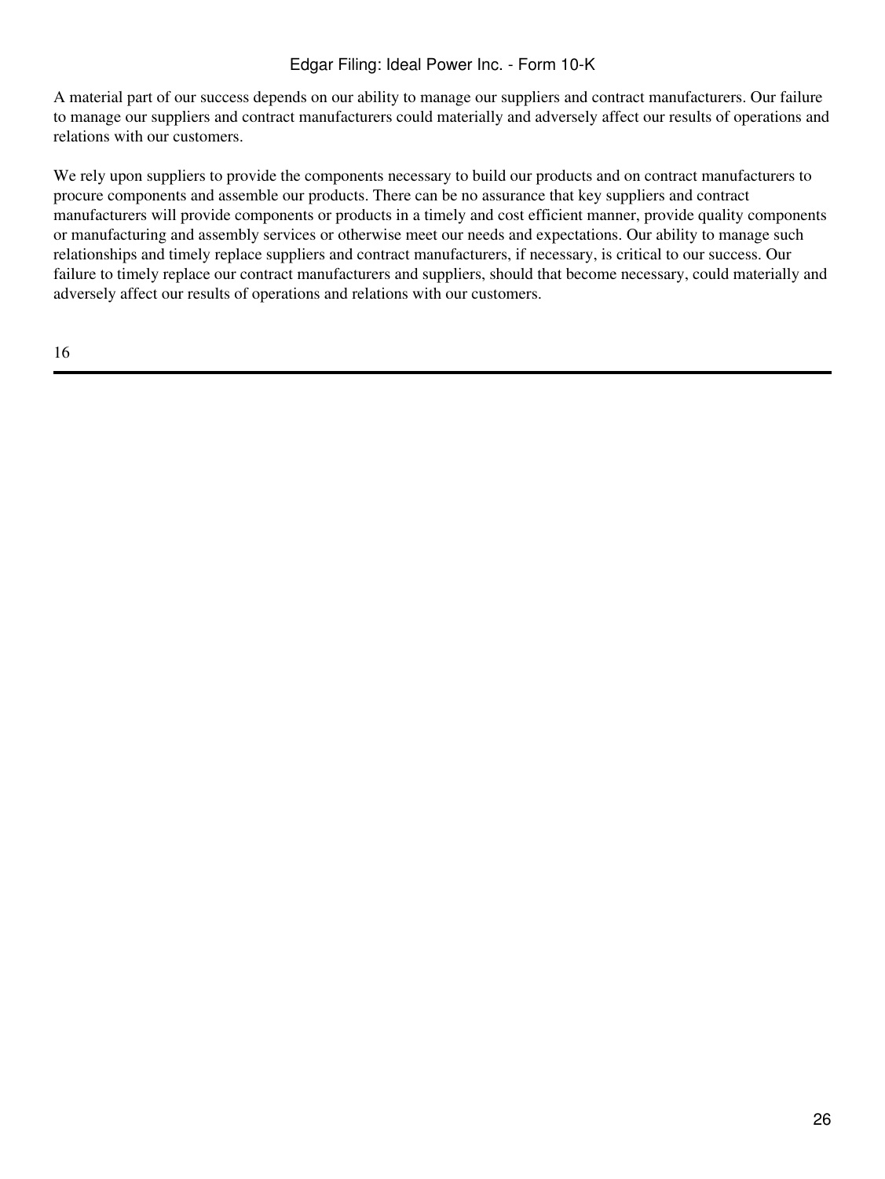A material part of our success depends on our ability to manage our suppliers and contract manufacturers. Our failure to manage our suppliers and contract manufacturers could materially and adversely affect our results of operations and relations with our customers.

We rely upon suppliers to provide the components necessary to build our products and on contract manufacturers to procure components and assemble our products. There can be no assurance that key suppliers and contract manufacturers will provide components or products in a timely and cost efficient manner, provide quality components or manufacturing and assembly services or otherwise meet our needs and expectations. Our ability to manage such relationships and timely replace suppliers and contract manufacturers, if necessary, is critical to our success. Our failure to timely replace our contract manufacturers and suppliers, should that become necessary, could materially and adversely affect our results of operations and relations with our customers.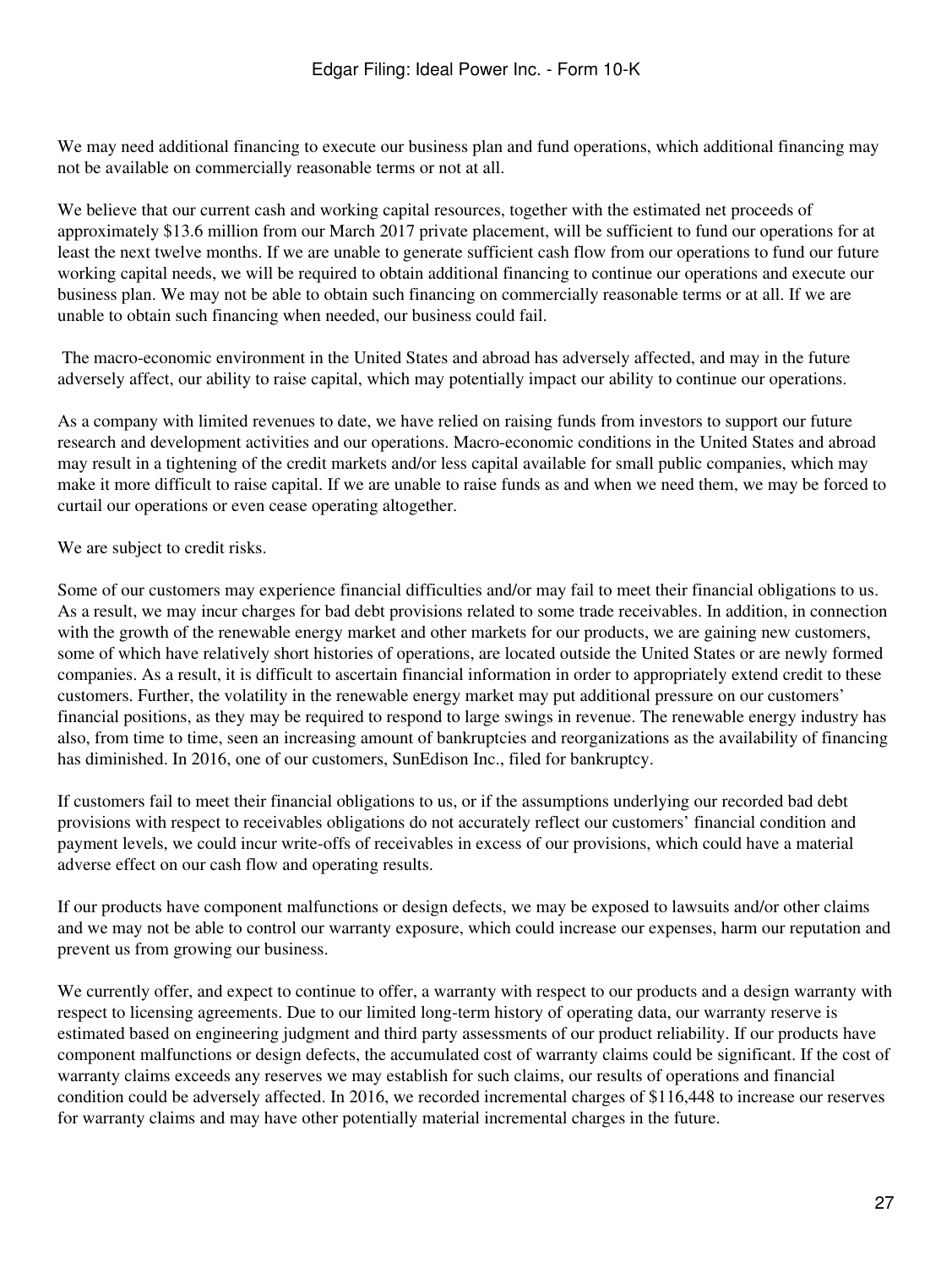We may need additional financing to execute our business plan and fund operations, which additional financing may not be available on commercially reasonable terms or not at all.

We believe that our current cash and working capital resources, together with the estimated net proceeds of approximately $13.6 million from our March 2017 private placement, will be sufficient to fund our operations for at least the next twelve months. If we are unable to generate sufficient cash flow from our operations to fund our future working capital needs, we will be required to obtain additional financing to continue our operations and execute our business plan. We may not be able to obtain such financing on commercially reasonable terms or at all. If we are unable to obtain such financing when needed, our business could fail.

The macro-economic environment in the United States and abroad has adversely affected, and may in the future adversely affect, our ability to raise capital, which may potentially impact our ability to continue our operations.

As a company with limited revenues to date, we have relied on raising funds from investors to support our future research and development activities and our operations. Macro-economic conditions in the United States and abroad may result in a tightening of the credit markets and/or less capital available for small public companies, which may make it more difficult to raise capital. If we are unable to raise funds as and when we need them, we may be forced to curtail our operations or even cease operating altogether.

We are subject to credit risks.

Some of our customers may experience financial difficulties and/or may fail to meet their financial obligations to us. As a result, we may incur charges for bad debt provisions related to some trade receivables. In addition, in connection with the growth of the renewable energy market and other markets for our products, we are gaining new customers, some of which have relatively short histories of operations, are located outside the United States or are newly formed companies. As a result, it is difficult to ascertain financial information in order to appropriately extend credit to these customers. Further, the volatility in the renewable energy market may put additional pressure on our customers' financial positions, as they may be required to respond to large swings in revenue. The renewable energy industry has also, from time to time, seen an increasing amount of bankruptcies and reorganizations as the availability of financing has diminished. In 2016, one of our customers, SunEdison Inc., filed for bankruptcy.

If customers fail to meet their financial obligations to us, or if the assumptions underlying our recorded bad debt provisions with respect to receivables obligations do not accurately reflect our customers' financial condition and payment levels, we could incur write-offs of receivables in excess of our provisions, which could have a material adverse effect on our cash flow and operating results.

If our products have component malfunctions or design defects, we may be exposed to lawsuits and/or other claims and we may not be able to control our warranty exposure, which could increase our expenses, harm our reputation and prevent us from growing our business.

We currently offer, and expect to continue to offer, a warranty with respect to our products and a design warranty with respect to licensing agreements. Due to our limited long-term history of operating data, our warranty reserve is estimated based on engineering judgment and third party assessments of our product reliability. If our products have component malfunctions or design defects, the accumulated cost of warranty claims could be significant. If the cost of warranty claims exceeds any reserves we may establish for such claims, our results of operations and financial condition could be adversely affected. In 2016, we recorded incremental charges of $116,448 to increase our reserves for warranty claims and may have other potentially material incremental charges in the future.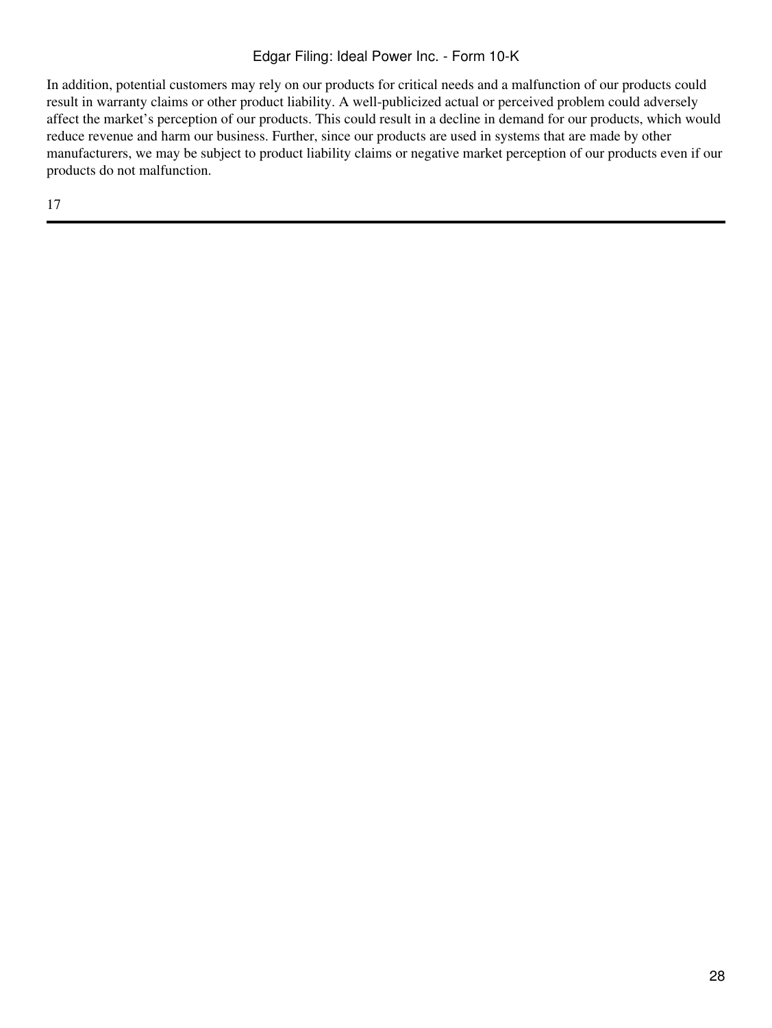In addition, potential customers may rely on our products for critical needs and a malfunction of our products could result in warranty claims or other product liability. A well-publicized actual or perceived problem could adversely affect the market’s perception of our products. This could result in a decline in demand for our products, which would reduce revenue and harm our business. Further, since our products are used in systems that are made by other manufacturers, we may be subject to product liability claims or negative market perception of our products even if our products do not malfunction.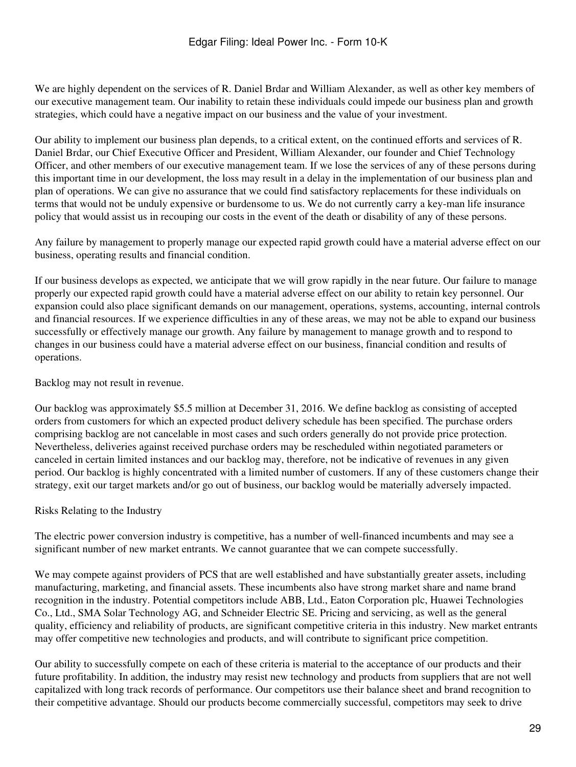We are highly dependent on the services of R. Daniel Brdar and William Alexander, as well as other key members of our executive management team. Our inability to retain these individuals could impede our business plan and growth strategies, which could have a negative impact on our business and the value of your investment.

Our ability to implement our business plan depends, to a critical extent, on the continued efforts and services of R. Daniel Brdar, our Chief Executive Officer and President, William Alexander, our founder and Chief Technology Officer, and other members of our executive management team. If we lose the services of any of these persons during this important time in our development, the loss may result in a delay in the implementation of our business plan and plan of operations. We can give no assurance that we could find satisfactory replacements for these individuals on terms that would not be unduly expensive or burdensome to us. We do not currently carry a key-man life insurance policy that would assist us in recouping our costs in the event of the death or disability of any of these persons.

Any failure by management to properly manage our expected rapid growth could have a material adverse effect on our business, operating results and financial condition.

If our business develops as expected, we anticipate that we will grow rapidly in the near future. Our failure to manage properly our expected rapid growth could have a material adverse effect on our ability to retain key personnel. Our expansion could also place significant demands on our management, operations, systems, accounting, internal controls and financial resources. If we experience difficulties in any of these areas, we may not be able to expand our business successfully or effectively manage our growth. Any failure by management to manage growth and to respond to changes in our business could have a material adverse effect on our business, financial condition and results of operations.

Backlog may not result in revenue.

Our backlog was approximately $5.5 million at December 31, 2016. We define backlog as consisting of accepted orders from customers for which an expected product delivery schedule has been specified. The purchase orders comprising backlog are not cancelable in most cases and such orders generally do not provide price protection. Nevertheless, deliveries against received purchase orders may be rescheduled within negotiated parameters or canceled in certain limited instances and our backlog may, therefore, not be indicative of revenues in any given period. Our backlog is highly concentrated with a limited number of customers. If any of these customers change their strategy, exit our target markets and/or go out of business, our backlog would be materially adversely impacted.

Risks Relating to the Industry

The electric power conversion industry is competitive, has a number of well-financed incumbents and may see a significant number of new market entrants. We cannot guarantee that we can compete successfully.

We may compete against providers of PCS that are well established and have substantially greater assets, including manufacturing, marketing, and financial assets. These incumbents also have strong market share and name brand recognition in the industry. Potential competitors include ABB, Ltd., Eaton Corporation plc, Huawei Technologies Co., Ltd., SMA Solar Technology AG, and Schneider Electric SE. Pricing and servicing, as well as the general quality, efficiency and reliability of products, are significant competitive criteria in this industry. New market entrants may offer competitive new technologies and products, and will contribute to significant price competition.

Our ability to successfully compete on each of these criteria is material to the acceptance of our products and their future profitability. In addition, the industry may resist new technology and products from suppliers that are not well capitalized with long track records of performance. Our competitors use their balance sheet and brand recognition to their competitive advantage. Should our products become commercially successful, competitors may seek to drive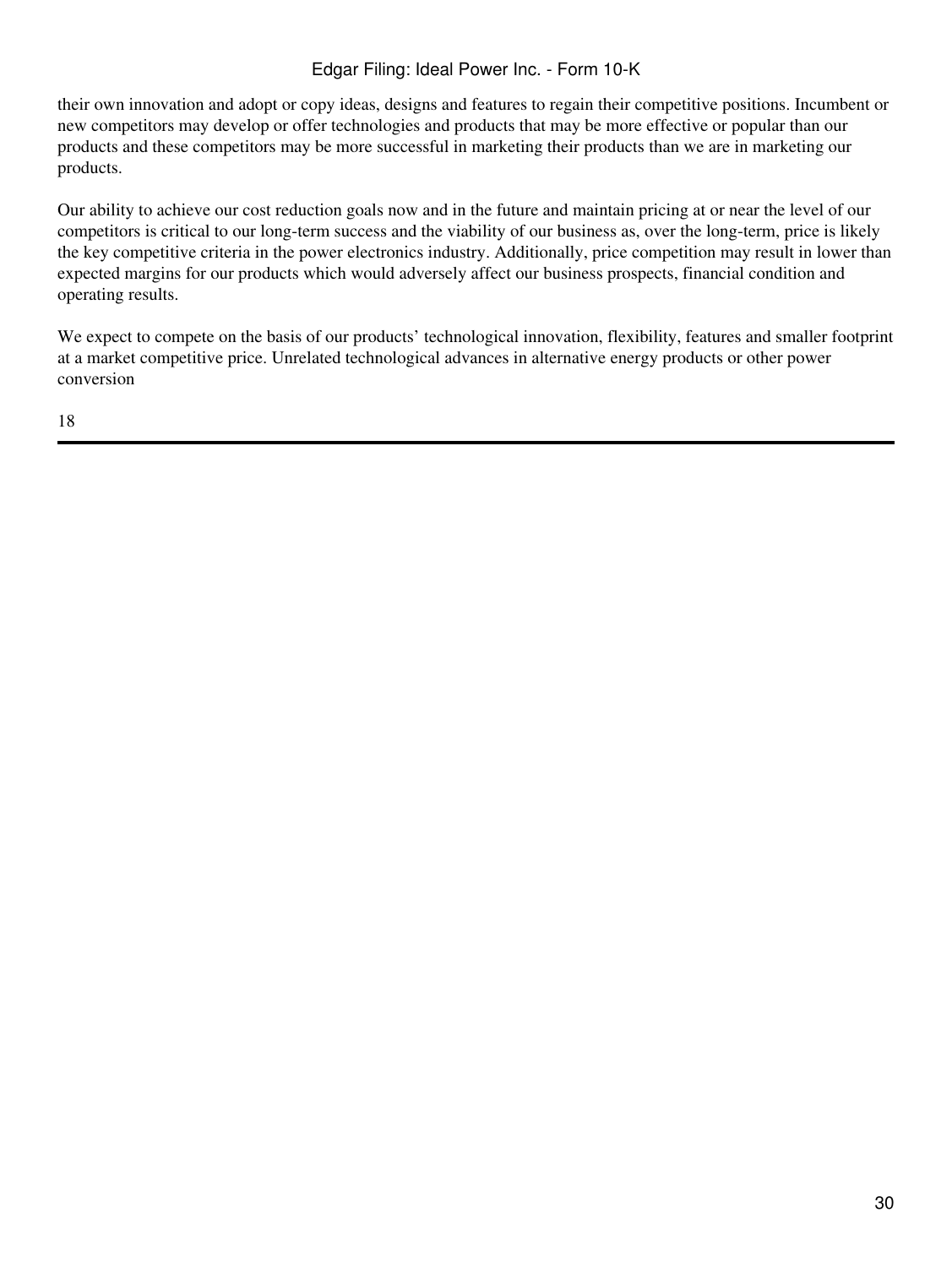their own innovation and adopt or copy ideas, designs and features to regain their competitive positions. Incumbent or new competitors may develop or offer technologies and products that may be more effective or popular than our products and these competitors may be more successful in marketing their products than we are in marketing our products.

Our ability to achieve our cost reduction goals now and in the future and maintain pricing at or near the level of our competitors is critical to our long-term success and the viability of our business as, over the long-term, price is likely the key competitive criteria in the power electronics industry. Additionally, price competition may result in lower than expected margins for our products which would adversely affect our business prospects, financial condition and operating results.

We expect to compete on the basis of our products' technological innovation, flexibility, features and smaller footprint at a market competitive price. Unrelated technological advances in alternative energy products or other power conversion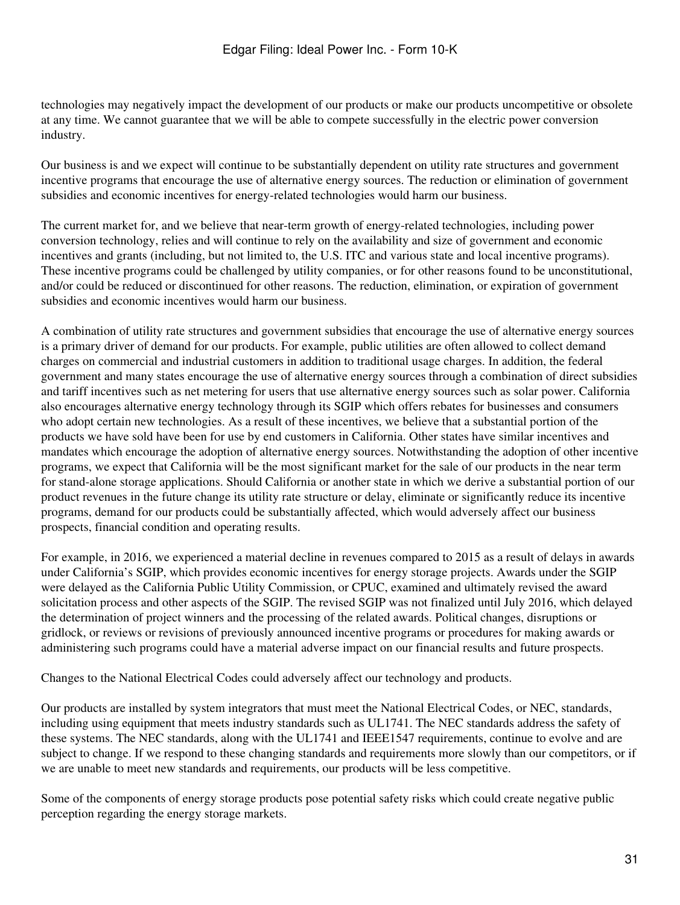technologies may negatively impact the development of our products or make our products uncompetitive or obsolete at any time. We cannot guarantee that we will be able to compete successfully in the electric power conversion industry.

Our business is and we expect will continue to be substantially dependent on utility rate structures and government incentive programs that encourage the use of alternative energy sources. The reduction or elimination of government subsidies and economic incentives for energy-related technologies would harm our business.

The current market for, and we believe that near-term growth of energy-related technologies, including power conversion technology, relies and will continue to rely on the availability and size of government and economic incentives and grants (including, but not limited to, the U.S. ITC and various state and local incentive programs). These incentive programs could be challenged by utility companies, or for other reasons found to be unconstitutional, and/or could be reduced or discontinued for other reasons. The reduction, elimination, or expiration of government subsidies and economic incentives would harm our business.

A combination of utility rate structures and government subsidies that encourage the use of alternative energy sources is a primary driver of demand for our products. For example, public utilities are often allowed to collect demand charges on commercial and industrial customers in addition to traditional usage charges. In addition, the federal government and many states encourage the use of alternative energy sources through a combination of direct subsidies and tariff incentives such as net metering for users that use alternative energy sources such as solar power. California also encourages alternative energy technology through its SGIP which offers rebates for businesses and consumers who adopt certain new technologies. As a result of these incentives, we believe that a substantial portion of the products we have sold have been for use by end customers in California. Other states have similar incentives and mandates which encourage the adoption of alternative energy sources. Notwithstanding the adoption of other incentive programs, we expect that California will be the most significant market for the sale of our products in the near term for stand-alone storage applications. Should California or another state in which we derive a substantial portion of our product revenues in the future change its utility rate structure or delay, eliminate or significantly reduce its incentive programs, demand for our products could be substantially affected, which would adversely affect our business prospects, financial condition and operating results.

For example, in 2016, we experienced a material decline in revenues compared to 2015 as a result of delays in awards under California's SGIP, which provides economic incentives for energy storage projects. Awards under the SGIP were delayed as the California Public Utility Commission, or CPUC, examined and ultimately revised the award solicitation process and other aspects of the SGIP. The revised SGIP was not finalized until July 2016, which delayed the determination of project winners and the processing of the related awards. Political changes, disruptions or gridlock, or reviews or revisions of previously announced incentive programs or procedures for making awards or administering such programs could have a material adverse impact on our financial results and future prospects.

Changes to the National Electrical Codes could adversely affect our technology and products.

Our products are installed by system integrators that must meet the National Electrical Codes, or NEC, standards, including using equipment that meets industry standards such as UL1741. The NEC standards address the safety of these systems. The NEC standards, along with the UL1741 and IEEE1547 requirements, continue to evolve and are subject to change. If we respond to these changing standards and requirements more slowly than our competitors, or if we are unable to meet new standards and requirements, our products will be less competitive.

Some of the components of energy storage products pose potential safety risks which could create negative public perception regarding the energy storage markets.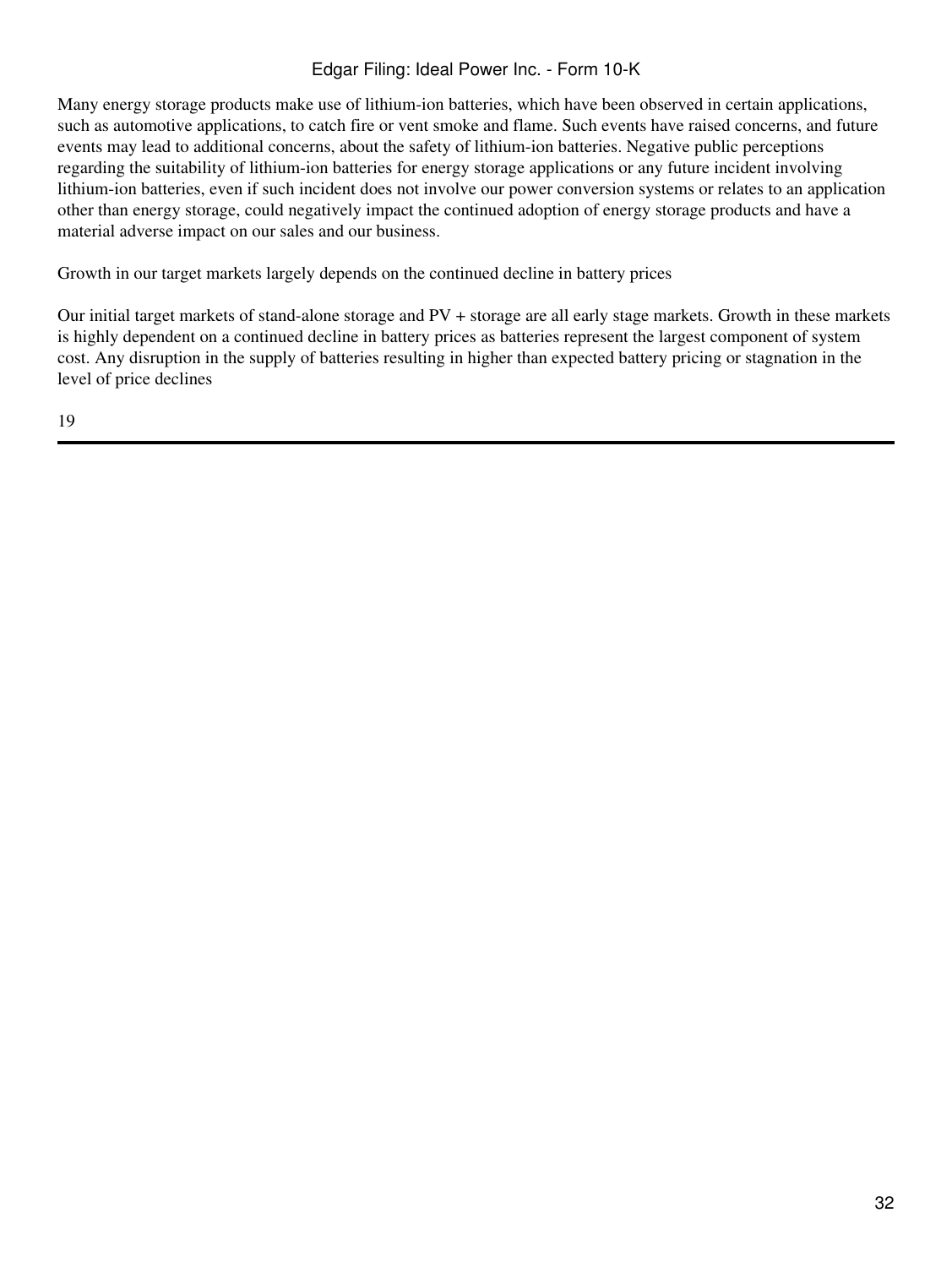Many energy storage products make use of lithium-ion batteries, which have been observed in certain applications, such as automotive applications, to catch fire or vent smoke and flame. Such events have raised concerns, and future events may lead to additional concerns, about the safety of lithium-ion batteries. Negative public perceptions regarding the suitability of lithium-ion batteries for energy storage applications or any future incident involving lithium-ion batteries, even if such incident does not involve our power conversion systems or relates to an application other than energy storage, could negatively impact the continued adoption of energy storage products and have a material adverse impact on our sales and our business.

Growth in our target markets largely depends on the continued decline in battery prices

Our initial target markets of stand-alone storage and PV + storage are all early stage markets. Growth in these markets is highly dependent on a continued decline in battery prices as batteries represent the largest component of system cost. Any disruption in the supply of batteries resulting in higher than expected battery pricing or stagnation in the level of price declines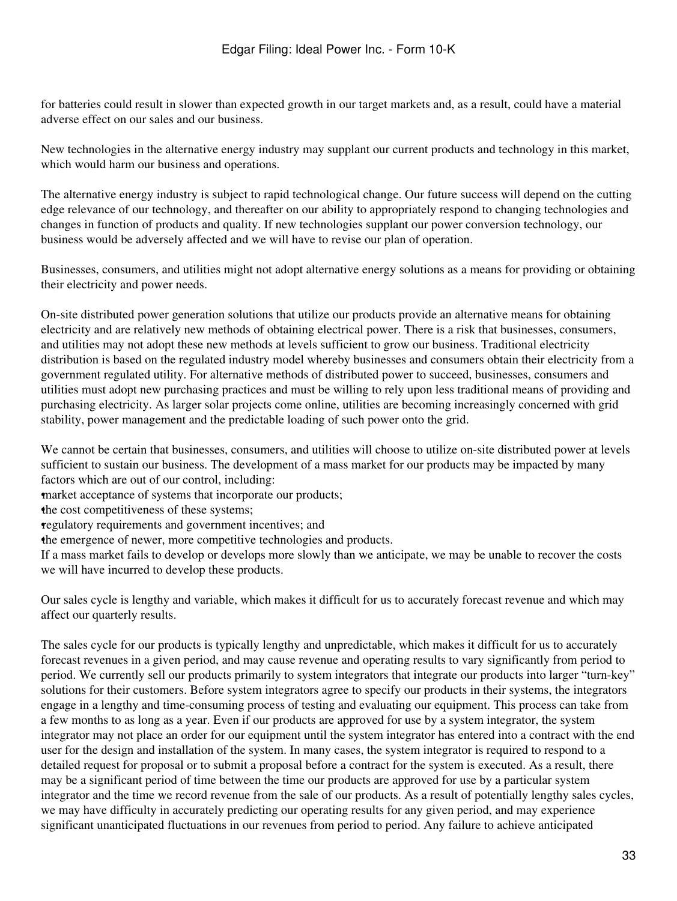for batteries could result in slower than expected growth in our target markets and, as a result, could have a material adverse effect on our sales and our business.

New technologies in the alternative energy industry may supplant our current products and technology in this market, which would harm our business and operations.

The alternative energy industry is subject to rapid technological change. Our future success will depend on the cutting edge relevance of our technology, and thereafter on our ability to appropriately respond to changing technologies and changes in function of products and quality. If new technologies supplant our power conversion technology, our business would be adversely affected and we will have to revise our plan of operation.

Businesses, consumers, and utilities might not adopt alternative energy solutions as a means for providing or obtaining their electricity and power needs.

On-site distributed power generation solutions that utilize our products provide an alternative means for obtaining electricity and are relatively new methods of obtaining electrical power. There is a risk that businesses, consumers, and utilities may not adopt these new methods at levels sufficient to grow our business. Traditional electricity distribution is based on the regulated industry model whereby businesses and consumers obtain their electricity from a government regulated utility. For alternative methods of distributed power to succeed, businesses, consumers and utilities must adopt new purchasing practices and must be willing to rely upon less traditional means of providing and purchasing electricity. As larger solar projects come online, utilities are becoming increasingly concerned with grid stability, power management and the predictable loading of such power onto the grid.

We cannot be certain that businesses, consumers, and utilities will choose to utilize on-site distributed power at levels sufficient to sustain our business. The development of a mass market for our products may be impacted by many factors which are out of our control, including:

- market acceptance of systems that incorporate our products;
- the cost competitiveness of these systems;
- regulatory requirements and government incentives; and
- the emergence of newer, more competitive technologies and products.

If a mass market fails to develop or develops more slowly than we anticipate, we may be unable to recover the costs we will have incurred to develop these products.

Our sales cycle is lengthy and variable, which makes it difficult for us to accurately forecast revenue and which may affect our quarterly results.

The sales cycle for our products is typically lengthy and unpredictable, which makes it difficult for us to accurately forecast revenues in a given period, and may cause revenue and operating results to vary significantly from period to period. We currently sell our products primarily to system integrators that integrate our products into larger "turn-key" solutions for their customers. Before system integrators agree to specify our products in their systems, the integrators engage in a lengthy and time-consuming process of testing and evaluating our equipment. This process can take from a few months to as long as a year. Even if our products are approved for use by a system integrator, the system integrator may not place an order for our equipment until the system integrator has entered into a contract with the end user for the design and installation of the system. In many cases, the system integrator is required to respond to a detailed request for proposal or to submit a proposal before a contract for the system is executed. As a result, there may be a significant period of time between the time our products are approved for use by a particular system integrator and the time we record revenue from the sale of our products. As a result of potentially lengthy sales cycles, we may have difficulty in accurately predicting our operating results for any given period, and may experience significant unanticipated fluctuations in our revenues from period to period. Any failure to achieve anticipated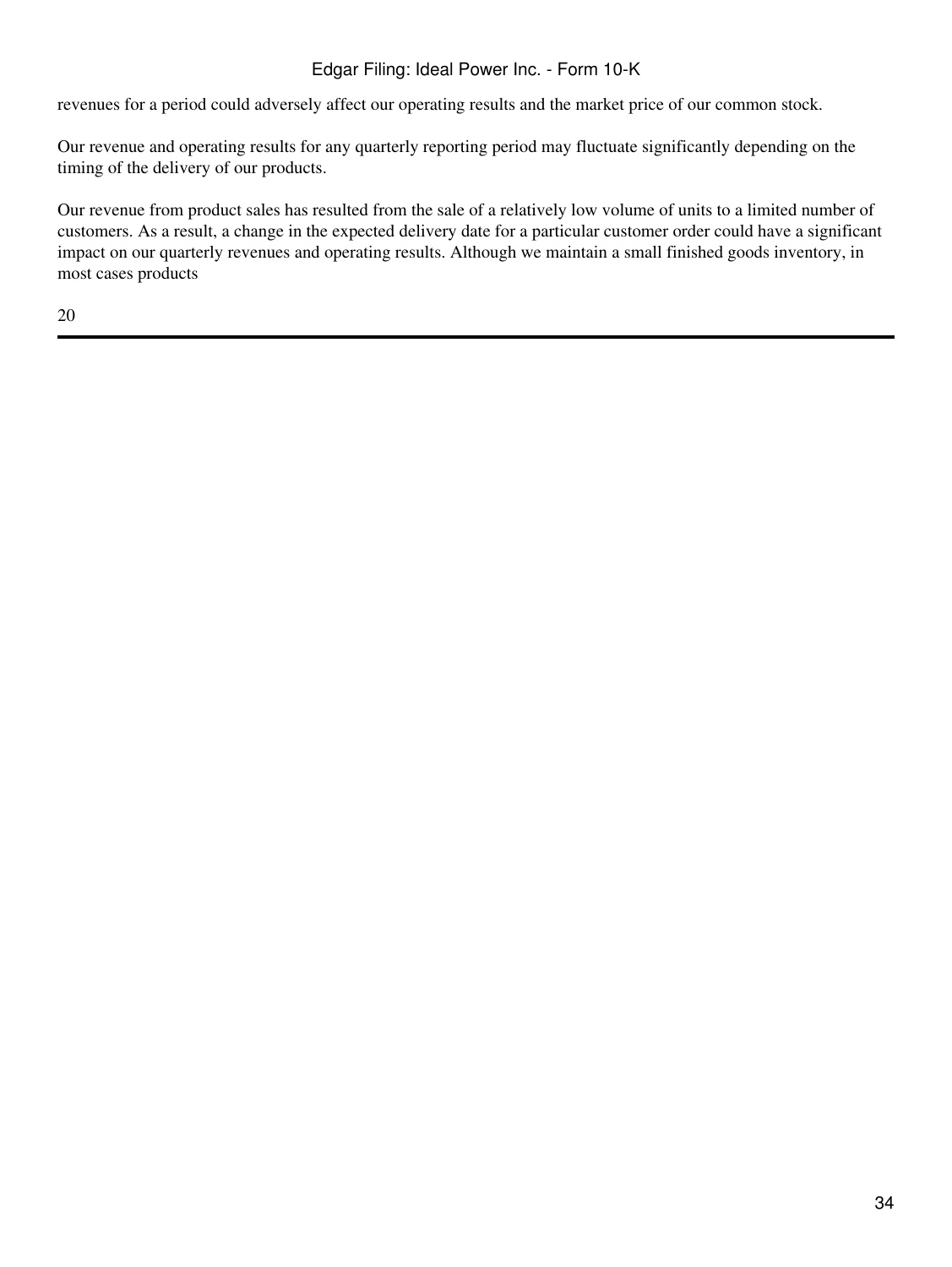revenues for a period could adversely affect our operating results and the market price of our common stock.

Our revenue and operating results for any quarterly reporting period may fluctuate significantly depending on the timing of the delivery of our products.

Our revenue from product sales has resulted from the sale of a relatively low volume of units to a limited number of customers. As a result, a change in the expected delivery date for a particular customer order could have a significant impact on our quarterly revenues and operating results. Although we maintain a small finished goods inventory, in most cases products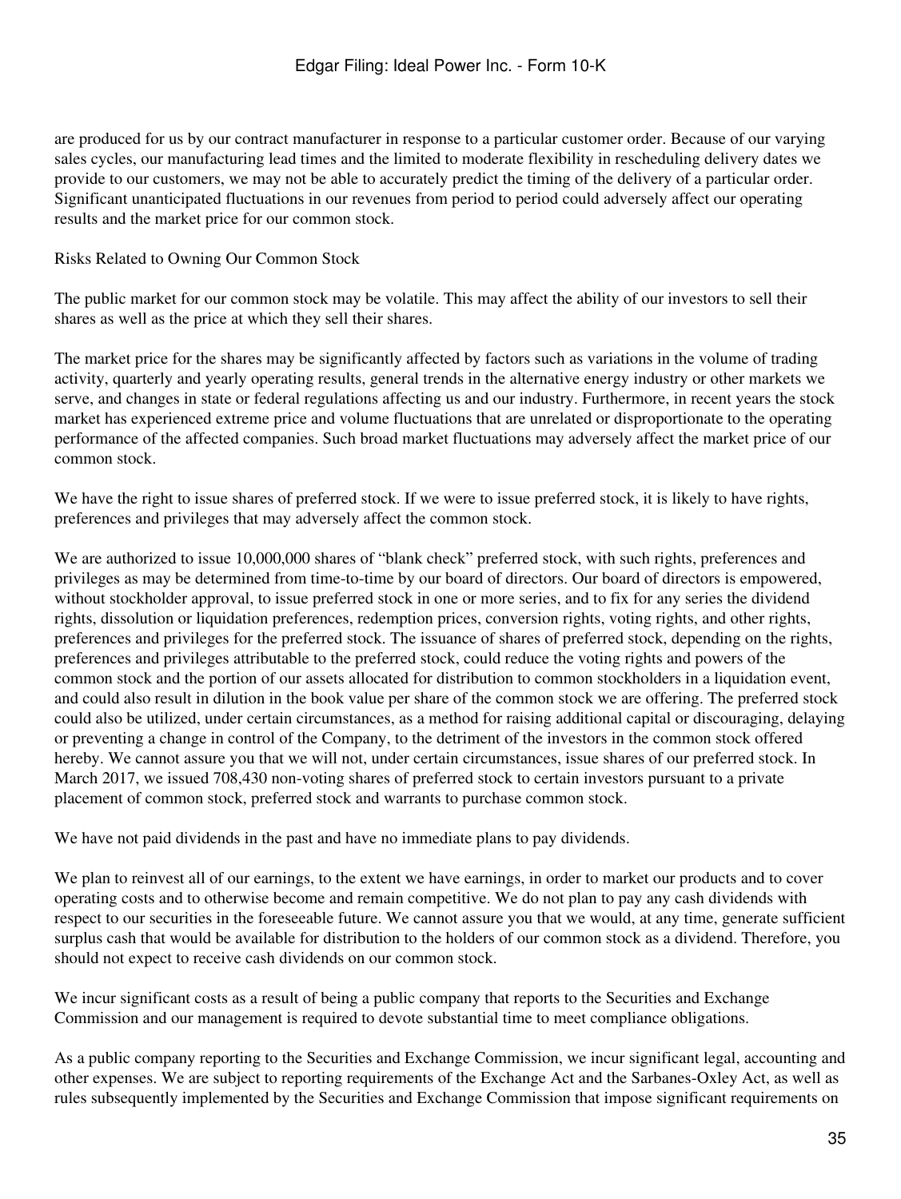are produced for us by our contract manufacturer in response to a particular customer order. Because of our varying sales cycles, our manufacturing lead times and the limited to moderate flexibility in rescheduling delivery dates we provide to our customers, we may not be able to accurately predict the timing of the delivery of a particular order. Significant unanticipated fluctuations in our revenues from period to period could adversely affect our operating results and the market price for our common stock.

## Risks Related to Owning Our Common Stock

The public market for our common stock may be volatile. This may affect the ability of our investors to sell their shares as well as the price at which they sell their shares.

The market price for the shares may be significantly affected by factors such as variations in the volume of trading activity, quarterly and yearly operating results, general trends in the alternative energy industry or other markets we serve, and changes in state or federal regulations affecting us and our industry. Furthermore, in recent years the stock market has experienced extreme price and volume fluctuations that are unrelated or disproportionate to the operating performance of the affected companies. Such broad market fluctuations may adversely affect the market price of our common stock.

We have the right to issue shares of preferred stock. If we were to issue preferred stock, it is likely to have rights, preferences and privileges that may adversely affect the common stock.

We are authorized to issue 10,000,000 shares of "blank check" preferred stock, with such rights, preferences and privileges as may be determined from time-to-time by our board of directors. Our board of directors is empowered, without stockholder approval, to issue preferred stock in one or more series, and to fix for any series the dividend rights, dissolution or liquidation preferences, redemption prices, conversion rights, voting rights, and other rights, preferences and privileges for the preferred stock. The issuance of shares of preferred stock, depending on the rights, preferences and privileges attributable to the preferred stock, could reduce the voting rights and powers of the common stock and the portion of our assets allocated for distribution to common stockholders in a liquidation event, and could also result in dilution in the book value per share of the common stock we are offering. The preferred stock could also be utilized, under certain circumstances, as a method for raising additional capital or discouraging, delaying or preventing a change in control of the Company, to the detriment of the investors in the common stock offered hereby. We cannot assure you that we will not, under certain circumstances, issue shares of our preferred stock. In March 2017, we issued 708,430 non-voting shares of preferred stock to certain investors pursuant to a private placement of common stock, preferred stock and warrants to purchase common stock.

We have not paid dividends in the past and have no immediate plans to pay dividends.

We plan to reinvest all of our earnings, to the extent we have earnings, in order to market our products and to cover operating costs and to otherwise become and remain competitive. We do not plan to pay any cash dividends with respect to our securities in the foreseeable future. We cannot assure you that we would, at any time, generate sufficient surplus cash that would be available for distribution to the holders of our common stock as a dividend. Therefore, you should not expect to receive cash dividends on our common stock.

We incur significant costs as a result of being a public company that reports to the Securities and Exchange Commission and our management is required to devote substantial time to meet compliance obligations.

As a public company reporting to the Securities and Exchange Commission, we incur significant legal, accounting and other expenses. We are subject to reporting requirements of the Exchange Act and the Sarbanes-Oxley Act, as well as rules subsequently implemented by the Securities and Exchange Commission that impose significant requirements on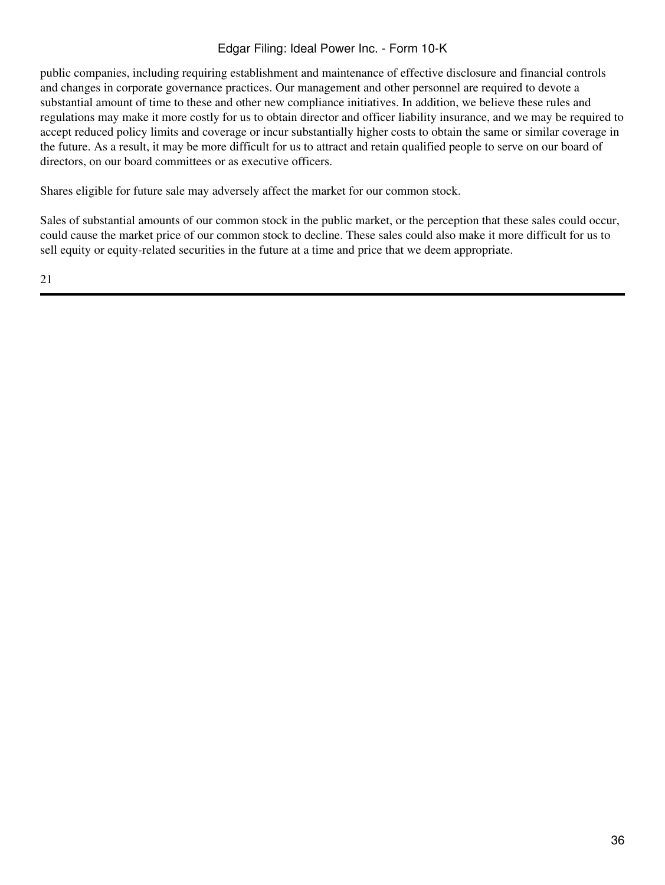public companies, including requiring establishment and maintenance of effective disclosure and financial controls and changes in corporate governance practices. Our management and other personnel are required to devote a substantial amount of time to these and other new compliance initiatives. In addition, we believe these rules and regulations may make it more costly for us to obtain director and officer liability insurance, and we may be required to accept reduced policy limits and coverage or incur substantially higher costs to obtain the same or similar coverage in the future. As a result, it may be more difficult for us to attract and retain qualified people to serve on our board of directors, on our board committees or as executive officers.

Shares eligible for future sale may adversely affect the market for our common stock.

Sales of substantial amounts of our common stock in the public market, or the perception that these sales could occur, could cause the market price of our common stock to decline. These sales could also make it more difficult for us to sell equity or equity-related securities in the future at a time and price that we deem appropriate.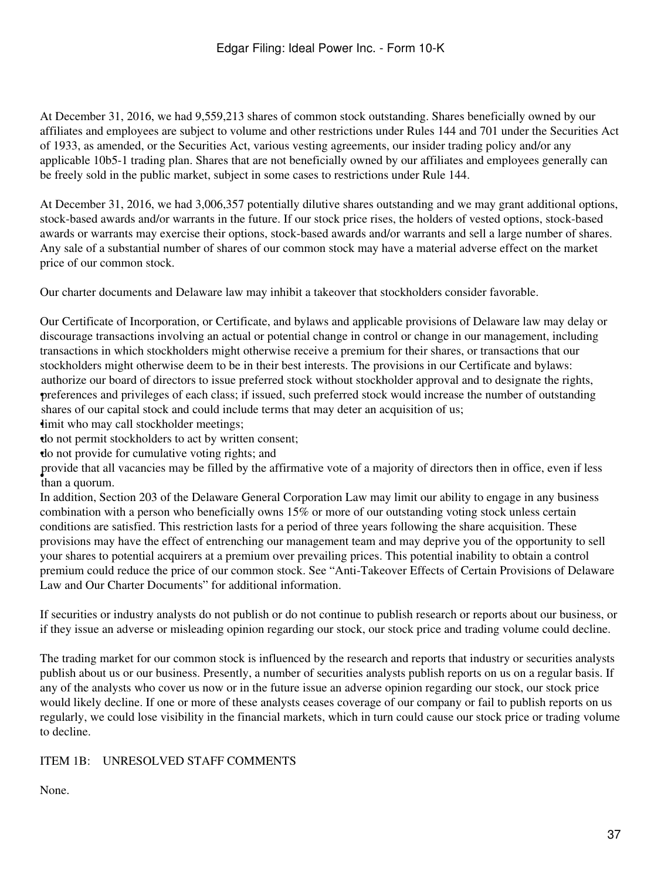At December 31, 2016, we had 9,559,213 shares of common stock outstanding. Shares beneficially owned by our affiliates and employees are subject to volume and other restrictions under Rules 144 and 701 under the Securities Act of 1933, as amended, or the Securities Act, various vesting agreements, our insider trading policy and/or any applicable 10b5-1 trading plan. Shares that are not beneficially owned by our affiliates and employees generally can be freely sold in the public market, subject in some cases to restrictions under Rule 144.

At December 31, 2016, we had 3,006,357 potentially dilutive shares outstanding and we may grant additional options, stock-based awards and/or warrants in the future. If our stock price rises, the holders of vested options, stock-based awards or warrants may exercise their options, stock-based awards and/or warrants and sell a large number of shares. Any sale of a substantial number of shares of our common stock may have a material adverse effect on the market price of our common stock.

Our charter documents and Delaware law may inhibit a takeover that stockholders consider favorable.

Our Certificate of Incorporation, or Certificate, and bylaws and applicable provisions of Delaware law may delay or discourage transactions involving an actual or potential change in control or change in our management, including transactions in which stockholders might otherwise receive a premium for their shares, or transactions that our stockholders might otherwise deem to be in their best interests. The provisions in our Certificate and bylaws:

- authorize our board of directors to issue preferred stock without stockholder approval and to designate the rights, preferences and privileges of each class; if issued, such preferred stock would increase the number of outstanding shares of our capital stock and could include terms that may deter an acquisition of us;
- limit who may call stockholder meetings;
- do not permit stockholders to act by written consent;
- do not provide for cumulative voting rights; and
- provide that all vacancies may be filled by the affirmative vote of a majority of directors then in office, even if less than a quorum.

In addition, Section 203 of the Delaware General Corporation Law may limit our ability to engage in any business combination with a person who beneficially owns 15% or more of our outstanding voting stock unless certain conditions are satisfied. This restriction lasts for a period of three years following the share acquisition. These provisions may have the effect of entrenching our management team and may deprive you of the opportunity to sell your shares to potential acquirers at a premium over prevailing prices. This potential inability to obtain a control premium could reduce the price of our common stock. See "Anti-Takeover Effects of Certain Provisions of Delaware Law and Our Charter Documents" for additional information.

If securities or industry analysts do not publish or do not continue to publish research or reports about our business, or if they issue an adverse or misleading opinion regarding our stock, our stock price and trading volume could decline.

The trading market for our common stock is influenced by the research and reports that industry or securities analysts publish about us or our business. Presently, a number of securities analysts publish reports on us on a regular basis. If any of the analysts who cover us now or in the future issue an adverse opinion regarding our stock, our stock price would likely decline. If one or more of these analysts ceases coverage of our company or fail to publish reports on us regularly, we could lose visibility in the financial markets, which in turn could cause our stock price or trading volume to decline.

## ITEM 1B: UNRESOLVED STAFF COMMENTS

None.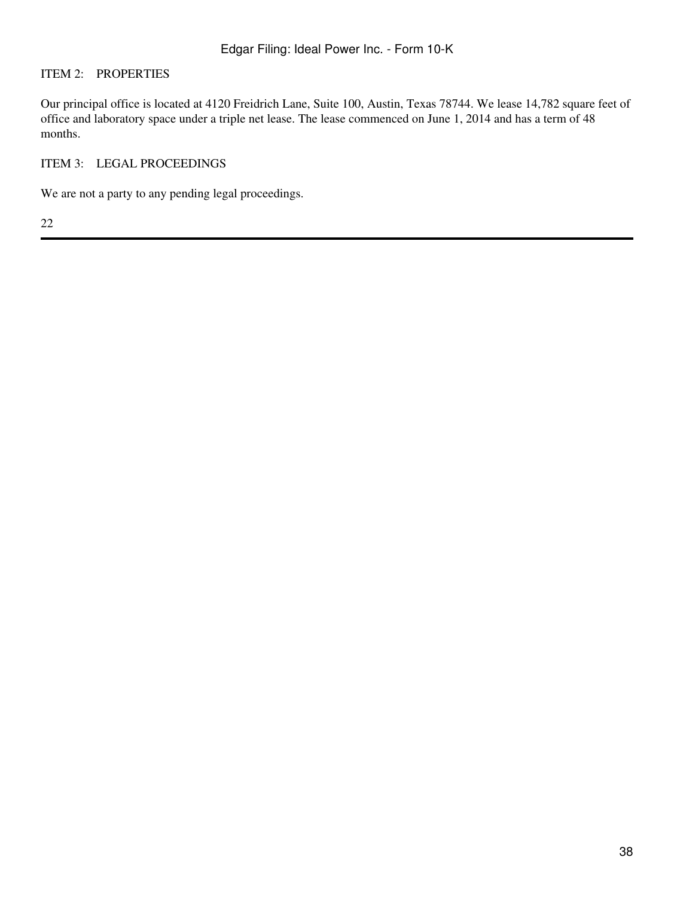## ITEM 2: PROPERTIES

Our principal office is located at 4120 Freidrich Lane, Suite 100, Austin, Texas 78744. We lease 14,782 square feet of office and laboratory space under a triple net lease. The lease commenced on June 1, 2014 and has a term of 48 months.

## ITEM 3: LEGAL PROCEEDINGS

We are not a party to any pending legal proceedings.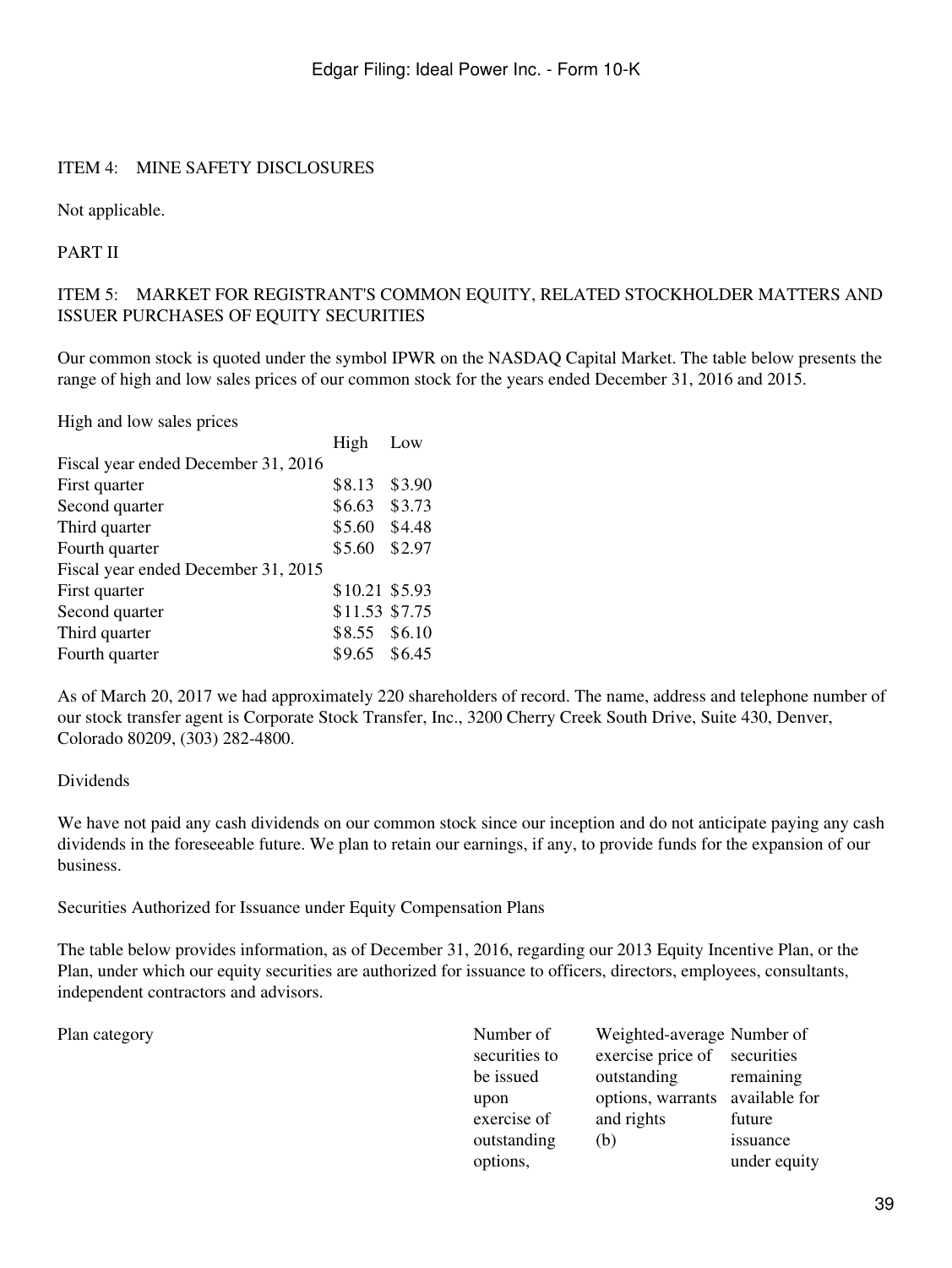ITEM 4: MINE SAFETY DISCLOSURES

Not applicable.

PART II

ITEM 5: MARKET FOR REGISTRANT'S COMMON EQUITY, RELATED STOCKHOLDER MATTERS AND ISSUER PURCHASES OF EQUITY SECURITIES

Our common stock is quoted under the symbol IPWR on the NASDAQ Capital Market. The table below presents the range of high and low sales prices of our common stock for the years ended December 31, 2016 and 2015.

High and low sales prices

| | High | Low |
|---|---|---|
| Fiscal year ended December 31, 2016 | | |
| First quarter | $8.13 | $3.90 |
| Second quarter | $6.63 | $3.73 |
| Third quarter | $5.60 | $4.48 |
| Fourth quarter | $5.60 | $2.97 |
| Fiscal year ended December 31, 2015 | | |
| First quarter | $10.21 | $5.93 |
| Second quarter | $11.53 | $7.75 |
| Third quarter | $8.55 | $6.10 |
| Fourth quarter | $9.65 | $6.45 |

As of March 20, 2017 we had approximately 220 shareholders of record. The name, address and telephone number of our stock transfer agent is Corporate Stock Transfer, Inc., 3200 Cherry Creek South Drive, Suite 430, Denver, Colorado 80209, (303) 282-4800.

Dividends

We have not paid any cash dividends on our common stock since our inception and do not anticipate paying any cash dividends in the foreseeable future. We plan to retain our earnings, if any, to provide funds for the expansion of our business.

Securities Authorized for Issuance under Equity Compensation Plans

The table below provides information, as of December 31, 2016, regarding our 2013 Equity Incentive Plan, or the Plan, under which our equity securities are authorized for issuance to officers, directors, employees, consultants, independent contractors and advisors.

| Plan category | Number of securities to be issued upon exercise of outstanding options, | Weighted-average exercise price of outstanding options, warrants and rights (b) | Number of securities remaining available for future issuance under equity |
|---|---|---|---|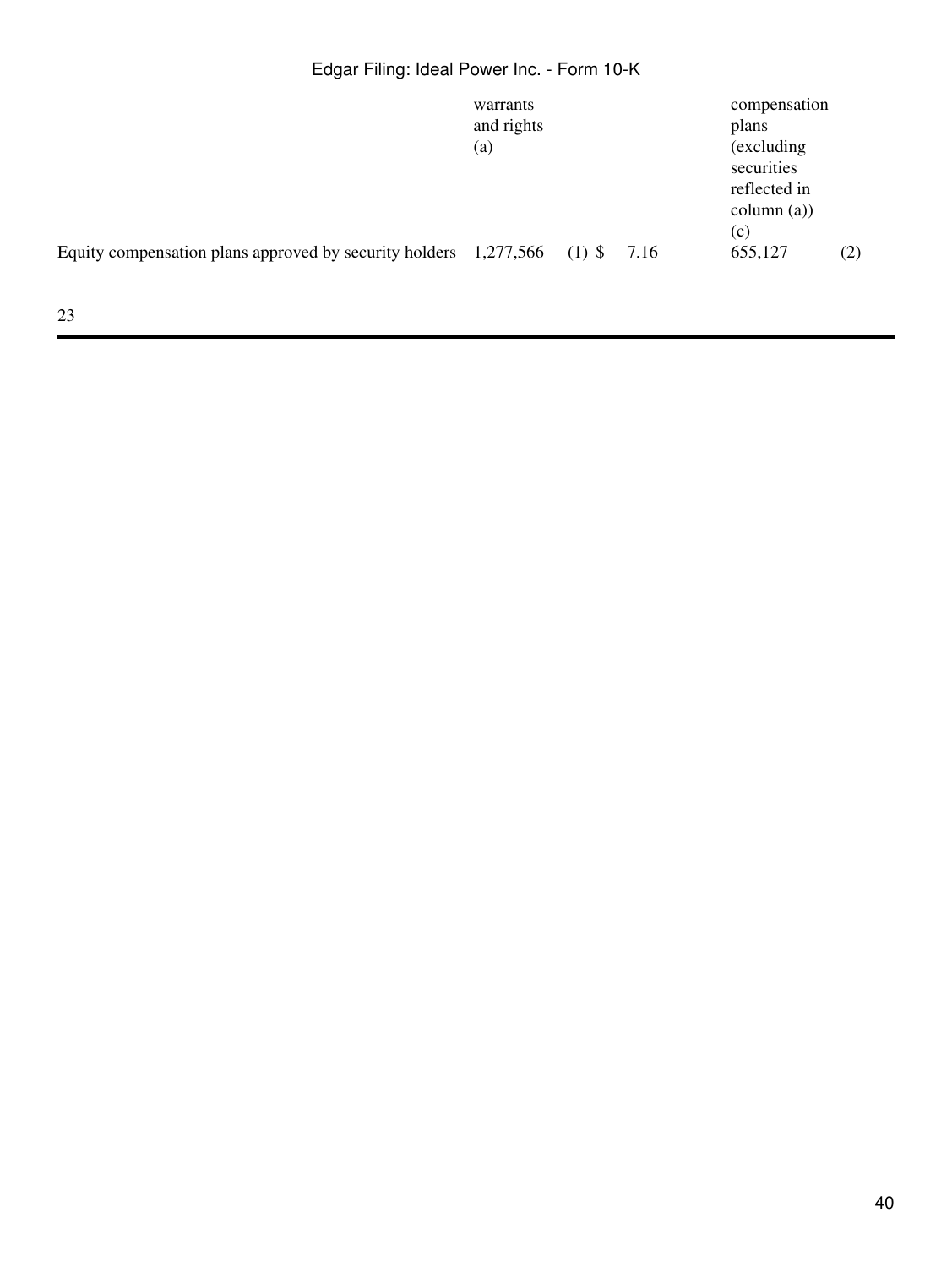| | warrants and rights (a) | | | compensation plans (excluding securities reflected in column (a)) (c) | |
|---|---|---|---|---|---|
| Equity compensation plans approved by security holders | 1,277,566 | (1) | $ 7.16 | 655,127 | (2) |

23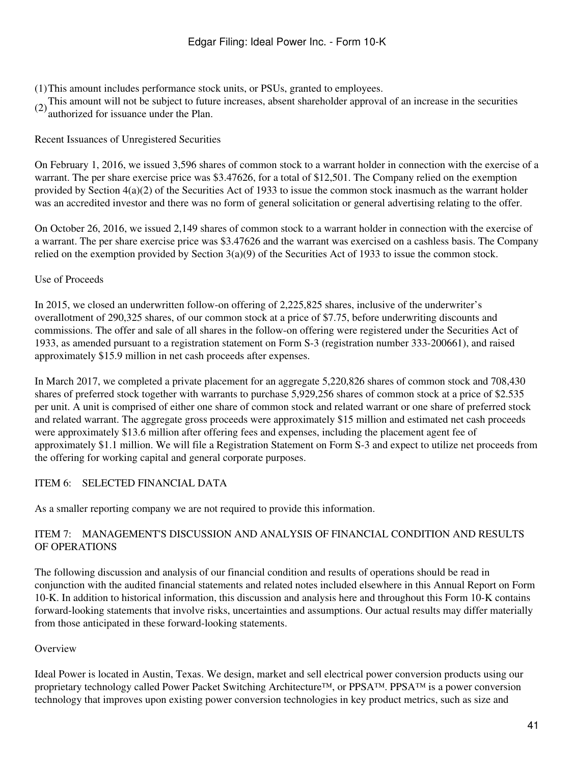(1) This amount includes performance stock units, or PSUs, granted to employees.

(2) This amount will not be subject to future increases, absent shareholder approval of an increase in the securities authorized for issuance under the Plan.

Recent Issuances of Unregistered Securities

On February 1, 2016, we issued 3,596 shares of common stock to a warrant holder in connection with the exercise of a warrant. The per share exercise price was $3.47626, for a total of $12,501. The Company relied on the exemption provided by Section 4(a)(2) of the Securities Act of 1933 to issue the common stock inasmuch as the warrant holder was an accredited investor and there was no form of general solicitation or general advertising relating to the offer.

On October 26, 2016, we issued 2,149 shares of common stock to a warrant holder in connection with the exercise of a warrant. The per share exercise price was $3.47626 and the warrant was exercised on a cashless basis. The Company relied on the exemption provided by Section 3(a)(9) of the Securities Act of 1933 to issue the common stock.

Use of Proceeds

In 2015, we closed an underwritten follow-on offering of 2,225,825 shares, inclusive of the underwriter's overallotment of 290,325 shares, of our common stock at a price of $7.75, before underwriting discounts and commissions. The offer and sale of all shares in the follow-on offering were registered under the Securities Act of 1933, as amended pursuant to a registration statement on Form S-3 (registration number 333-200661), and raised approximately $15.9 million in net cash proceeds after expenses.

In March 2017, we completed a private placement for an aggregate 5,220,826 shares of common stock and 708,430 shares of preferred stock together with warrants to purchase 5,929,256 shares of common stock at a price of $2.535 per unit. A unit is comprised of either one share of common stock and related warrant or one share of preferred stock and related warrant. The aggregate gross proceeds were approximately $15 million and estimated net cash proceeds were approximately $13.6 million after offering fees and expenses, including the placement agent fee of approximately $1.1 million. We will file a Registration Statement on Form S-3 and expect to utilize net proceeds from the offering for working capital and general corporate purposes.

## ITEM 6: SELECTED FINANCIAL DATA

As a smaller reporting company we are not required to provide this information.

## ITEM 7: MANAGEMENT'S DISCUSSION AND ANALYSIS OF FINANCIAL CONDITION AND RESULTS OF OPERATIONS

The following discussion and analysis of our financial condition and results of operations should be read in conjunction with the audited financial statements and related notes included elsewhere in this Annual Report on Form 10-K. In addition to historical information, this discussion and analysis here and throughout this Form 10-K contains forward-looking statements that involve risks, uncertainties and assumptions. Our actual results may differ materially from those anticipated in these forward-looking statements.

Overview

Ideal Power is located in Austin, Texas. We design, market and sell electrical power conversion products using our proprietary technology called Power Packet Switching Architecture™, or PPSA™. PPSA™ is a power conversion technology that improves upon existing power conversion technologies in key product metrics, such as size and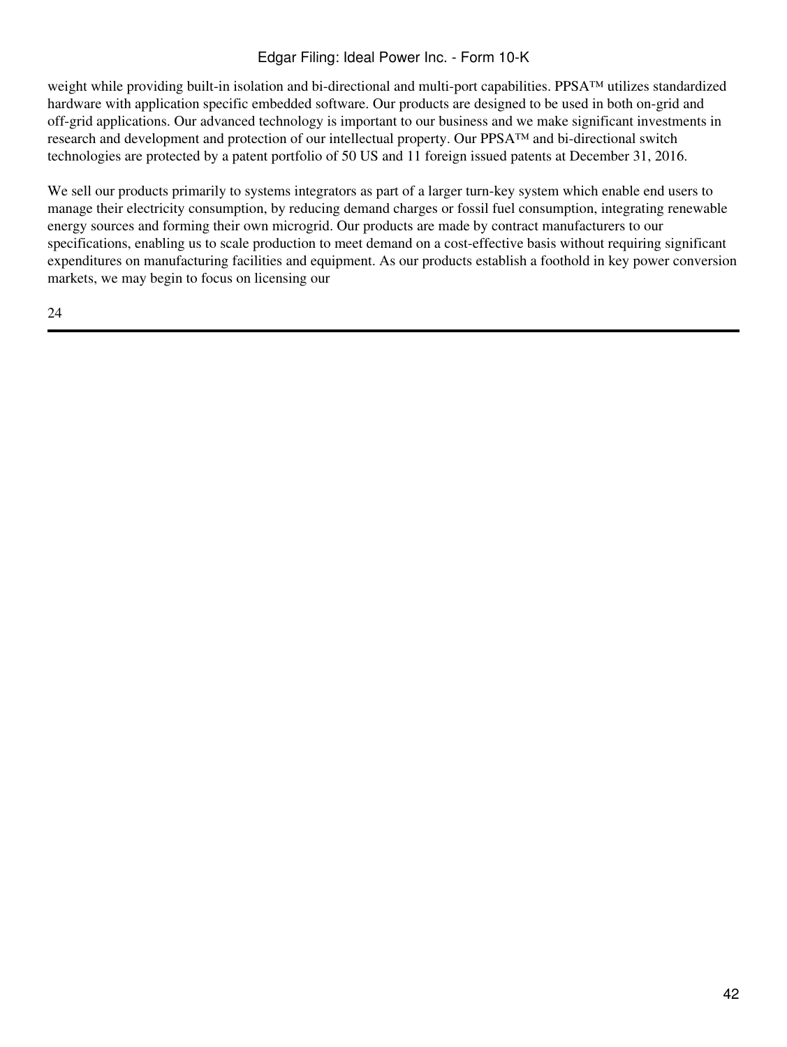weight while providing built-in isolation and bi-directional and multi-port capabilities. PPSA™ utilizes standardized hardware with application specific embedded software. Our products are designed to be used in both on-grid and off-grid applications. Our advanced technology is important to our business and we make significant investments in research and development and protection of our intellectual property. Our PPSA™ and bi-directional switch technologies are protected by a patent portfolio of 50 US and 11 foreign issued patents at December 31, 2016.

We sell our products primarily to systems integrators as part of a larger turn-key system which enable end users to manage their electricity consumption, by reducing demand charges or fossil fuel consumption, integrating renewable energy sources and forming their own microgrid. Our products are made by contract manufacturers to our specifications, enabling us to scale production to meet demand on a cost-effective basis without requiring significant expenditures on manufacturing facilities and equipment. As our products establish a foothold in key power conversion markets, we may begin to focus on licensing our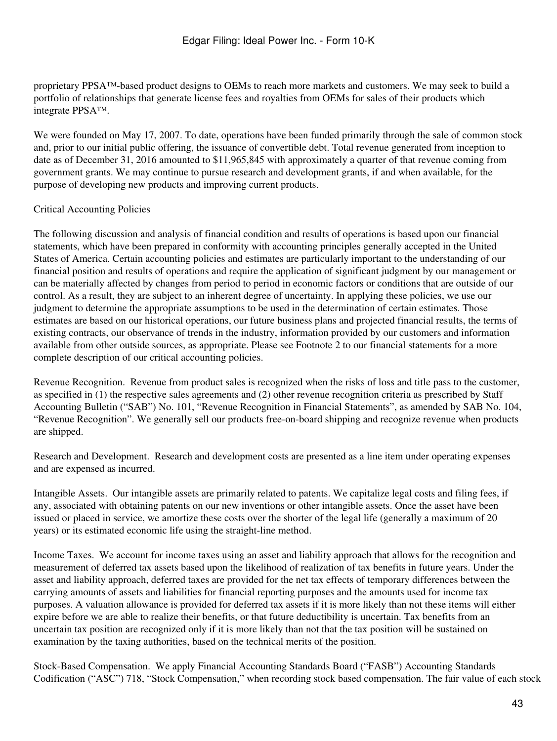proprietary PPSA™-based product designs to OEMs to reach more markets and customers. We may seek to build a portfolio of relationships that generate license fees and royalties from OEMs for sales of their products which integrate PPSA™.

We were founded on May 17, 2007. To date, operations have been funded primarily through the sale of common stock and, prior to our initial public offering, the issuance of convertible debt. Total revenue generated from inception to date as of December 31, 2016 amounted to $11,965,845 with approximately a quarter of that revenue coming from government grants. We may continue to pursue research and development grants, if and when available, for the purpose of developing new products and improving current products.

Critical Accounting Policies

The following discussion and analysis of financial condition and results of operations is based upon our financial statements, which have been prepared in conformity with accounting principles generally accepted in the United States of America. Certain accounting policies and estimates are particularly important to the understanding of our financial position and results of operations and require the application of significant judgment by our management or can be materially affected by changes from period to period in economic factors or conditions that are outside of our control. As a result, they are subject to an inherent degree of uncertainty. In applying these policies, we use our judgment to determine the appropriate assumptions to be used in the determination of certain estimates. Those estimates are based on our historical operations, our future business plans and projected financial results, the terms of existing contracts, our observance of trends in the industry, information provided by our customers and information available from other outside sources, as appropriate. Please see Footnote 2 to our financial statements for a more complete description of our critical accounting policies.

Revenue Recognition. Revenue from product sales is recognized when the risks of loss and title pass to the customer, as specified in (1) the respective sales agreements and (2) other revenue recognition criteria as prescribed by Staff Accounting Bulletin ("SAB") No. 101, "Revenue Recognition in Financial Statements", as amended by SAB No. 104, "Revenue Recognition". We generally sell our products free-on-board shipping and recognize revenue when products are shipped.

Research and Development. Research and development costs are presented as a line item under operating expenses and are expensed as incurred.

Intangible Assets. Our intangible assets are primarily related to patents. We capitalize legal costs and filing fees, if any, associated with obtaining patents on our new inventions or other intangible assets. Once the asset have been issued or placed in service, we amortize these costs over the shorter of the legal life (generally a maximum of 20 years) or its estimated economic life using the straight-line method.

Income Taxes. We account for income taxes using an asset and liability approach that allows for the recognition and measurement of deferred tax assets based upon the likelihood of realization of tax benefits in future years. Under the asset and liability approach, deferred taxes are provided for the net tax effects of temporary differences between the carrying amounts of assets and liabilities for financial reporting purposes and the amounts used for income tax purposes. A valuation allowance is provided for deferred tax assets if it is more likely than not these items will either expire before we are able to realize their benefits, or that future deductibility is uncertain. Tax benefits from an uncertain tax position are recognized only if it is more likely than not that the tax position will be sustained on examination by the taxing authorities, based on the technical merits of the position.

Stock-Based Compensation. We apply Financial Accounting Standards Board ("FASB") Accounting Standards Codification ("ASC") 718, "Stock Compensation," when recording stock based compensation. The fair value of each stock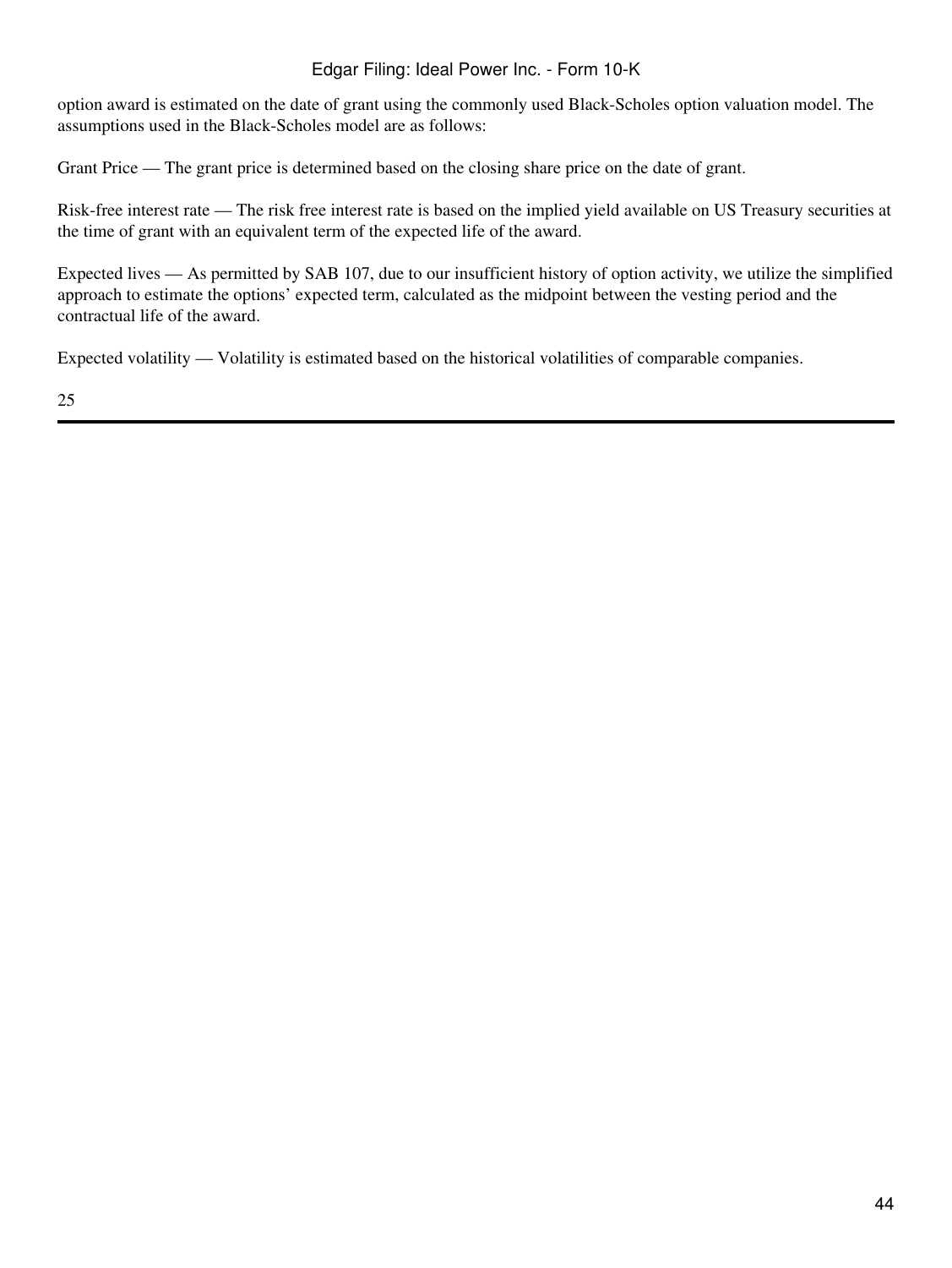option award is estimated on the date of grant using the commonly used Black-Scholes option valuation model. The assumptions used in the Black-Scholes model are as follows:

Grant Price — The grant price is determined based on the closing share price on the date of grant.

Risk-free interest rate — The risk free interest rate is based on the implied yield available on US Treasury securities at the time of grant with an equivalent term of the expected life of the award.

Expected lives — As permitted by SAB 107, due to our insufficient history of option activity, we utilize the simplified approach to estimate the options' expected term, calculated as the midpoint between the vesting period and the contractual life of the award.

Expected volatility — Volatility is estimated based on the historical volatilities of comparable companies.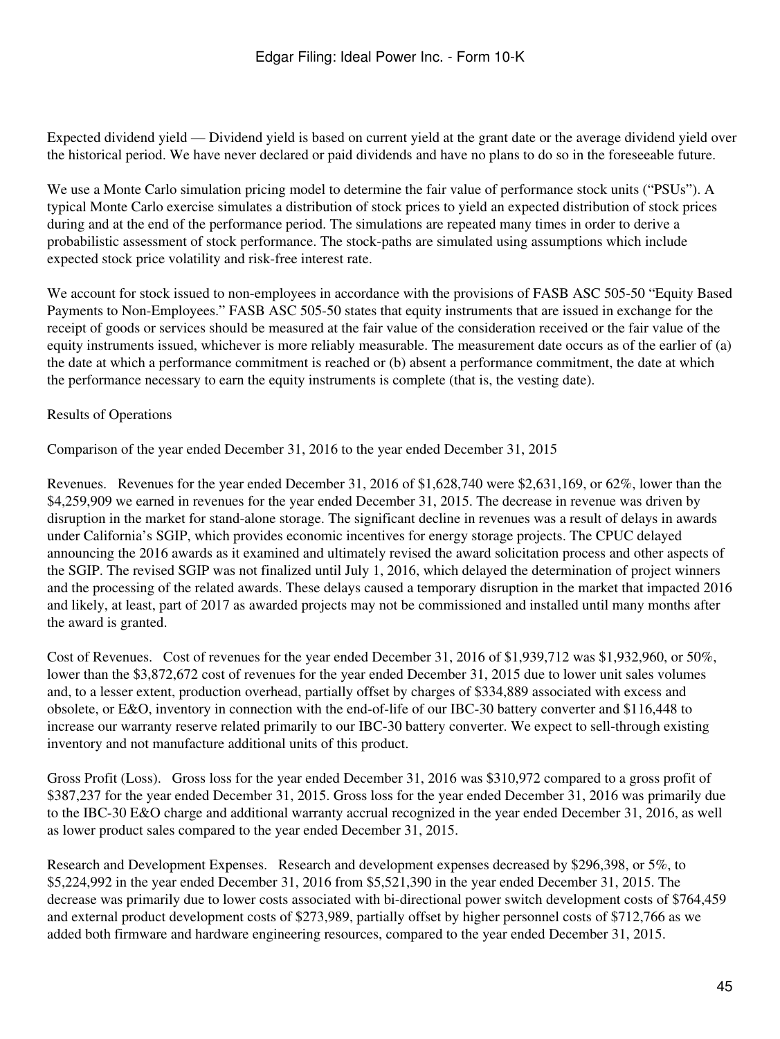Expected dividend yield — Dividend yield is based on current yield at the grant date or the average dividend yield over the historical period. We have never declared or paid dividends and have no plans to do so in the foreseeable future.

We use a Monte Carlo simulation pricing model to determine the fair value of performance stock units ("PSUs"). A typical Monte Carlo exercise simulates a distribution of stock prices to yield an expected distribution of stock prices during and at the end of the performance period. The simulations are repeated many times in order to derive a probabilistic assessment of stock performance. The stock-paths are simulated using assumptions which include expected stock price volatility and risk-free interest rate.

We account for stock issued to non-employees in accordance with the provisions of FASB ASC 505-50 "Equity Based Payments to Non-Employees." FASB ASC 505-50 states that equity instruments that are issued in exchange for the receipt of goods or services should be measured at the fair value of the consideration received or the fair value of the equity instruments issued, whichever is more reliably measurable. The measurement date occurs as of the earlier of (a) the date at which a performance commitment is reached or (b) absent a performance commitment, the date at which the performance necessary to earn the equity instruments is complete (that is, the vesting date).

## Results of Operations

### Comparison of the year ended December 31, 2016 to the year ended December 31, 2015

Revenues. Revenues for the year ended December 31, 2016 of $1,628,740 were $2,631,169, or 62%, lower than the $4,259,909 we earned in revenues for the year ended December 31, 2015. The decrease in revenue was driven by disruption in the market for stand-alone storage. The significant decline in revenues was a result of delays in awards under California's SGIP, which provides economic incentives for energy storage projects. The CPUC delayed announcing the 2016 awards as it examined and ultimately revised the award solicitation process and other aspects of the SGIP. The revised SGIP was not finalized until July 1, 2016, which delayed the determination of project winners and the processing of the related awards. These delays caused a temporary disruption in the market that impacted 2016 and likely, at least, part of 2017 as awarded projects may not be commissioned and installed until many months after the award is granted.

Cost of Revenues. Cost of revenues for the year ended December 31, 2016 of $1,939,712 was $1,932,960, or 50%, lower than the $3,872,672 cost of revenues for the year ended December 31, 2015 due to lower unit sales volumes and, to a lesser extent, production overhead, partially offset by charges of $334,889 associated with excess and obsolete, or E&O, inventory in connection with the end-of-life of our IBC-30 battery converter and $116,448 to increase our warranty reserve related primarily to our IBC-30 battery converter. We expect to sell-through existing inventory and not manufacture additional units of this product.

Gross Profit (Loss). Gross loss for the year ended December 31, 2016 was $310,972 compared to a gross profit of $387,237 for the year ended December 31, 2015. Gross loss for the year ended December 31, 2016 was primarily due to the IBC-30 E&O charge and additional warranty accrual recognized in the year ended December 31, 2016, as well as lower product sales compared to the year ended December 31, 2015.

Research and Development Expenses. Research and development expenses decreased by $296,398, or 5%, to $5,224,992 in the year ended December 31, 2016 from $5,521,390 in the year ended December 31, 2015. The decrease was primarily due to lower costs associated with bi-directional power switch development costs of $764,459 and external product development costs of $273,989, partially offset by higher personnel costs of $712,766 as we added both firmware and hardware engineering resources, compared to the year ended December 31, 2015.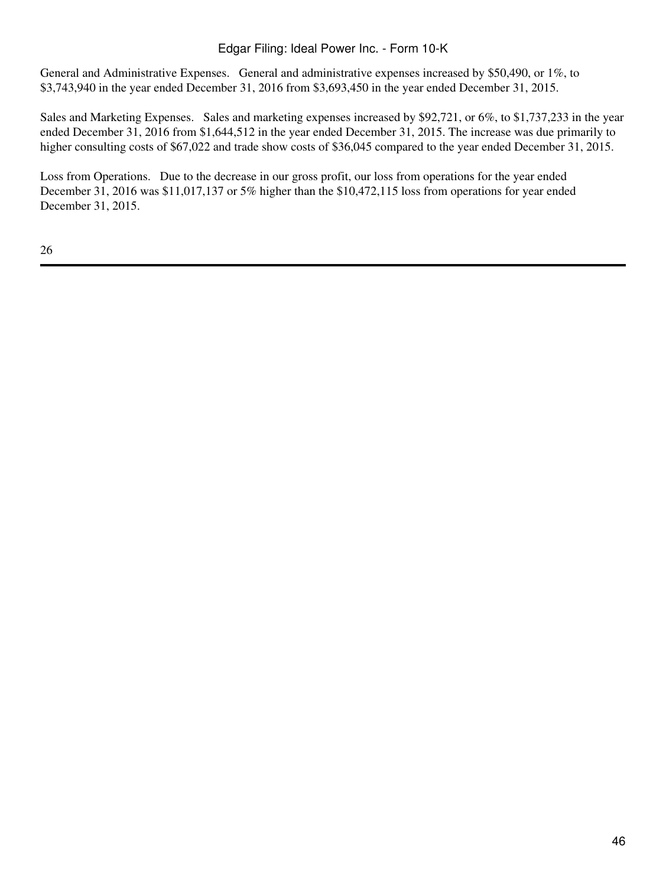General and Administrative Expenses. General and administrative expenses increased by $50,490, or 1%, to $3,743,940 in the year ended December 31, 2016 from $3,693,450 in the year ended December 31, 2015.

Sales and Marketing Expenses. Sales and marketing expenses increased by $92,721, or 6%, to $1,737,233 in the year ended December 31, 2016 from $1,644,512 in the year ended December 31, 2015. The increase was due primarily to higher consulting costs of $67,022 and trade show costs of $36,045 compared to the year ended December 31, 2015.

Loss from Operations. Due to the decrease in our gross profit, our loss from operations for the year ended December 31, 2016 was $11,017,137 or 5% higher than the $10,472,115 loss from operations for year ended December 31, 2015.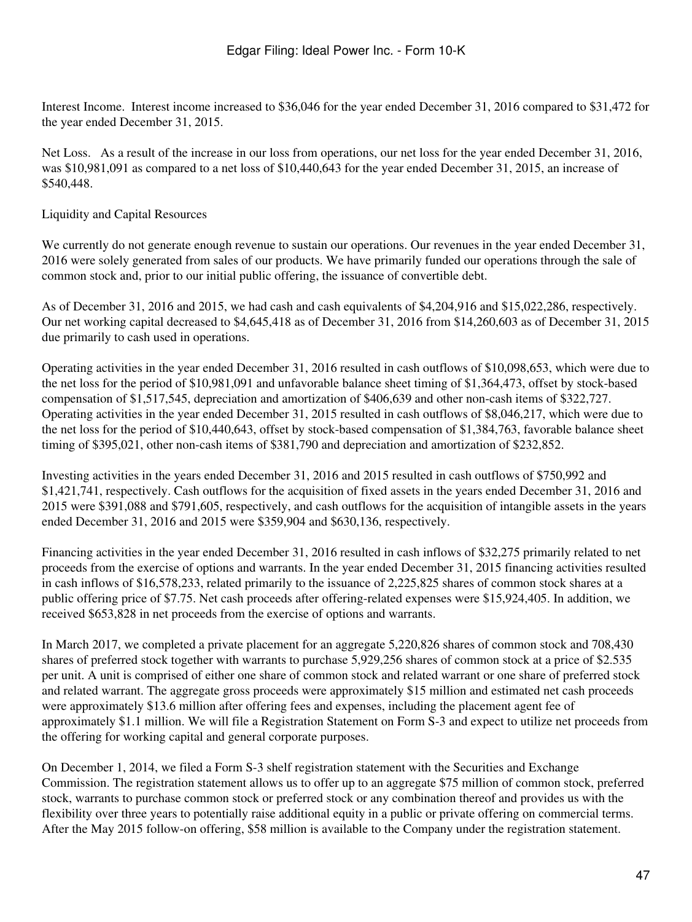Interest Income. Interest income increased to $36,046 for the year ended December 31, 2016 compared to $31,472 for the year ended December 31, 2015.

Net Loss. As a result of the increase in our loss from operations, our net loss for the year ended December 31, 2016, was $10,981,091 as compared to a net loss of $10,440,643 for the year ended December 31, 2015, an increase of $540,448.

Liquidity and Capital Resources

We currently do not generate enough revenue to sustain our operations. Our revenues in the year ended December 31, 2016 were solely generated from sales of our products. We have primarily funded our operations through the sale of common stock and, prior to our initial public offering, the issuance of convertible debt.

As of December 31, 2016 and 2015, we had cash and cash equivalents of $4,204,916 and $15,022,286, respectively. Our net working capital decreased to $4,645,418 as of December 31, 2016 from $14,260,603 as of December 31, 2015 due primarily to cash used in operations.

Operating activities in the year ended December 31, 2016 resulted in cash outflows of $10,098,653, which were due to the net loss for the period of $10,981,091 and unfavorable balance sheet timing of $1,364,473, offset by stock-based compensation of $1,517,545, depreciation and amortization of $406,639 and other non-cash items of $322,727. Operating activities in the year ended December 31, 2015 resulted in cash outflows of $8,046,217, which were due to the net loss for the period of $10,440,643, offset by stock-based compensation of $1,384,763, favorable balance sheet timing of $395,021, other non-cash items of $381,790 and depreciation and amortization of $232,852.

Investing activities in the years ended December 31, 2016 and 2015 resulted in cash outflows of $750,992 and $1,421,741, respectively. Cash outflows for the acquisition of fixed assets in the years ended December 31, 2016 and 2015 were $391,088 and $791,605, respectively, and cash outflows for the acquisition of intangible assets in the years ended December 31, 2016 and 2015 were $359,904 and $630,136, respectively.

Financing activities in the year ended December 31, 2016 resulted in cash inflows of $32,275 primarily related to net proceeds from the exercise of options and warrants. In the year ended December 31, 2015 financing activities resulted in cash inflows of $16,578,233, related primarily to the issuance of 2,225,825 shares of common stock shares at a public offering price of $7.75. Net cash proceeds after offering-related expenses were $15,924,405. In addition, we received $653,828 in net proceeds from the exercise of options and warrants.

In March 2017, we completed a private placement for an aggregate 5,220,826 shares of common stock and 708,430 shares of preferred stock together with warrants to purchase 5,929,256 shares of common stock at a price of $2.535 per unit. A unit is comprised of either one share of common stock and related warrant or one share of preferred stock and related warrant. The aggregate gross proceeds were approximately $15 million and estimated net cash proceeds were approximately $13.6 million after offering fees and expenses, including the placement agent fee of approximately $1.1 million. We will file a Registration Statement on Form S-3 and expect to utilize net proceeds from the offering for working capital and general corporate purposes.

On December 1, 2014, we filed a Form S-3 shelf registration statement with the Securities and Exchange Commission. The registration statement allows us to offer up to an aggregate $75 million of common stock, preferred stock, warrants to purchase common stock or preferred stock or any combination thereof and provides us with the flexibility over three years to potentially raise additional equity in a public or private offering on commercial terms. After the May 2015 follow-on offering, $58 million is available to the Company under the registration statement.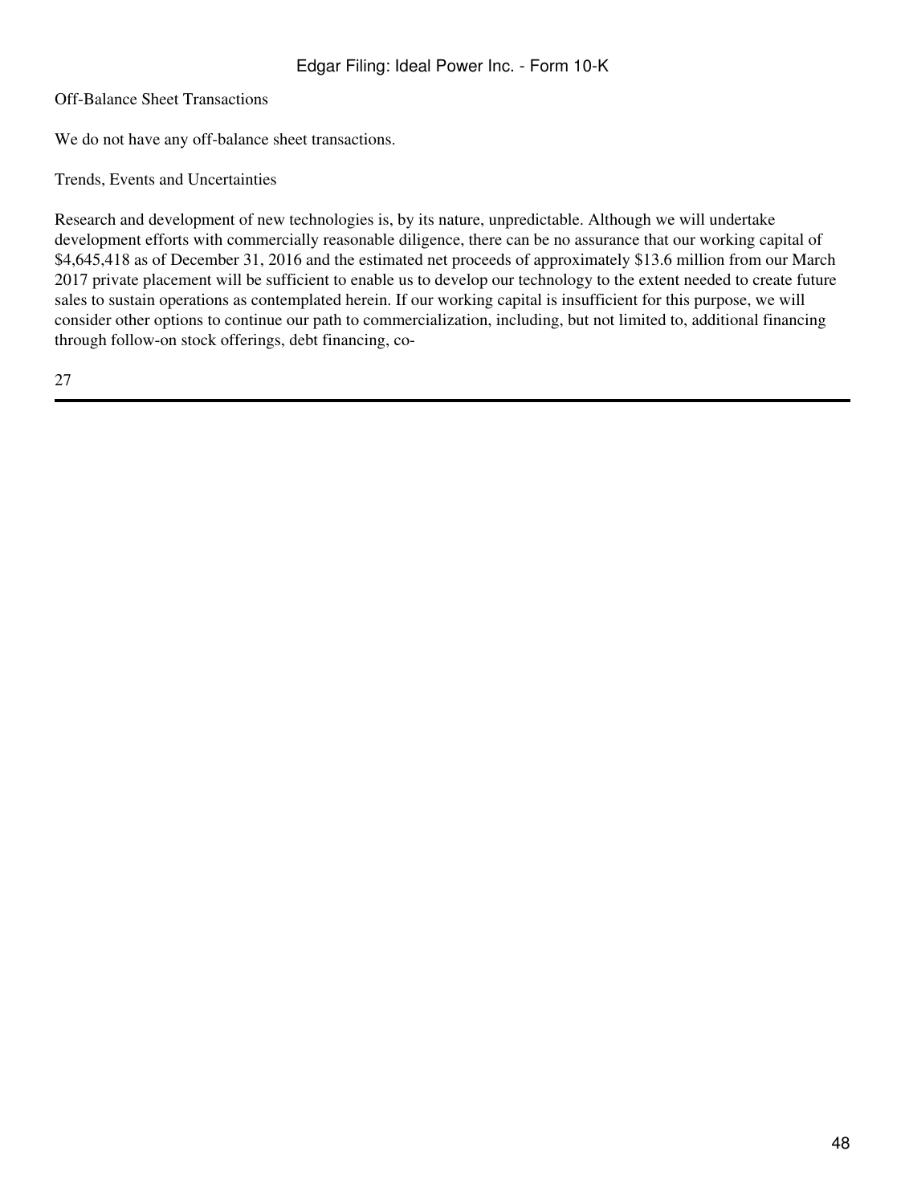Off-Balance Sheet Transactions

We do not have any off-balance sheet transactions.

Trends, Events and Uncertainties

Research and development of new technologies is, by its nature, unpredictable. Although we will undertake development efforts with commercially reasonable diligence, there can be no assurance that our working capital of $4,645,418 as of December 31, 2016 and the estimated net proceeds of approximately $13.6 million from our March 2017 private placement will be sufficient to enable us to develop our technology to the extent needed to create future sales to sustain operations as contemplated herein. If our working capital is insufficient for this purpose, we will consider other options to continue our path to commercialization, including, but not limited to, additional financing through follow-on stock offerings, debt financing, co-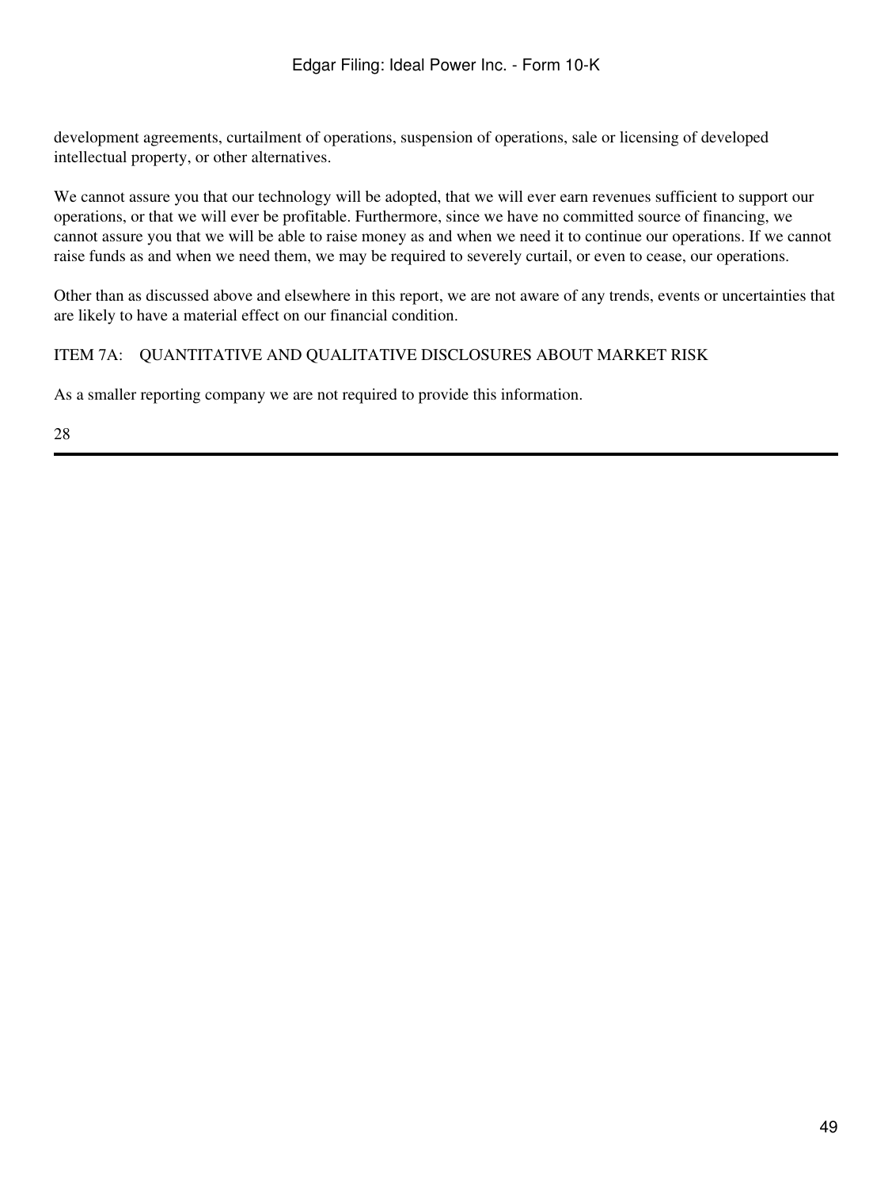development agreements, curtailment of operations, suspension of operations, sale or licensing of developed intellectual property, or other alternatives.

We cannot assure you that our technology will be adopted, that we will ever earn revenues sufficient to support our operations, or that we will ever be profitable. Furthermore, since we have no committed source of financing, we cannot assure you that we will be able to raise money as and when we need it to continue our operations. If we cannot raise funds as and when we need them, we may be required to severely curtail, or even to cease, our operations.

Other than as discussed above and elsewhere in this report, we are not aware of any trends, events or uncertainties that are likely to have a material effect on our financial condition.

## ITEM 7A: QUANTITATIVE AND QUALITATIVE DISCLOSURES ABOUT MARKET RISK

As a smaller reporting company we are not required to provide this information.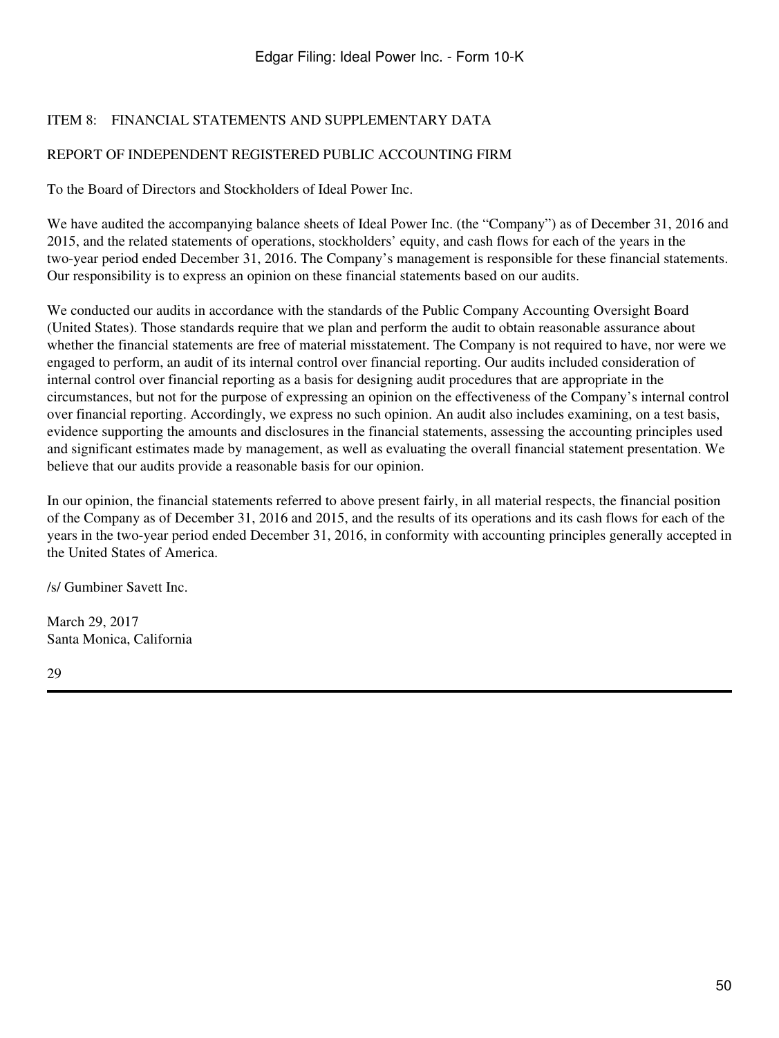## ITEM 8: FINANCIAL STATEMENTS AND SUPPLEMENTARY DATA

### REPORT OF INDEPENDENT REGISTERED PUBLIC ACCOUNTING FIRM

To the Board of Directors and Stockholders of Ideal Power Inc.

We have audited the accompanying balance sheets of Ideal Power Inc. (the "Company") as of December 31, 2016 and 2015, and the related statements of operations, stockholders' equity, and cash flows for each of the years in the two-year period ended December 31, 2016. The Company's management is responsible for these financial statements. Our responsibility is to express an opinion on these financial statements based on our audits.

We conducted our audits in accordance with the standards of the Public Company Accounting Oversight Board (United States). Those standards require that we plan and perform the audit to obtain reasonable assurance about whether the financial statements are free of material misstatement. The Company is not required to have, nor were we engaged to perform, an audit of its internal control over financial reporting. Our audits included consideration of internal control over financial reporting as a basis for designing audit procedures that are appropriate in the circumstances, but not for the purpose of expressing an opinion on the effectiveness of the Company's internal control over financial reporting. Accordingly, we express no such opinion. An audit also includes examining, on a test basis, evidence supporting the amounts and disclosures in the financial statements, assessing the accounting principles used and significant estimates made by management, as well as evaluating the overall financial statement presentation. We believe that our audits provide a reasonable basis for our opinion.

In our opinion, the financial statements referred to above present fairly, in all material respects, the financial position of the Company as of December 31, 2016 and 2015, and the results of its operations and its cash flows for each of the years in the two-year period ended December 31, 2016, in conformity with accounting principles generally accepted in the United States of America.

/s/ Gumbiner Savett Inc.

March 29, 2017
Santa Monica, California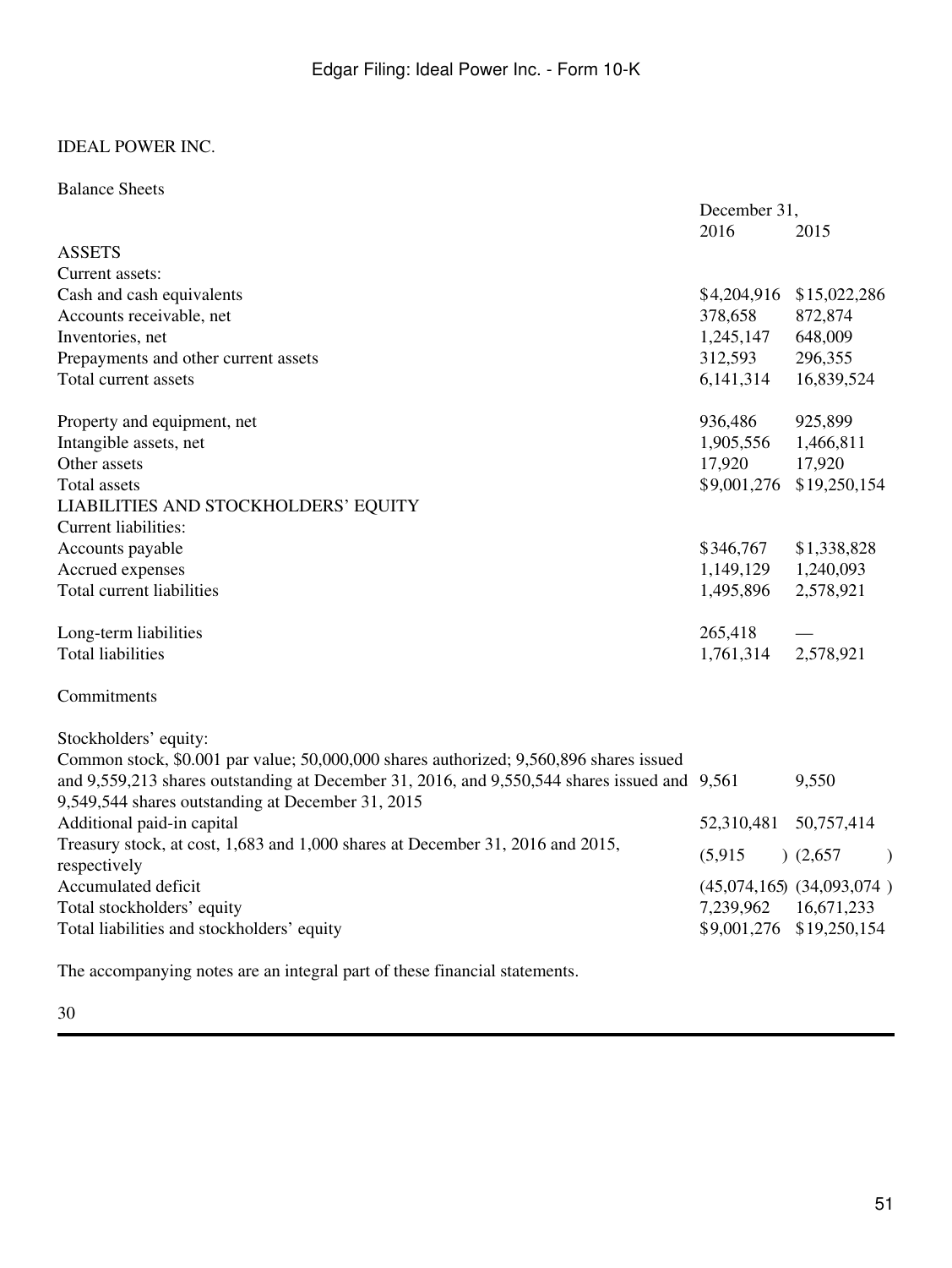IDEAL POWER INC.

Balance Sheets

| | December 31, | |
|---|---|---|
| | 2016 | 2015 |
| ASSETS | | |
| Current assets: | | |
| Cash and cash equivalents | $4,204,916 | $15,022,286 |
| Accounts receivable, net | 378,658 | 872,874 |
| Inventories, net | 1,245,147 | 648,009 |
| Prepayments and other current assets | 312,593 | 296,355 |
| Total current assets | 6,141,314 | 16,839,524 |
| | | |
| Property and equipment, net | 936,486 | 925,899 |
| Intangible assets, net | 1,905,556 | 1,466,811 |
| Other assets | 17,920 | 17,920 |
| Total assets | $9,001,276 | $19,250,154 |
| LIABILITIES AND STOCKHOLDERS' EQUITY | | |
| Current liabilities: | | |
| Accounts payable | $346,767 | $1,338,828 |
| Accrued expenses | 1,149,129 | 1,240,093 |
| Total current liabilities | 1,495,896 | 2,578,921 |
| | | |
| Long-term liabilities | 265,418 | — |
| Total liabilities | 1,761,314 | 2,578,921 |
| | | |
| Commitments | | |
| | | |
| Stockholders' equity: | | |
| Common stock, $0.001 par value; 50,000,000 shares authorized; 9,560,896 shares issued and 9,559,213 shares outstanding at December 31, 2016, and 9,550,544 shares issued and 9,549,544 shares outstanding at December 31, 2015 | 9,561 | 9,550 |
| Additional paid-in capital | 52,310,481 | 50,757,414 |
| Treasury stock, at cost, 1,683 and 1,000 shares at December 31, 2016 and 2015, respectively | (5,915) | (2,657) |
| Accumulated deficit | (45,074,165) | (34,093,074) |
| Total stockholders' equity | 7,239,962 | 16,671,233 |
| Total liabilities and stockholders' equity | $9,001,276 | $19,250,154 |

The accompanying notes are an integral part of these financial statements.

30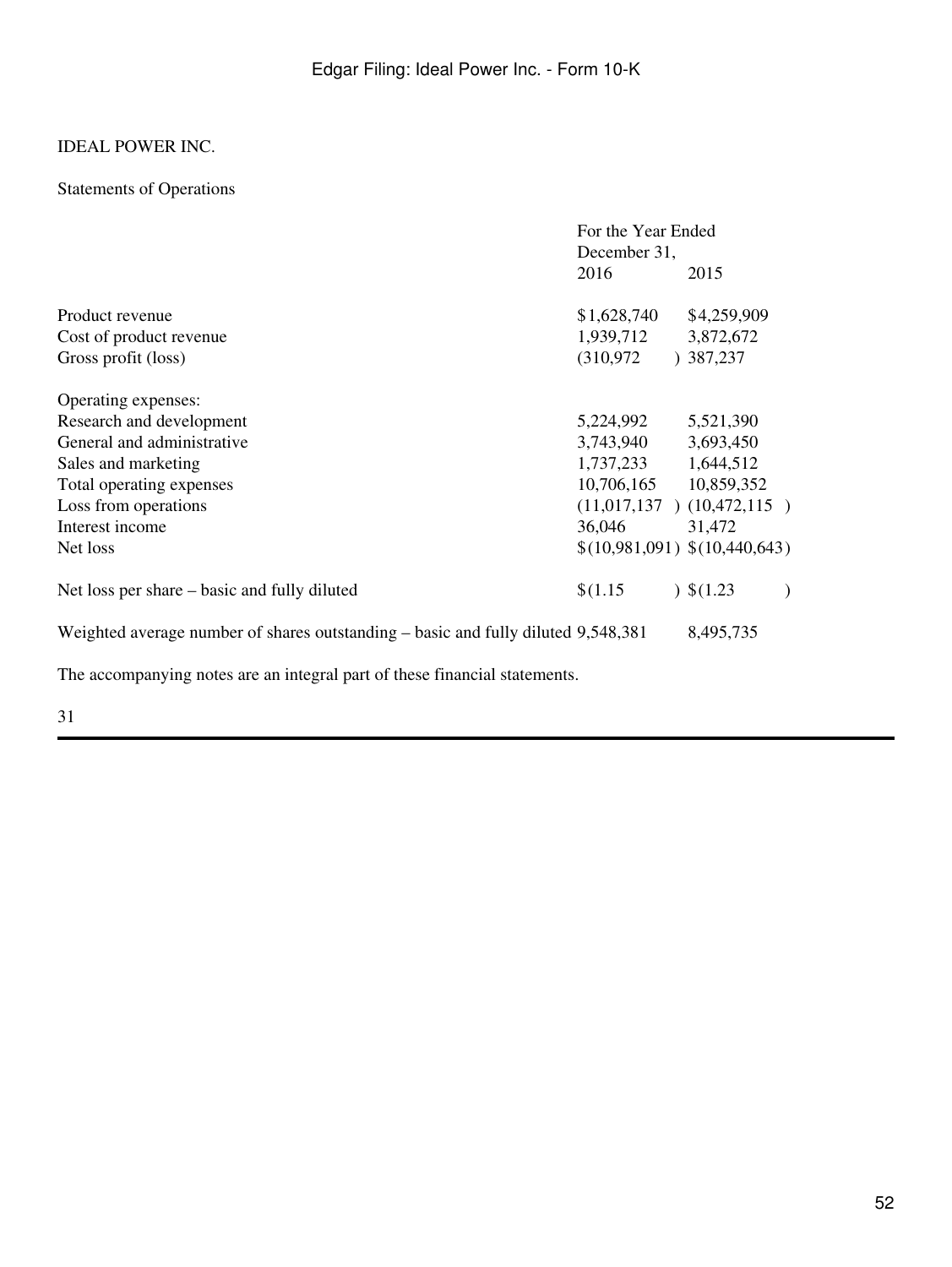IDEAL POWER INC.

Statements of Operations

| | For the Year Ended December 31, | |
|---|---|---|
| | 2016 | 2015 |
| Product revenue | $1,628,740 | $4,259,909 |
| Cost of product revenue | 1,939,712 | 3,872,672 |
| Gross profit (loss) | (310,972) | 387,237 |
| Operating expenses: | | |
| Research and development | 5,224,992 | 5,521,390 |
| General and administrative | 3,743,940 | 3,693,450 |
| Sales and marketing | 1,737,233 | 1,644,512 |
| Total operating expenses | 10,706,165 | 10,859,352 |
| Loss from operations | (11,017,137) | (10,472,115) |
| Interest income | 36,046 | 31,472 |
| Net loss | $(10,981,091) | $(10,440,643) |
| Net loss per share – basic and fully diluted | $(1.15) | $(1.23) |
| Weighted average number of shares outstanding – basic and fully diluted | 9,548,381 | 8,495,735 |

The accompanying notes are an integral part of these financial statements.

31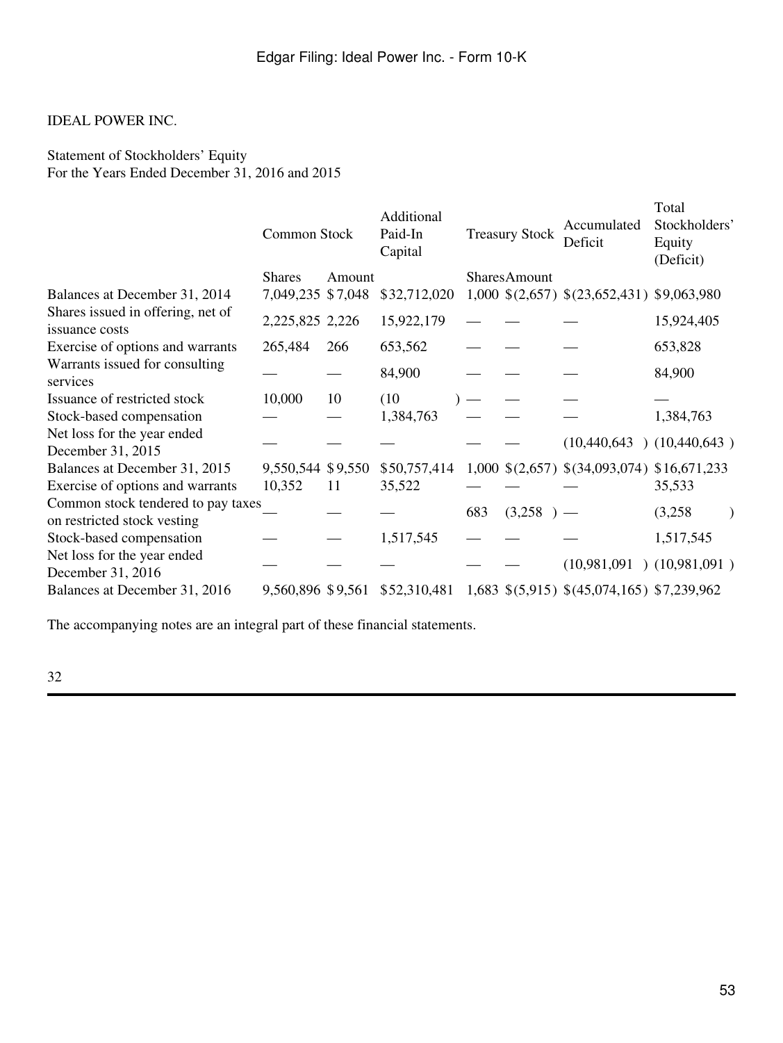IDEAL POWER INC.

Statement of Stockholders' Equity
For the Years Ended December 31, 2016 and 2015

| | Common Stock | | Additional Paid-In Capital | Treasury Stock | | Accumulated Deficit | Total Stockholders' Equity (Deficit) |
|---|---|---|---|---|---|---|---|
| | Shares | Amount | | Shares | Amount | | |
| Balances at December 31, 2014 | 7,049,235 | $7,048 | $32,712,020 | 1,000 | $(2,657) | $(23,652,431) | $9,063,980 |
| Shares issued in offering, net of issuance costs | 2,225,825 | 2,226 | 15,922,179 | — | — | — | 15,924,405 |
| Exercise of options and warrants | 265,484 | 266 | 653,562 | — | — | — | 653,828 |
| Warrants issued for consulting services | — | — | 84,900 | — | — | — | 84,900 |
| Issuance of restricted stock | 10,000 | 10 | (10) | — | — | — | — |
| Stock-based compensation | — | — | 1,384,763 | — | — | — | 1,384,763 |
| Net loss for the year ended December 31, 2015 | — | — | — | — | — | (10,440,643) | (10,440,643) |
| Balances at December 31, 2015 | 9,550,544 | $9,550 | $50,757,414 | 1,000 | $(2,657) | $(34,093,074) | $16,671,233 |
| Exercise of options and warrants | 10,352 | 11 | 35,522 | — | — | — | 35,533 |
| Common stock tendered to pay taxes on restricted stock vesting | — | — | — | 683 | (3,258) | — | (3,258) |
| Stock-based compensation | — | — | 1,517,545 | — | — | — | 1,517,545 |
| Net loss for the year ended December 31, 2016 | — | — | — | — | — | (10,981,091) | (10,981,091) |
| Balances at December 31, 2016 | 9,560,896 | $9,561 | $52,310,481 | 1,683 | $(5,915) | $(45,074,165) | $7,239,962 |

The accompanying notes are an integral part of these financial statements.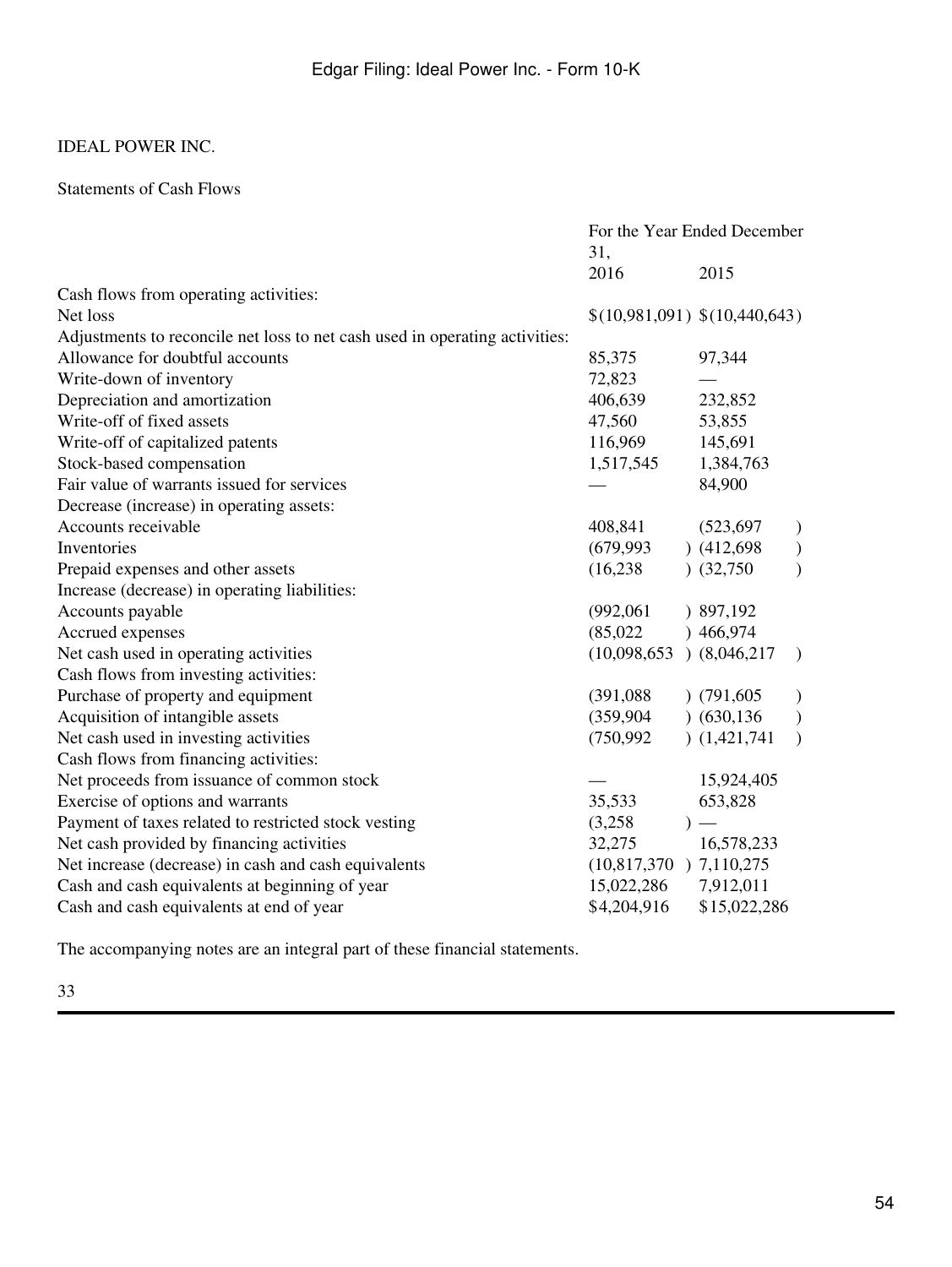IDEAL POWER INC.

Statements of Cash Flows

| | For the Year Ended December 31, | |
|---|---|---|
| | 2016 | 2015 |
| Cash flows from operating activities: | | |
| Net loss | $(10,981,091) | $(10,440,643) |
| Adjustments to reconcile net loss to net cash used in operating activities: | | |
| Allowance for doubtful accounts | 85,375 | 97,344 |
| Write-down of inventory | 72,823 | — |
| Depreciation and amortization | 406,639 | 232,852 |
| Write-off of fixed assets | 47,560 | 53,855 |
| Write-off of capitalized patents | 116,969 | 145,691 |
| Stock-based compensation | 1,517,545 | 1,384,763 |
| Fair value of warrants issued for services | — | 84,900 |
| Decrease (increase) in operating assets: | | |
| Accounts receivable | 408,841 | (523,697) |
| Inventories | (679,993) | (412,698) |
| Prepaid expenses and other assets | (16,238) | (32,750) |
| Increase (decrease) in operating liabilities: | | |
| Accounts payable | (992,061) | 897,192 |
| Accrued expenses | (85,022) | 466,974 |
| Net cash used in operating activities | (10,098,653) | (8,046,217) |
| Cash flows from investing activities: | | |
| Purchase of property and equipment | (391,088) | (791,605) |
| Acquisition of intangible assets | (359,904) | (630,136) |
| Net cash used in investing activities | (750,992) | (1,421,741) |
| Cash flows from financing activities: | | |
| Net proceeds from issuance of common stock | — | 15,924,405 |
| Exercise of options and warrants | 35,533 | 653,828 |
| Payment of taxes related to restricted stock vesting | (3,258) | — |
| Net cash provided by financing activities | 32,275 | 16,578,233 |
| Net increase (decrease) in cash and cash equivalents | (10,817,370) | 7,110,275 |
| Cash and cash equivalents at beginning of year | 15,022,286 | 7,912,011 |
| Cash and cash equivalents at end of year | $4,204,916 | $15,022,286 |

The accompanying notes are an integral part of these financial statements.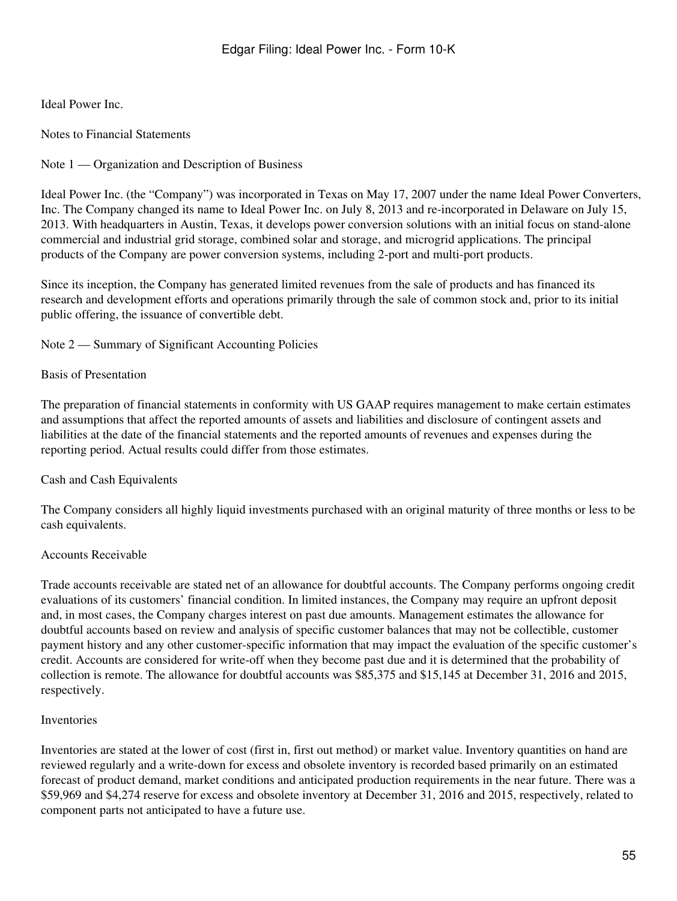Ideal Power Inc.

Notes to Financial Statements

## Note 1 — Organization and Description of Business

Ideal Power Inc. (the "Company") was incorporated in Texas on May 17, 2007 under the name Ideal Power Converters, Inc. The Company changed its name to Ideal Power Inc. on July 8, 2013 and re-incorporated in Delaware on July 15, 2013. With headquarters in Austin, Texas, it develops power conversion solutions with an initial focus on stand-alone commercial and industrial grid storage, combined solar and storage, and microgrid applications. The principal products of the Company are power conversion systems, including 2-port and multi-port products.

Since its inception, the Company has generated limited revenues from the sale of products and has financed its research and development efforts and operations primarily through the sale of common stock and, prior to its initial public offering, the issuance of convertible debt.

## Note 2 — Summary of Significant Accounting Policies

### Basis of Presentation

The preparation of financial statements in conformity with US GAAP requires management to make certain estimates and assumptions that affect the reported amounts of assets and liabilities and disclosure of contingent assets and liabilities at the date of the financial statements and the reported amounts of revenues and expenses during the reporting period. Actual results could differ from those estimates.

### Cash and Cash Equivalents

The Company considers all highly liquid investments purchased with an original maturity of three months or less to be cash equivalents.

### Accounts Receivable

Trade accounts receivable are stated net of an allowance for doubtful accounts. The Company performs ongoing credit evaluations of its customers' financial condition. In limited instances, the Company may require an upfront deposit and, in most cases, the Company charges interest on past due amounts. Management estimates the allowance for doubtful accounts based on review and analysis of specific customer balances that may not be collectible, customer payment history and any other customer-specific information that may impact the evaluation of the specific customer's credit. Accounts are considered for write-off when they become past due and it is determined that the probability of collection is remote. The allowance for doubtful accounts was $85,375 and $15,145 at December 31, 2016 and 2015, respectively.

### Inventories

Inventories are stated at the lower of cost (first in, first out method) or market value. Inventory quantities on hand are reviewed regularly and a write-down for excess and obsolete inventory is recorded based primarily on an estimated forecast of product demand, market conditions and anticipated production requirements in the near future. There was a $59,969 and $4,274 reserve for excess and obsolete inventory at December 31, 2016 and 2015, respectively, related to component parts not anticipated to have a future use.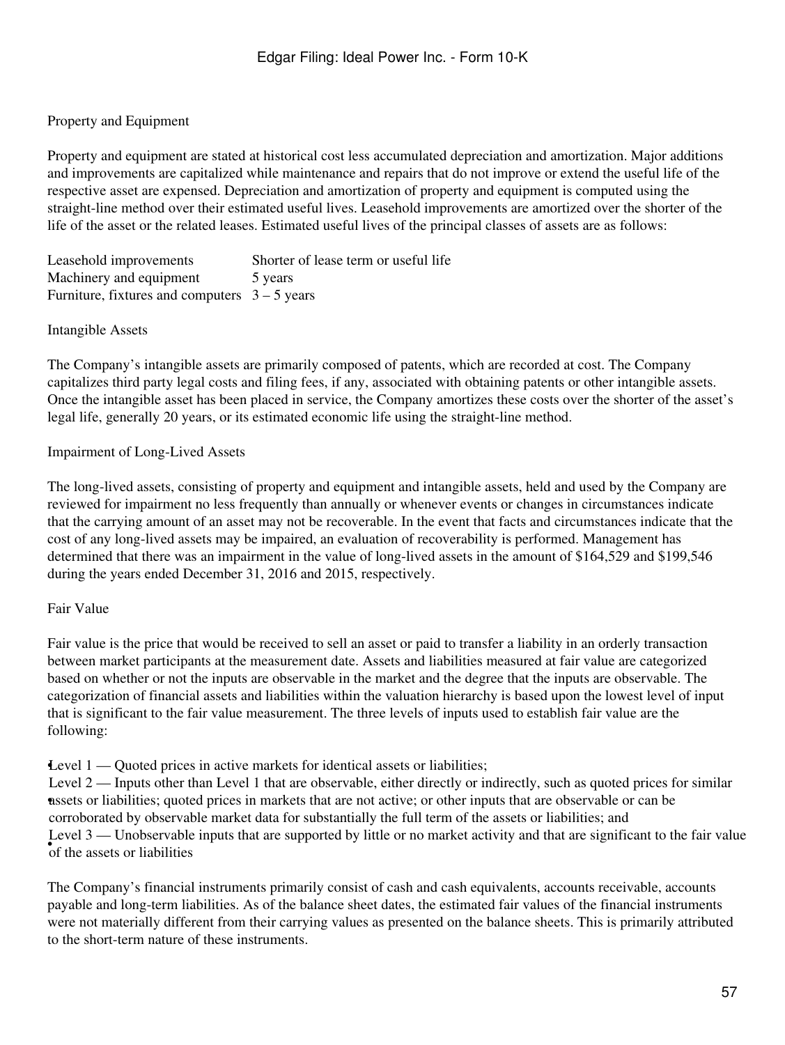### Property and Equipment

Property and equipment are stated at historical cost less accumulated depreciation and amortization. Major additions and improvements are capitalized while maintenance and repairs that do not improve or extend the useful life of the respective asset are expensed. Depreciation and amortization of property and equipment is computed using the straight-line method over their estimated useful lives. Leasehold improvements are amortized over the shorter of the life of the asset or the related leases. Estimated useful lives of the principal classes of assets are as follows:

| | |
|---|---|
| Leasehold improvements | Shorter of lease term or useful life |
| Machinery and equipment | 5 years |
| Furniture, fixtures and computers | 3 – 5 years |

### Intangible Assets

The Company's intangible assets are primarily composed of patents, which are recorded at cost. The Company capitalizes third party legal costs and filing fees, if any, associated with obtaining patents or other intangible assets. Once the intangible asset has been placed in service, the Company amortizes these costs over the shorter of the asset's legal life, generally 20 years, or its estimated economic life using the straight-line method.

### Impairment of Long-Lived Assets

The long-lived assets, consisting of property and equipment and intangible assets, held and used by the Company are reviewed for impairment no less frequently than annually or whenever events or changes in circumstances indicate that the carrying amount of an asset may not be recoverable. In the event that facts and circumstances indicate that the cost of any long-lived assets may be impaired, an evaluation of recoverability is performed. Management has determined that there was an impairment in the value of long-lived assets in the amount of $164,529 and $199,546 during the years ended December 31, 2016 and 2015, respectively.

### Fair Value

Fair value is the price that would be received to sell an asset or paid to transfer a liability in an orderly transaction between market participants at the measurement date. Assets and liabilities measured at fair value are categorized based on whether or not the inputs are observable in the market and the degree that the inputs are observable. The categorization of financial assets and liabilities within the valuation hierarchy is based upon the lowest level of input that is significant to the fair value measurement. The three levels of inputs used to establish fair value are the following:

- Level 1 — Quoted prices in active markets for identical assets or liabilities;
- Level 2 — Inputs other than Level 1 that are observable, either directly or indirectly, such as quoted prices for similar assets or liabilities; quoted prices in markets that are not active; or other inputs that are observable or can be corroborated by observable market data for substantially the full term of the assets or liabilities; and
- Level 3 — Unobservable inputs that are supported by little or no market activity and that are significant to the fair value of the assets or liabilities

The Company's financial instruments primarily consist of cash and cash equivalents, accounts receivable, accounts payable and long-term liabilities. As of the balance sheet dates, the estimated fair values of the financial instruments were not materially different from their carrying values as presented on the balance sheets. This is primarily attributed to the short-term nature of these instruments.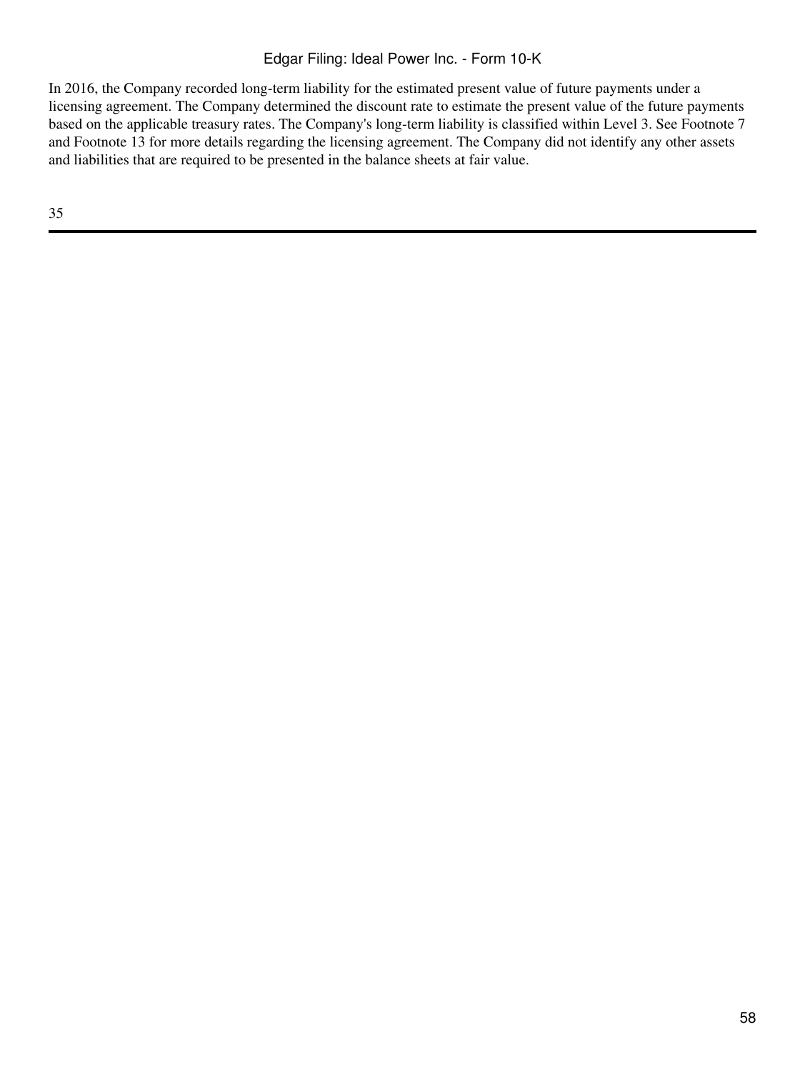In 2016, the Company recorded long-term liability for the estimated present value of future payments under a licensing agreement. The Company determined the discount rate to estimate the present value of the future payments based on the applicable treasury rates. The Company's long-term liability is classified within Level 3. See Footnote 7 and Footnote 13 for more details regarding the licensing agreement. The Company did not identify any other assets and liabilities that are required to be presented in the balance sheets at fair value.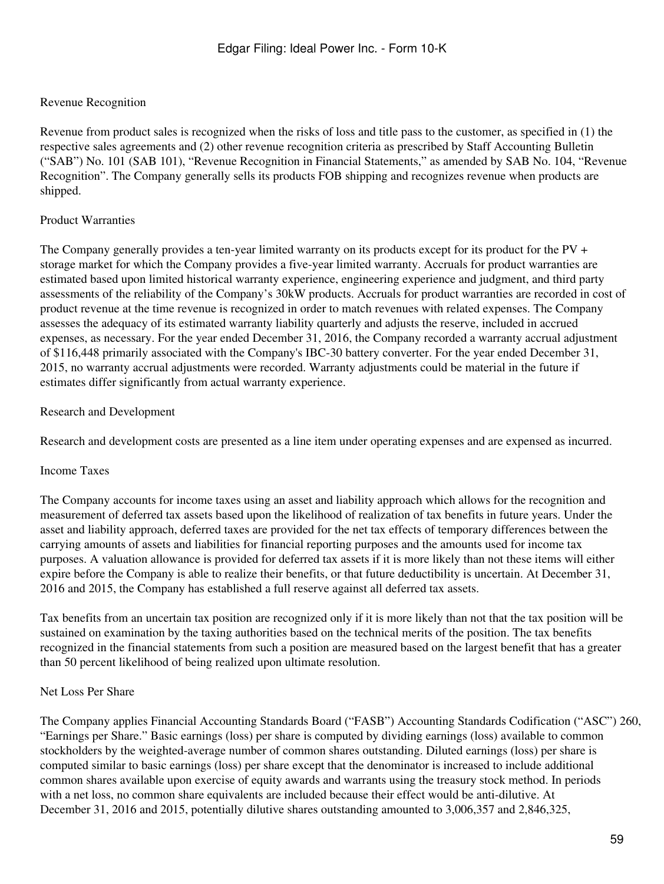Revenue Recognition

Revenue from product sales is recognized when the risks of loss and title pass to the customer, as specified in (1) the respective sales agreements and (2) other revenue recognition criteria as prescribed by Staff Accounting Bulletin ("SAB") No. 101 (SAB 101), "Revenue Recognition in Financial Statements," as amended by SAB No. 104, "Revenue Recognition". The Company generally sells its products FOB shipping and recognizes revenue when products are shipped.

Product Warranties

The Company generally provides a ten-year limited warranty on its products except for its product for the PV + storage market for which the Company provides a five-year limited warranty. Accruals for product warranties are estimated based upon limited historical warranty experience, engineering experience and judgment, and third party assessments of the reliability of the Company's 30kW products. Accruals for product warranties are recorded in cost of product revenue at the time revenue is recognized in order to match revenues with related expenses. The Company assesses the adequacy of its estimated warranty liability quarterly and adjusts the reserve, included in accrued expenses, as necessary. For the year ended December 31, 2016, the Company recorded a warranty accrual adjustment of $116,448 primarily associated with the Company's IBC-30 battery converter. For the year ended December 31, 2015, no warranty accrual adjustments were recorded. Warranty adjustments could be material in the future if estimates differ significantly from actual warranty experience.

Research and Development

Research and development costs are presented as a line item under operating expenses and are expensed as incurred.

Income Taxes

The Company accounts for income taxes using an asset and liability approach which allows for the recognition and measurement of deferred tax assets based upon the likelihood of realization of tax benefits in future years. Under the asset and liability approach, deferred taxes are provided for the net tax effects of temporary differences between the carrying amounts of assets and liabilities for financial reporting purposes and the amounts used for income tax purposes. A valuation allowance is provided for deferred tax assets if it is more likely than not these items will either expire before the Company is able to realize their benefits, or that future deductibility is uncertain. At December 31, 2016 and 2015, the Company has established a full reserve against all deferred tax assets.

Tax benefits from an uncertain tax position are recognized only if it is more likely than not that the tax position will be sustained on examination by the taxing authorities based on the technical merits of the position. The tax benefits recognized in the financial statements from such a position are measured based on the largest benefit that has a greater than 50 percent likelihood of being realized upon ultimate resolution.

Net Loss Per Share

The Company applies Financial Accounting Standards Board ("FASB") Accounting Standards Codification ("ASC") 260, "Earnings per Share." Basic earnings (loss) per share is computed by dividing earnings (loss) available to common stockholders by the weighted-average number of common shares outstanding. Diluted earnings (loss) per share is computed similar to basic earnings (loss) per share except that the denominator is increased to include additional common shares available upon exercise of equity awards and warrants using the treasury stock method. In periods with a net loss, no common share equivalents are included because their effect would be anti-dilutive. At December 31, 2016 and 2015, potentially dilutive shares outstanding amounted to 3,006,357 and 2,846,325,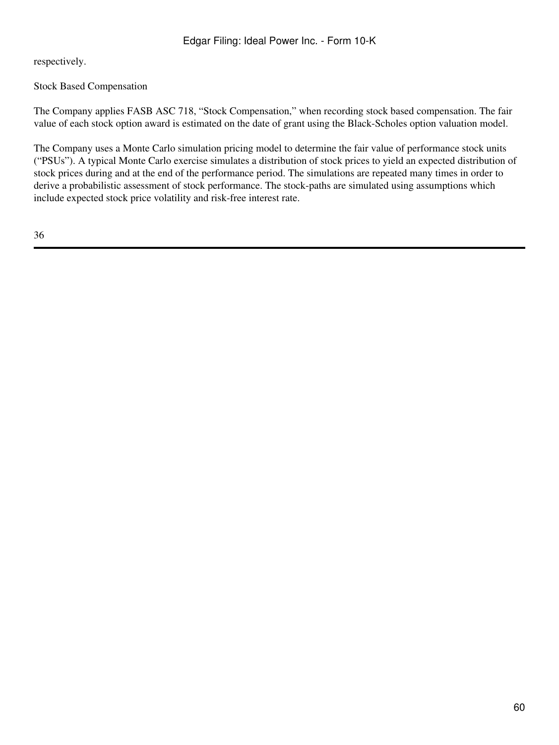respectively.

Stock Based Compensation

The Company applies FASB ASC 718, “Stock Compensation,” when recording stock based compensation. The fair value of each stock option award is estimated on the date of grant using the Black-Scholes option valuation model.

The Company uses a Monte Carlo simulation pricing model to determine the fair value of performance stock units (“PSUs”). A typical Monte Carlo exercise simulates a distribution of stock prices to yield an expected distribution of stock prices during and at the end of the performance period. The simulations are repeated many times in order to derive a probabilistic assessment of stock performance. The stock-paths are simulated using assumptions which include expected stock price volatility and risk-free interest rate.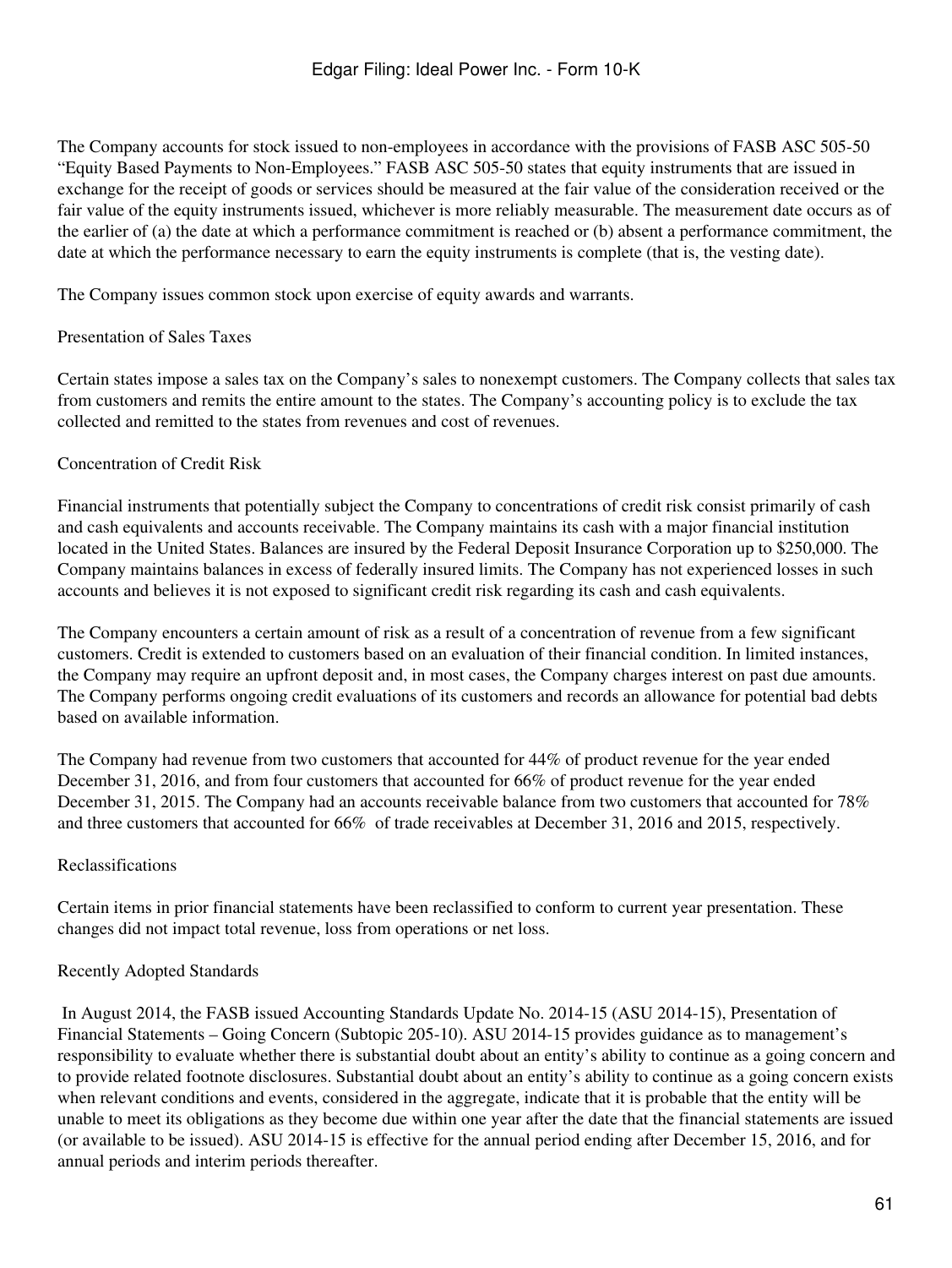The Company accounts for stock issued to non-employees in accordance with the provisions of FASB ASC 505-50 “Equity Based Payments to Non-Employees.” FASB ASC 505-50 states that equity instruments that are issued in exchange for the receipt of goods or services should be measured at the fair value of the consideration received or the fair value of the equity instruments issued, whichever is more reliably measurable. The measurement date occurs as of the earlier of (a) the date at which a performance commitment is reached or (b) absent a performance commitment, the date at which the performance necessary to earn the equity instruments is complete (that is, the vesting date).

The Company issues common stock upon exercise of equity awards and warrants.

### Presentation of Sales Taxes

Certain states impose a sales tax on the Company’s sales to nonexempt customers. The Company collects that sales tax from customers and remits the entire amount to the states. The Company’s accounting policy is to exclude the tax collected and remitted to the states from revenues and cost of revenues.

### Concentration of Credit Risk

Financial instruments that potentially subject the Company to concentrations of credit risk consist primarily of cash and cash equivalents and accounts receivable. The Company maintains its cash with a major financial institution located in the United States. Balances are insured by the Federal Deposit Insurance Corporation up to $250,000. The Company maintains balances in excess of federally insured limits. The Company has not experienced losses in such accounts and believes it is not exposed to significant credit risk regarding its cash and cash equivalents.

The Company encounters a certain amount of risk as a result of a concentration of revenue from a few significant customers. Credit is extended to customers based on an evaluation of their financial condition. In limited instances, the Company may require an upfront deposit and, in most cases, the Company charges interest on past due amounts. The Company performs ongoing credit evaluations of its customers and records an allowance for potential bad debts based on available information.

The Company had revenue from two customers that accounted for 44% of product revenue for the year ended December 31, 2016, and from four customers that accounted for 66% of product revenue for the year ended December 31, 2015. The Company had an accounts receivable balance from two customers that accounted for 78% and three customers that accounted for 66% of trade receivables at December 31, 2016 and 2015, respectively.

### Reclassifications

Certain items in prior financial statements have been reclassified to conform to current year presentation. These changes did not impact total revenue, loss from operations or net loss.

### Recently Adopted Standards

In August 2014, the FASB issued Accounting Standards Update No. 2014-15 (ASU 2014-15), Presentation of Financial Statements – Going Concern (Subtopic 205-10). ASU 2014-15 provides guidance as to management’s responsibility to evaluate whether there is substantial doubt about an entity’s ability to continue as a going concern and to provide related footnote disclosures. Substantial doubt about an entity’s ability to continue as a going concern exists when relevant conditions and events, considered in the aggregate, indicate that it is probable that the entity will be unable to meet its obligations as they become due within one year after the date that the financial statements are issued (or available to be issued). ASU 2014-15 is effective for the annual period ending after December 15, 2016, and for annual periods and interim periods thereafter.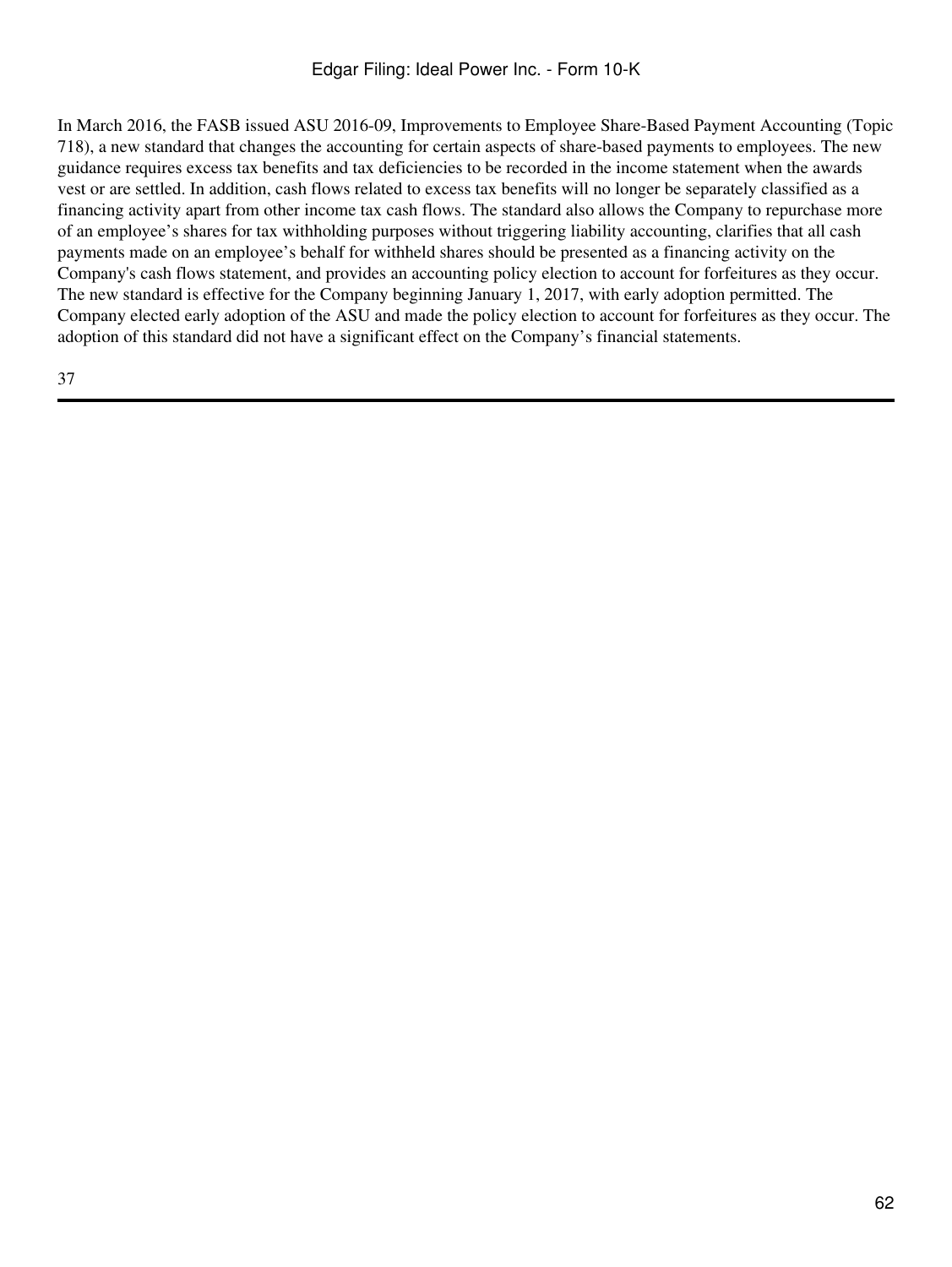In March 2016, the FASB issued ASU 2016-09, Improvements to Employee Share-Based Payment Accounting (Topic 718), a new standard that changes the accounting for certain aspects of share-based payments to employees. The new guidance requires excess tax benefits and tax deficiencies to be recorded in the income statement when the awards vest or are settled. In addition, cash flows related to excess tax benefits will no longer be separately classified as a financing activity apart from other income tax cash flows. The standard also allows the Company to repurchase more of an employee's shares for tax withholding purposes without triggering liability accounting, clarifies that all cash payments made on an employee's behalf for withheld shares should be presented as a financing activity on the Company's cash flows statement, and provides an accounting policy election to account for forfeitures as they occur. The new standard is effective for the Company beginning January 1, 2017, with early adoption permitted. The Company elected early adoption of the ASU and made the policy election to account for forfeitures as they occur. The adoption of this standard did not have a significant effect on the Company's financial statements.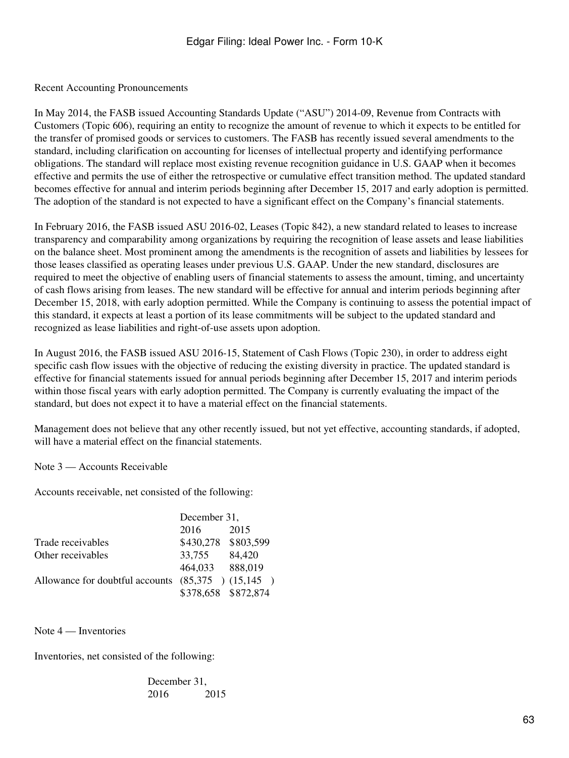Recent Accounting Pronouncements

In May 2014, the FASB issued Accounting Standards Update ("ASU") 2014-09, Revenue from Contracts with Customers (Topic 606), requiring an entity to recognize the amount of revenue to which it expects to be entitled for the transfer of promised goods or services to customers. The FASB has recently issued several amendments to the standard, including clarification on accounting for licenses of intellectual property and identifying performance obligations. The standard will replace most existing revenue recognition guidance in U.S. GAAP when it becomes effective and permits the use of either the retrospective or cumulative effect transition method. The updated standard becomes effective for annual and interim periods beginning after December 15, 2017 and early adoption is permitted. The adoption of the standard is not expected to have a significant effect on the Company's financial statements.

In February 2016, the FASB issued ASU 2016-02, Leases (Topic 842), a new standard related to leases to increase transparency and comparability among organizations by requiring the recognition of lease assets and lease liabilities on the balance sheet. Most prominent among the amendments is the recognition of assets and liabilities by lessees for those leases classified as operating leases under previous U.S. GAAP. Under the new standard, disclosures are required to meet the objective of enabling users of financial statements to assess the amount, timing, and uncertainty of cash flows arising from leases. The new standard will be effective for annual and interim periods beginning after December 15, 2018, with early adoption permitted. While the Company is continuing to assess the potential impact of this standard, it expects at least a portion of its lease commitments will be subject to the updated standard and recognized as lease liabilities and right-of-use assets upon adoption.

In August 2016, the FASB issued ASU 2016-15, Statement of Cash Flows (Topic 230), in order to address eight specific cash flow issues with the objective of reducing the existing diversity in practice. The updated standard is effective for financial statements issued for annual periods beginning after December 15, 2017 and interim periods within those fiscal years with early adoption permitted. The Company is currently evaluating the impact of the standard, but does not expect it to have a material effect on the financial statements.

Management does not believe that any other recently issued, but not yet effective, accounting standards, if adopted, will have a material effect on the financial statements.

Note 3 — Accounts Receivable

Accounts receivable, net consisted of the following:

| | December 31, | |
|---|---|---|
| | 2016 | 2015 |
| Trade receivables | $430,278 | $803,599 |
| Other receivables | 33,755 | 84,420 |
| | 464,033 | 888,019 |
| Allowance for doubtful accounts | (85,375) | (15,145) |
| | $378,658 | $872,874 |

Note 4 — Inventories

Inventories, net consisted of the following:

| December 31, | |
|---|---|
| 2016 | 2015 |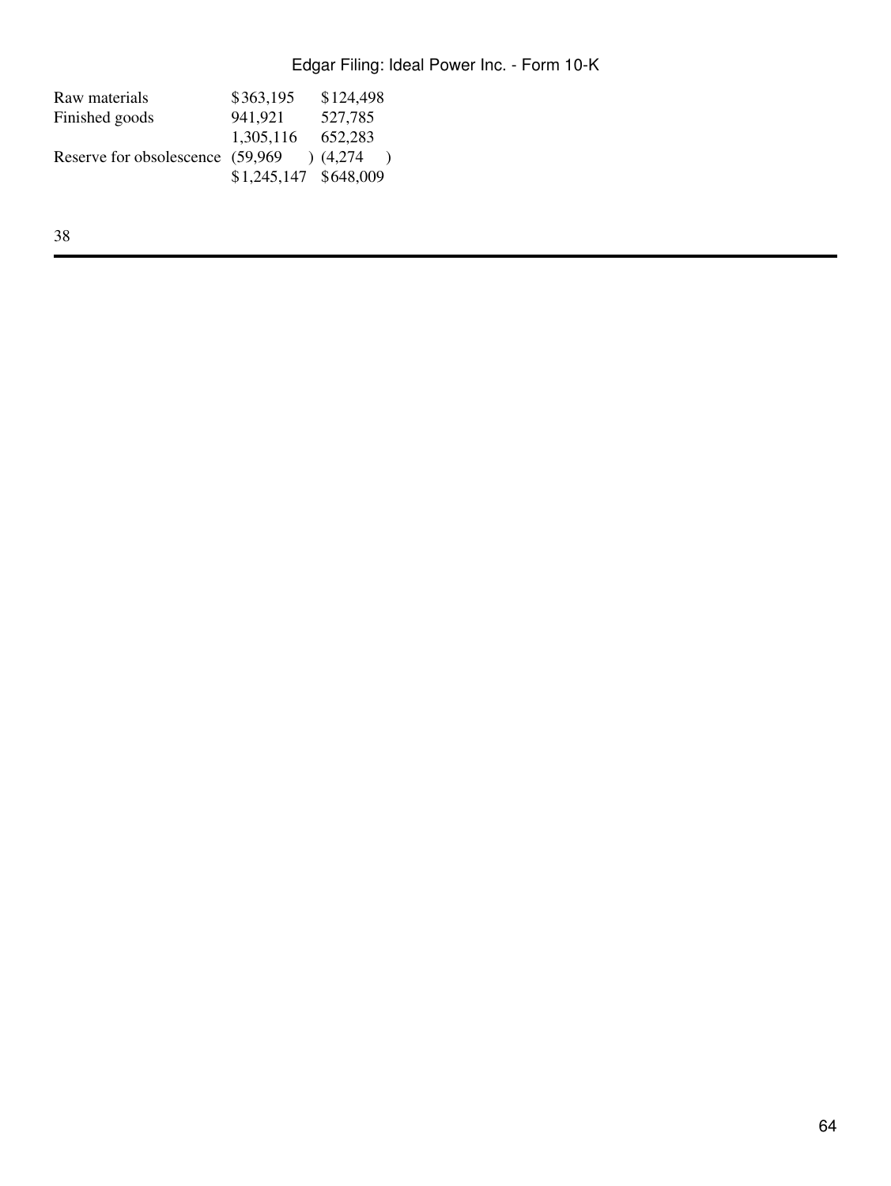| | | |
|---|---|---|
| Raw materials | $363,195 | $124,498 |
| Finished goods | 941,921 | 527,785 |
| | 1,305,116 | 652,283 |
| Reserve for obsolescence | (59,969 ) | (4,274 ) |
| | $1,245,147 | $648,009 |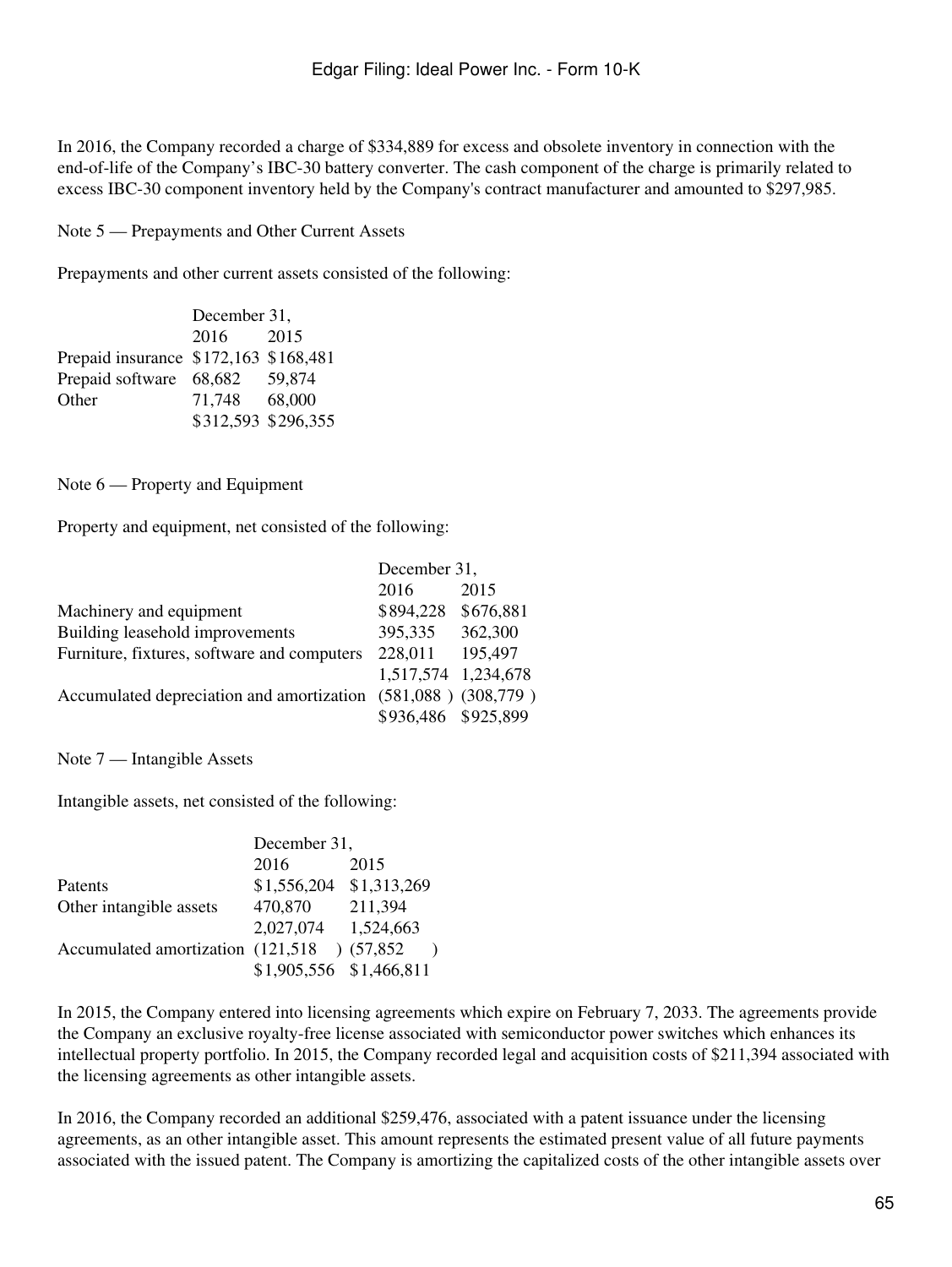In 2016, the Company recorded a charge of $334,889 for excess and obsolete inventory in connection with the end-of-life of the Company's IBC-30 battery converter. The cash component of the charge is primarily related to excess IBC-30 component inventory held by the Company's contract manufacturer and amounted to $297,985.

Note 5 — Prepayments and Other Current Assets

Prepayments and other current assets consisted of the following:

| | December 31, | |
|---|---|---|
| | 2016 | 2015 |
| Prepaid insurance | $172,163 | $168,481 |
| Prepaid software | 68,682 | 59,874 |
| Other | 71,748 | 68,000 |
| | $312,593 | $296,355 |

Note 6 — Property and Equipment

Property and equipment, net consisted of the following:

| | December 31, | |
|---|---|---|
| | 2016 | 2015 |
| Machinery and equipment | $894,228 | $676,881 |
| Building leasehold improvements | 395,335 | 362,300 |
| Furniture, fixtures, software and computers | 228,011 | 195,497 |
| | 1,517,574 | 1,234,678 |
| Accumulated depreciation and amortization | (581,088 ) | (308,779 ) |
| | $936,486 | $925,899 |

Note 7 — Intangible Assets

Intangible assets, net consisted of the following:

| | December 31, | |
|---|---|---|
| | 2016 | 2015 |
| Patents | $1,556,204 | $1,313,269 |
| Other intangible assets | 470,870 | 211,394 |
| | 2,027,074 | 1,524,663 |
| Accumulated amortization | (121,518 ) | (57,852 ) |
| | $1,905,556 | $1,466,811 |

In 2015, the Company entered into licensing agreements which expire on February 7, 2033. The agreements provide the Company an exclusive royalty-free license associated with semiconductor power switches which enhances its intellectual property portfolio. In 2015, the Company recorded legal and acquisition costs of $211,394 associated with the licensing agreements as other intangible assets.

In 2016, the Company recorded an additional $259,476, associated with a patent issuance under the licensing agreements, as an other intangible asset. This amount represents the estimated present value of all future payments associated with the issued patent. The Company is amortizing the capitalized costs of the other intangible assets over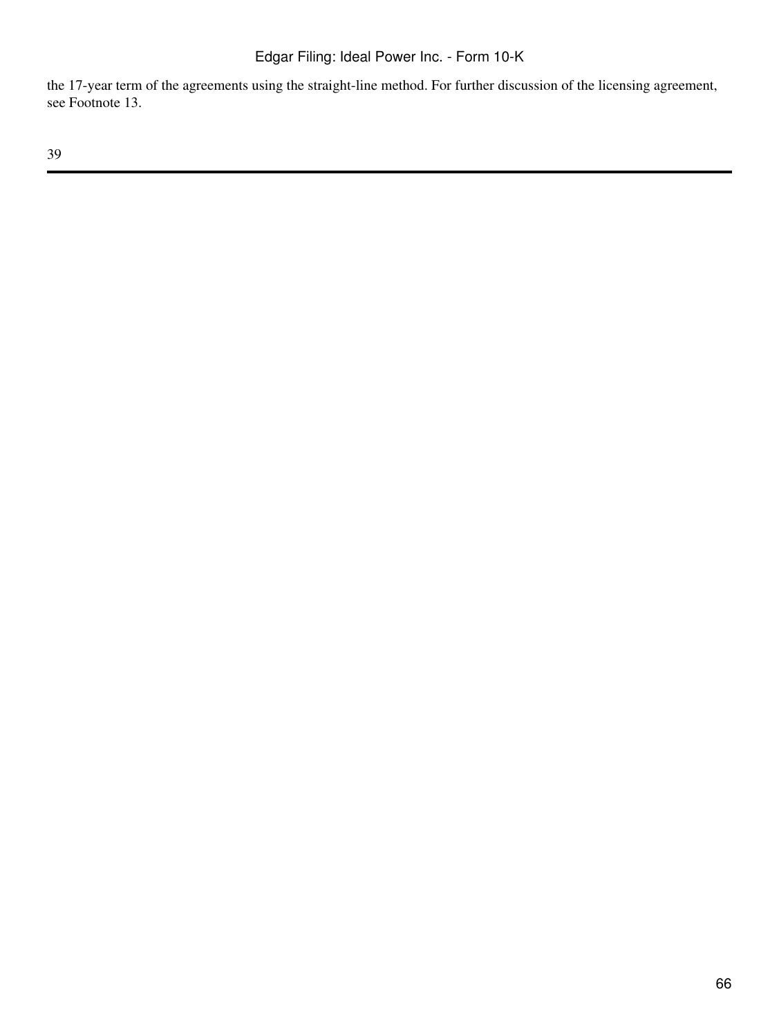the 17-year term of the agreements using the straight-line method. For further discussion of the licensing agreement, see Footnote 13.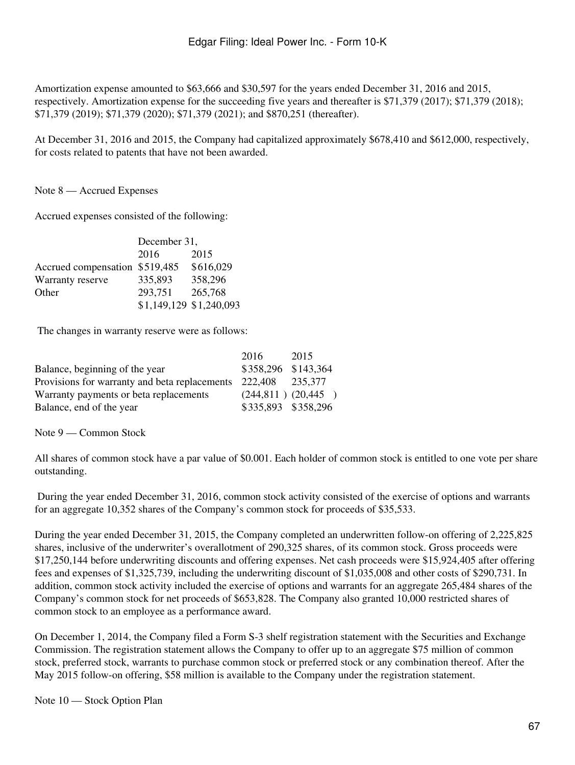Amortization expense amounted to $63,666 and $30,597 for the years ended December 31, 2016 and 2015, respectively. Amortization expense for the succeeding five years and thereafter is $71,379 (2017); $71,379 (2018); $71,379 (2019); $71,379 (2020); $71,379 (2021); and $870,251 (thereafter).

At December 31, 2016 and 2015, the Company had capitalized approximately $678,410 and $612,000, respectively, for costs related to patents that have not been awarded.

Note 8 — Accrued Expenses

Accrued expenses consisted of the following:

| | December 31, | |
|---|---|---|
| | 2016 | 2015 |
| Accrued compensation | $519,485 | $616,029 |
| Warranty reserve | 335,893 | 358,296 |
| Other | 293,751 | 265,768 |
| | $1,149,129 | $1,240,093 |

The changes in warranty reserve were as follows:

| | 2016 | 2015 |
|---|---|---|
| Balance, beginning of the year | $358,296 | $143,364 |
| Provisions for warranty and beta replacements | 222,408 | 235,377 |
| Warranty payments or beta replacements | (244,811 ) | (20,445 ) |
| Balance, end of the year | $335,893 | $358,296 |

Note 9 — Common Stock

All shares of common stock have a par value of $0.001. Each holder of common stock is entitled to one vote per share outstanding.

During the year ended December 31, 2016, common stock activity consisted of the exercise of options and warrants for an aggregate 10,352 shares of the Company's common stock for proceeds of $35,533.

During the year ended December 31, 2015, the Company completed an underwritten follow-on offering of 2,225,825 shares, inclusive of the underwriter's overallotment of 290,325 shares, of its common stock. Gross proceeds were $17,250,144 before underwriting discounts and offering expenses. Net cash proceeds were $15,924,405 after offering fees and expenses of $1,325,739, including the underwriting discount of $1,035,008 and other costs of $290,731. In addition, common stock activity included the exercise of options and warrants for an aggregate 265,484 shares of the Company's common stock for net proceeds of $653,828. The Company also granted 10,000 restricted shares of common stock to an employee as a performance award.

On December 1, 2014, the Company filed a Form S-3 shelf registration statement with the Securities and Exchange Commission. The registration statement allows the Company to offer up to an aggregate $75 million of common stock, preferred stock, warrants to purchase common stock or preferred stock or any combination thereof. After the May 2015 follow-on offering, $58 million is available to the Company under the registration statement.

Note 10 — Stock Option Plan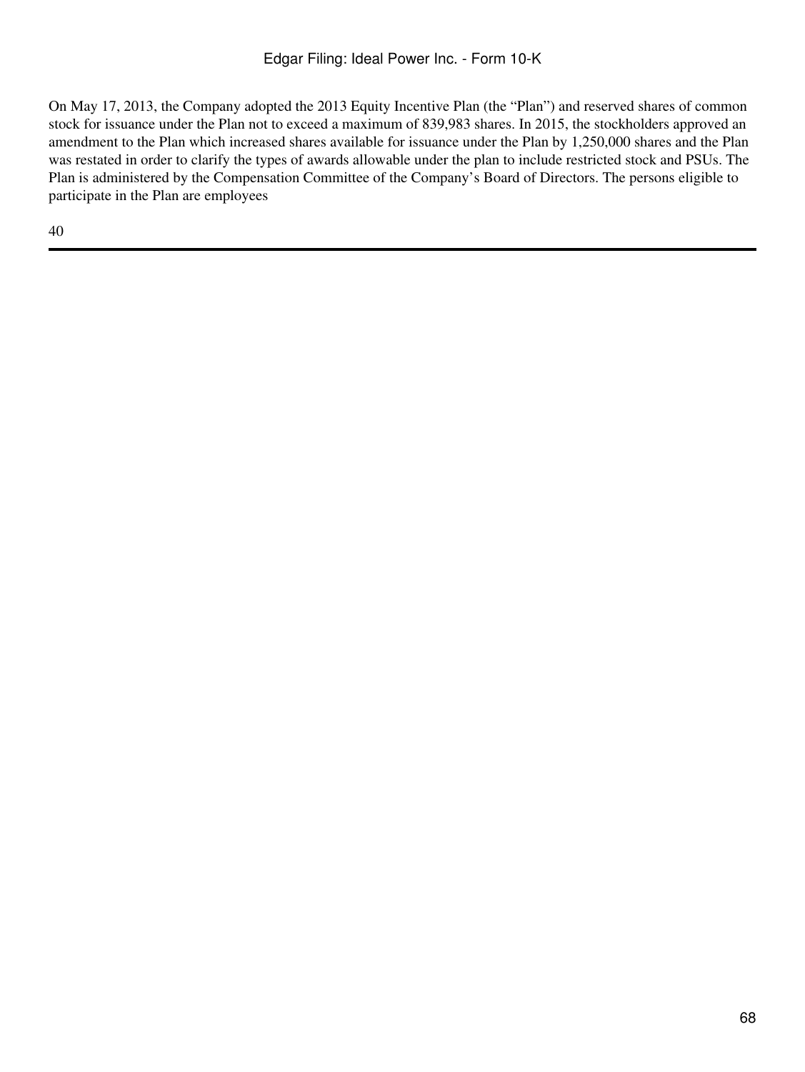On May 17, 2013, the Company adopted the 2013 Equity Incentive Plan (the "Plan") and reserved shares of common stock for issuance under the Plan not to exceed a maximum of 839,983 shares. In 2015, the stockholders approved an amendment to the Plan which increased shares available for issuance under the Plan by 1,250,000 shares and the Plan was restated in order to clarify the types of awards allowable under the plan to include restricted stock and PSUs. The Plan is administered by the Compensation Committee of the Company's Board of Directors. The persons eligible to participate in the Plan are employees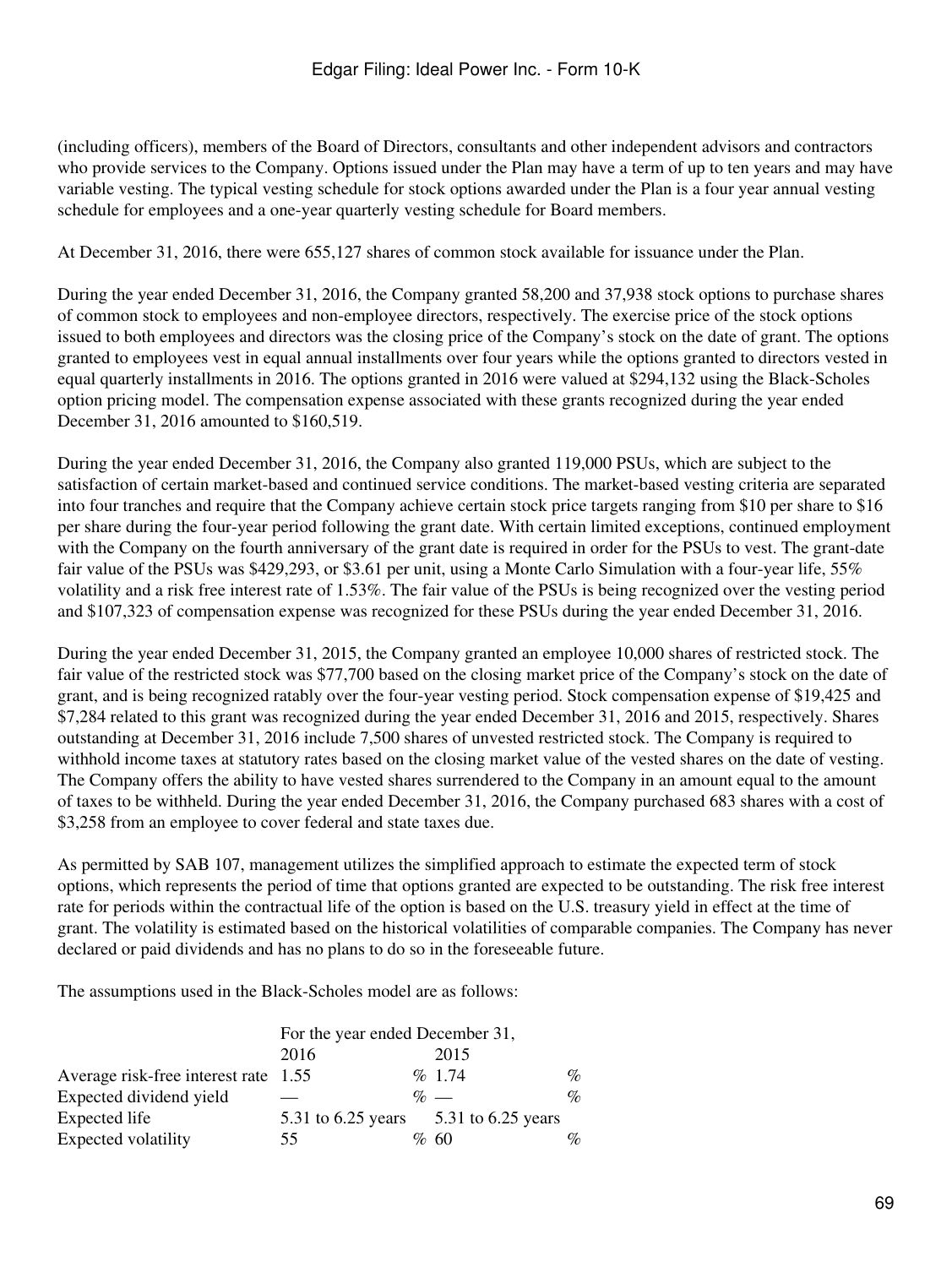(including officers), members of the Board of Directors, consultants and other independent advisors and contractors who provide services to the Company. Options issued under the Plan may have a term of up to ten years and may have variable vesting. The typical vesting schedule for stock options awarded under the Plan is a four year annual vesting schedule for employees and a one-year quarterly vesting schedule for Board members.

At December 31, 2016, there were 655,127 shares of common stock available for issuance under the Plan.

During the year ended December 31, 2016, the Company granted 58,200 and 37,938 stock options to purchase shares of common stock to employees and non-employee directors, respectively. The exercise price of the stock options issued to both employees and directors was the closing price of the Company's stock on the date of grant. The options granted to employees vest in equal annual installments over four years while the options granted to directors vested in equal quarterly installments in 2016. The options granted in 2016 were valued at $294,132 using the Black-Scholes option pricing model. The compensation expense associated with these grants recognized during the year ended December 31, 2016 amounted to $160,519.

During the year ended December 31, 2016, the Company also granted 119,000 PSUs, which are subject to the satisfaction of certain market-based and continued service conditions. The market-based vesting criteria are separated into four tranches and require that the Company achieve certain stock price targets ranging from $10 per share to $16 per share during the four-year period following the grant date. With certain limited exceptions, continued employment with the Company on the fourth anniversary of the grant date is required in order for the PSUs to vest. The grant-date fair value of the PSUs was $429,293, or $3.61 per unit, using a Monte Carlo Simulation with a four-year life, 55% volatility and a risk free interest rate of 1.53%. The fair value of the PSUs is being recognized over the vesting period and $107,323 of compensation expense was recognized for these PSUs during the year ended December 31, 2016.

During the year ended December 31, 2015, the Company granted an employee 10,000 shares of restricted stock. The fair value of the restricted stock was $77,700 based on the closing market price of the Company's stock on the date of grant, and is being recognized ratably over the four-year vesting period. Stock compensation expense of $19,425 and $7,284 related to this grant was recognized during the year ended December 31, 2016 and 2015, respectively. Shares outstanding at December 31, 2016 include 7,500 shares of unvested restricted stock. The Company is required to withhold income taxes at statutory rates based on the closing market value of the vested shares on the date of vesting. The Company offers the ability to have vested shares surrendered to the Company in an amount equal to the amount of taxes to be withheld. During the year ended December 31, 2016, the Company purchased 683 shares with a cost of $3,258 from an employee to cover federal and state taxes due.

As permitted by SAB 107, management utilizes the simplified approach to estimate the expected term of stock options, which represents the period of time that options granted are expected to be outstanding. The risk free interest rate for periods within the contractual life of the option is based on the U.S. treasury yield in effect at the time of grant. The volatility is estimated based on the historical volatilities of comparable companies. The Company has never declared or paid dividends and has no plans to do so in the foreseeable future.

The assumptions used in the Black-Scholes model are as follows:

| | For the year ended December 31, | |
|---|---|---|
| | 2016 | 2015 |
| Average risk-free interest rate | 1.55 % | 1.74 % |
| Expected dividend yield | — % | — % |
| Expected life | 5.31 to 6.25 years | 5.31 to 6.25 years |
| Expected volatility | 55 % | 60 % |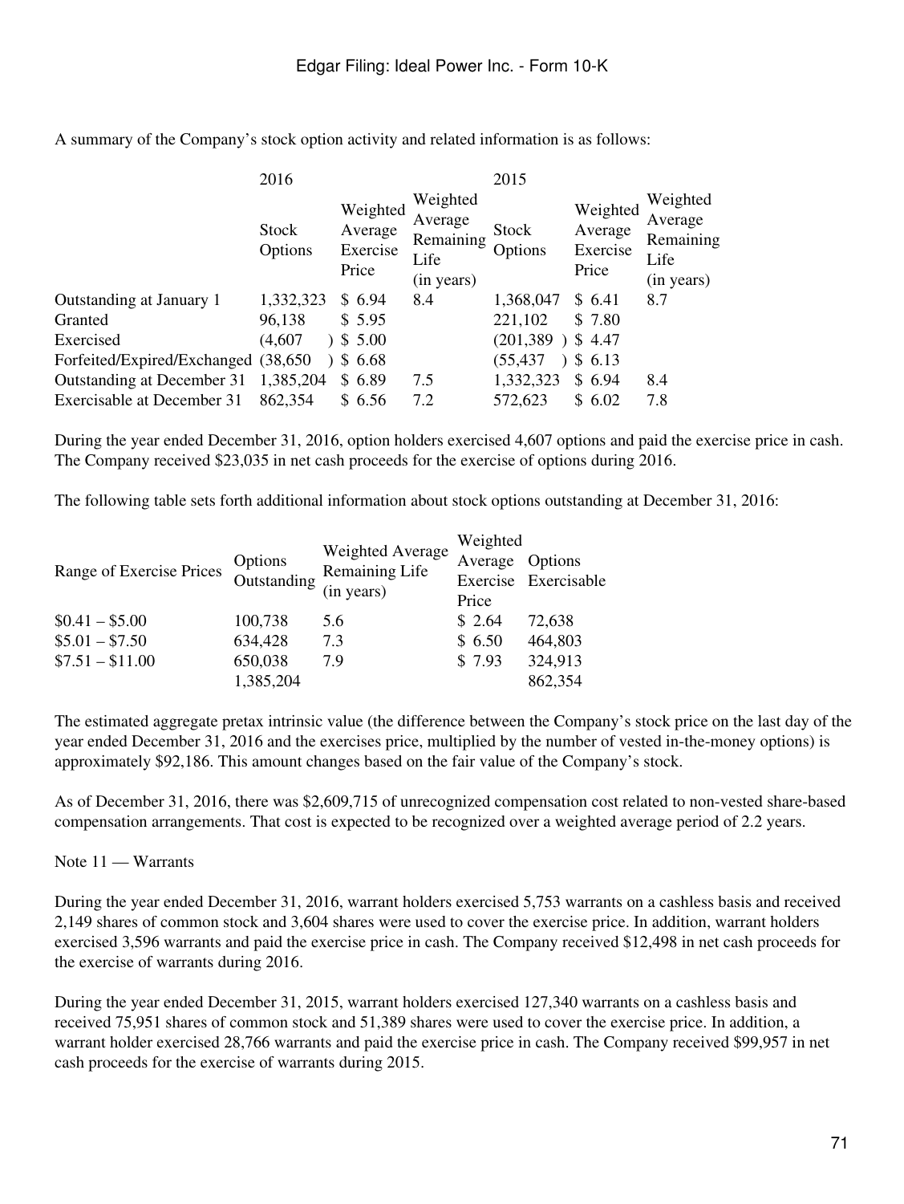A summary of the Company's stock option activity and related information is as follows:

| | 2016 | | | 2015 | | |
|---|---|---|---|---|---|---|
| | Stock Options | Weighted Average Exercise Price | Weighted Average Remaining Life (in years) | Stock Options | Weighted Average Exercise Price | Weighted Average Remaining Life (in years) |
| Outstanding at January 1 | 1,332,323 | $ 6.94 | 8.4 | 1,368,047 | $ 6.41 | 8.7 |
| Granted | 96,138 | $ 5.95 | | 221,102 | $ 7.80 | |
| Exercised | (4,607 ) | $ 5.00 | | (201,389 ) | $ 4.47 | |
| Forfeited/Expired/Exchanged | (38,650 ) | $ 6.68 | | (55,437 ) | $ 6.13 | |
| Outstanding at December 31 | 1,385,204 | $ 6.89 | 7.5 | 1,332,323 | $ 6.94 | 8.4 |
| Exercisable at December 31 | 862,354 | $ 6.56 | 7.2 | 572,623 | $ 6.02 | 7.8 |

During the year ended December 31, 2016, option holders exercised 4,607 options and paid the exercise price in cash. The Company received $23,035 in net cash proceeds for the exercise of options during 2016.

The following table sets forth additional information about stock options outstanding at December 31, 2016:

| Range of Exercise Prices | Options Outstanding | Weighted Average Remaining Life (in years) | Weighted Average Exercise Price | Options Exercisable |
|---|---|---|---|---|
| $0.41 – $5.00 | 100,738 | 5.6 | $ 2.64 | 72,638 |
| $5.01 – $7.50 | 634,428 | 7.3 | $ 6.50 | 464,803 |
| $7.51 – $11.00 | 650,038 | 7.9 | $ 7.93 | 324,913 |
| | 1,385,204 | | | 862,354 |

The estimated aggregate pretax intrinsic value (the difference between the Company's stock price on the last day of the year ended December 31, 2016 and the exercises price, multiplied by the number of vested in-the-money options) is approximately $92,186. This amount changes based on the fair value of the Company's stock.

As of December 31, 2016, there was $2,609,715 of unrecognized compensation cost related to non-vested share-based compensation arrangements. That cost is expected to be recognized over a weighted average period of 2.2 years.

Note 11 — Warrants

During the year ended December 31, 2016, warrant holders exercised 5,753 warrants on a cashless basis and received 2,149 shares of common stock and 3,604 shares were used to cover the exercise price. In addition, warrant holders exercised 3,596 warrants and paid the exercise price in cash. The Company received $12,498 in net cash proceeds for the exercise of warrants during 2016.

During the year ended December 31, 2015, warrant holders exercised 127,340 warrants on a cashless basis and received 75,951 shares of common stock and 51,389 shares were used to cover the exercise price. In addition, a warrant holder exercised 28,766 warrants and paid the exercise price in cash. The Company received $99,957 in net cash proceeds for the exercise of warrants during 2015.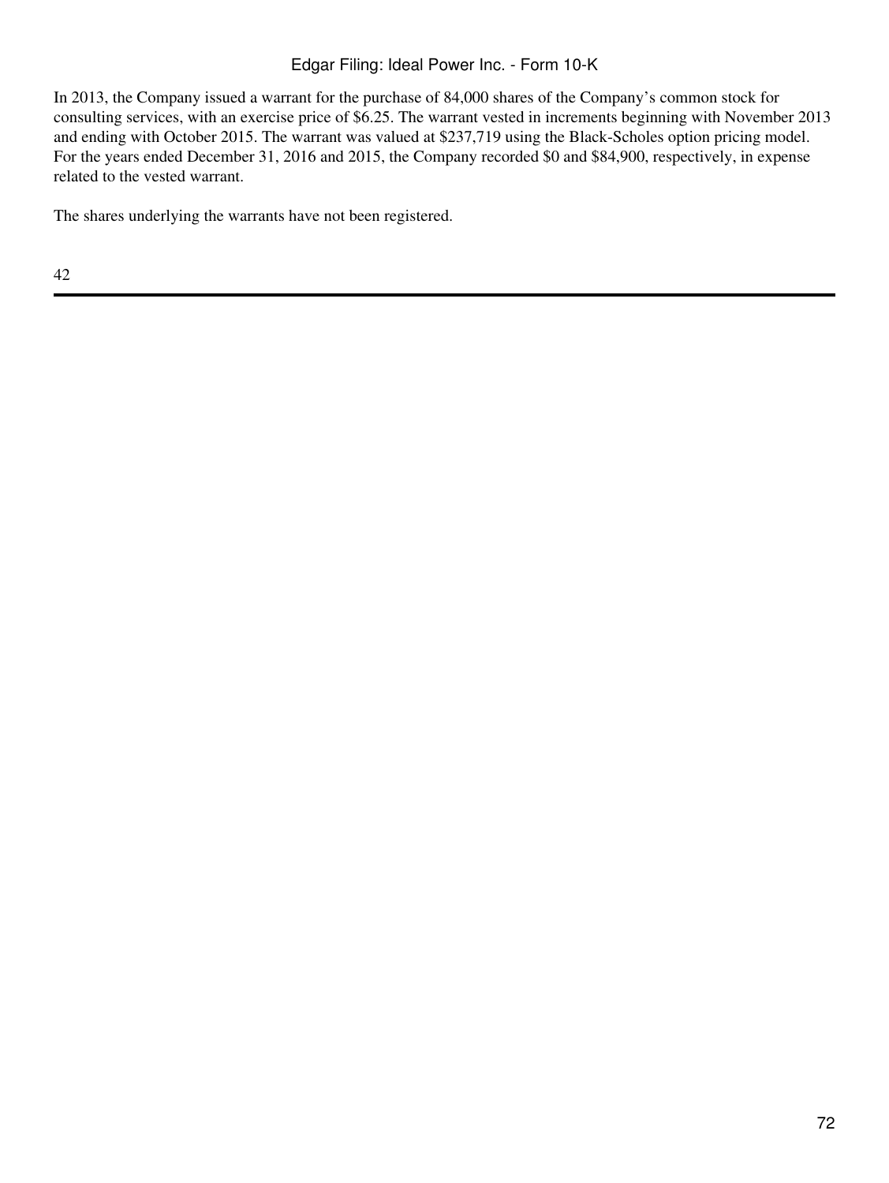In 2013, the Company issued a warrant for the purchase of 84,000 shares of the Company's common stock for consulting services, with an exercise price of $6.25. The warrant vested in increments beginning with November 2013 and ending with October 2015. The warrant was valued at $237,719 using the Black-Scholes option pricing model. For the years ended December 31, 2016 and 2015, the Company recorded $0 and $84,900, respectively, in expense related to the vested warrant.

The shares underlying the warrants have not been registered.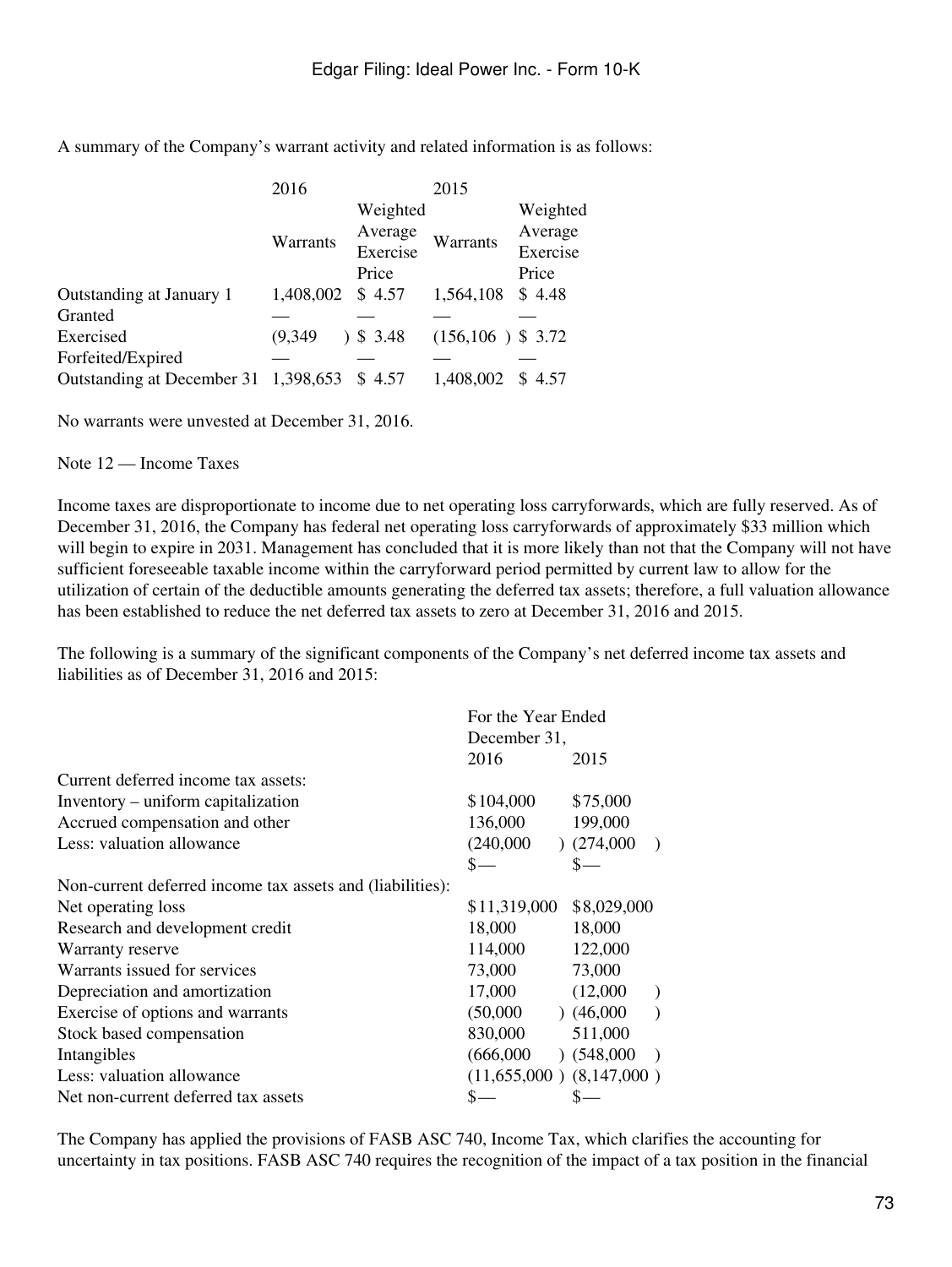A summary of the Company's warrant activity and related information is as follows:

| | 2016 | | 2015 | |
|---|---|---|---|---|
| | Warrants | Weighted Average Exercise Price | Warrants | Weighted Average Exercise Price |
| Outstanding at January 1 | 1,408,002 | $ 4.57 | 1,564,108 | $ 4.48 |
| Granted | — | — | — | — |
| Exercised | (9,349) | $ 3.48 | (156,106) | $ 3.72 |
| Forfeited/Expired | — | — | — | — |
| Outstanding at December 31 | 1,398,653 | $ 4.57 | 1,408,002 | $ 4.57 |

No warrants were unvested at December 31, 2016.

Note 12 — Income Taxes

Income taxes are disproportionate to income due to net operating loss carryforwards, which are fully reserved. As of December 31, 2016, the Company has federal net operating loss carryforwards of approximately $33 million which will begin to expire in 2031. Management has concluded that it is more likely than not that the Company will not have sufficient foreseeable taxable income within the carryforward period permitted by current law to allow for the utilization of certain of the deductible amounts generating the deferred tax assets; therefore, a full valuation allowance has been established to reduce the net deferred tax assets to zero at December 31, 2016 and 2015.

The following is a summary of the significant components of the Company's net deferred income tax assets and liabilities as of December 31, 2016 and 2015:

| | For the Year Ended December 31, | |
|---|---|---|
| | 2016 | 2015 |
| Current deferred income tax assets: | | |
| Inventory – uniform capitalization | $104,000 | $75,000 |
| Accrued compensation and other | 136,000 | 199,000 |
| Less: valuation allowance | (240,000) | (274,000) |
| | $— | $— |
| Non-current deferred income tax assets (and liabilities): | | |
| Net operating loss | $11,319,000 | $8,029,000 |
| Research and development credit | 18,000 | 18,000 |
| Warranty reserve | 114,000 | 122,000 |
| Warrants issued for services | 73,000 | 73,000 |
| Depreciation and amortization | 17,000 | (12,000) |
| Exercise of options and warrants | (50,000) | (46,000) |
| Stock based compensation | 830,000 | 511,000 |
| Intangibles | (666,000) | (548,000) |
| Less: valuation allowance | (11,655,000) | (8,147,000) |
| Net non-current deferred tax assets | $— | $— |

The Company has applied the provisions of FASB ASC 740, Income Tax, which clarifies the accounting for uncertainty in tax positions. FASB ASC 740 requires the recognition of the impact of a tax position in the financial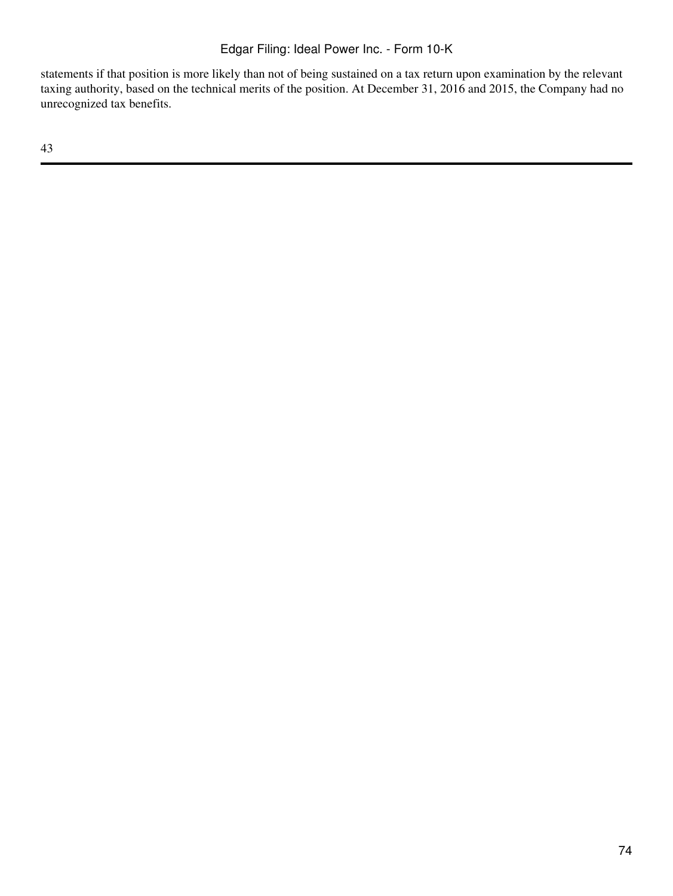statements if that position is more likely than not of being sustained on a tax return upon examination by the relevant taxing authority, based on the technical merits of the position. At December 31, 2016 and 2015, the Company had no unrecognized tax benefits.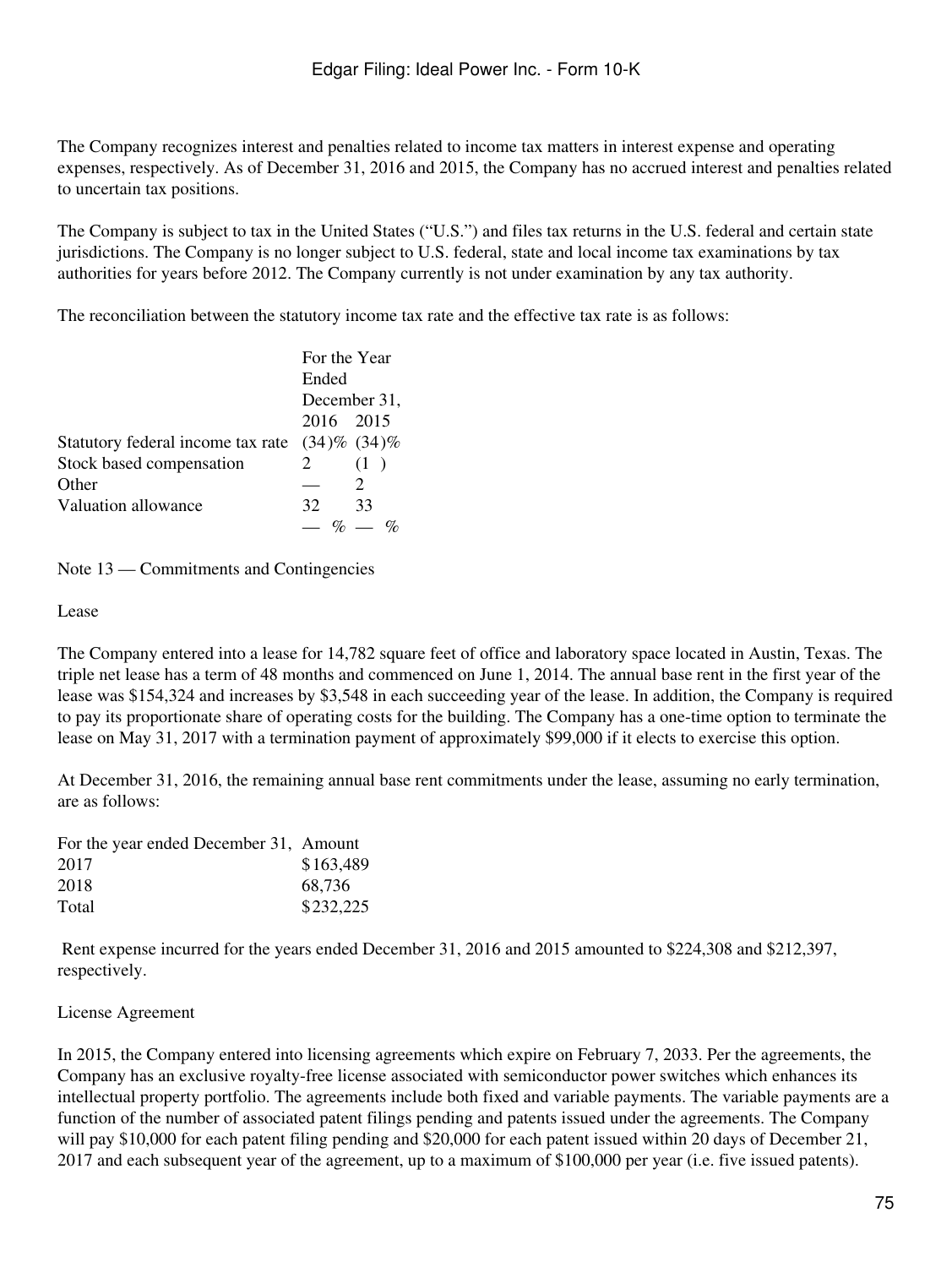The Company recognizes interest and penalties related to income tax matters in interest expense and operating expenses, respectively. As of December 31, 2016 and 2015, the Company has no accrued interest and penalties related to uncertain tax positions.

The Company is subject to tax in the United States ("U.S.") and files tax returns in the U.S. federal and certain state jurisdictions. The Company is no longer subject to U.S. federal, state and local income tax examinations by tax authorities for years before 2012. The Company currently is not under examination by any tax authority.

The reconciliation between the statutory income tax rate and the effective tax rate is as follows:

| | For the Year Ended December 31, | |
|---|---|---|
| | 2016 | 2015 |
| Statutory federal income tax rate | (34)% | (34)% |
| Stock based compensation | 2 | (1 ) |
| Other | — | 2 |
| Valuation allowance | 32 | 33 |
| | — % | — % |

Note 13 — Commitments and Contingencies

Lease

The Company entered into a lease for 14,782 square feet of office and laboratory space located in Austin, Texas. The triple net lease has a term of 48 months and commenced on June 1, 2014. The annual base rent in the first year of the lease was $154,324 and increases by $3,548 in each succeeding year of the lease. In addition, the Company is required to pay its proportionate share of operating costs for the building. The Company has a one-time option to terminate the lease on May 31, 2017 with a termination payment of approximately $99,000 if it elects to exercise this option.

At December 31, 2016, the remaining annual base rent commitments under the lease, assuming no early termination, are as follows:

| For the year ended December 31, | Amount |
|---|---|
| 2017 | $163,489 |
| 2018 | 68,736 |
| Total | $232,225 |

Rent expense incurred for the years ended December 31, 2016 and 2015 amounted to $224,308 and $212,397, respectively.

License Agreement

In 2015, the Company entered into licensing agreements which expire on February 7, 2033. Per the agreements, the Company has an exclusive royalty-free license associated with semiconductor power switches which enhances its intellectual property portfolio. The agreements include both fixed and variable payments. The variable payments are a function of the number of associated patent filings pending and patents issued under the agreements. The Company will pay $10,000 for each patent filing pending and $20,000 for each patent issued within 20 days of December 21, 2017 and each subsequent year of the agreement, up to a maximum of $100,000 per year (i.e. five issued patents).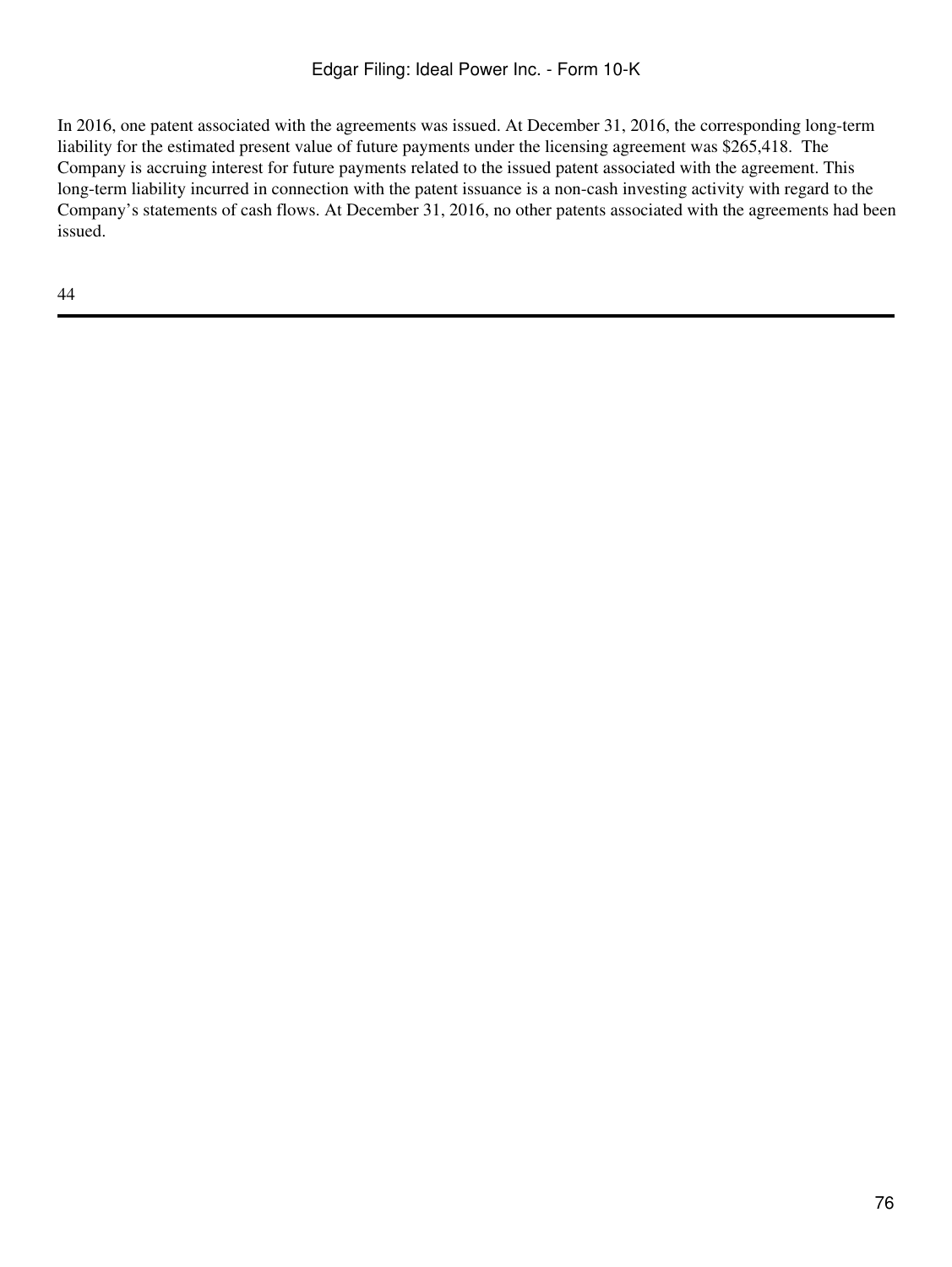In 2016, one patent associated with the agreements was issued. At December 31, 2016, the corresponding long-term liability for the estimated present value of future payments under the licensing agreement was $265,418. The Company is accruing interest for future payments related to the issued patent associated with the agreement. This long-term liability incurred in connection with the patent issuance is a non-cash investing activity with regard to the Company's statements of cash flows. At December 31, 2016, no other patents associated with the agreements had been issued.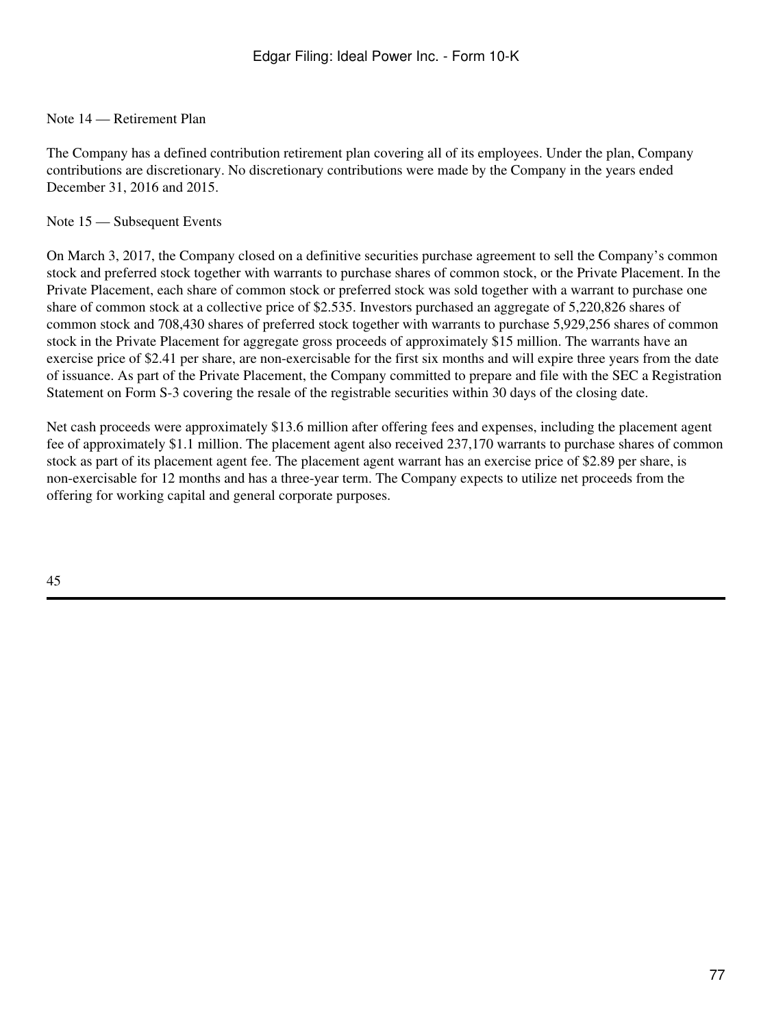## Note 14 — Retirement Plan

The Company has a defined contribution retirement plan covering all of its employees. Under the plan, Company contributions are discretionary. No discretionary contributions were made by the Company in the years ended December 31, 2016 and 2015.

## Note 15 — Subsequent Events

On March 3, 2017, the Company closed on a definitive securities purchase agreement to sell the Company's common stock and preferred stock together with warrants to purchase shares of common stock, or the Private Placement. In the Private Placement, each share of common stock or preferred stock was sold together with a warrant to purchase one share of common stock at a collective price of $2.535. Investors purchased an aggregate of 5,220,826 shares of common stock and 708,430 shares of preferred stock together with warrants to purchase 5,929,256 shares of common stock in the Private Placement for aggregate gross proceeds of approximately $15 million. The warrants have an exercise price of $2.41 per share, are non-exercisable for the first six months and will expire three years from the date of issuance. As part of the Private Placement, the Company committed to prepare and file with the SEC a Registration Statement on Form S-3 covering the resale of the registrable securities within 30 days of the closing date.

Net cash proceeds were approximately $13.6 million after offering fees and expenses, including the placement agent fee of approximately $1.1 million. The placement agent also received 237,170 warrants to purchase shares of common stock as part of its placement agent fee. The placement agent warrant has an exercise price of $2.89 per share, is non-exercisable for 12 months and has a three-year term. The Company expects to utilize net proceeds from the offering for working capital and general corporate purposes.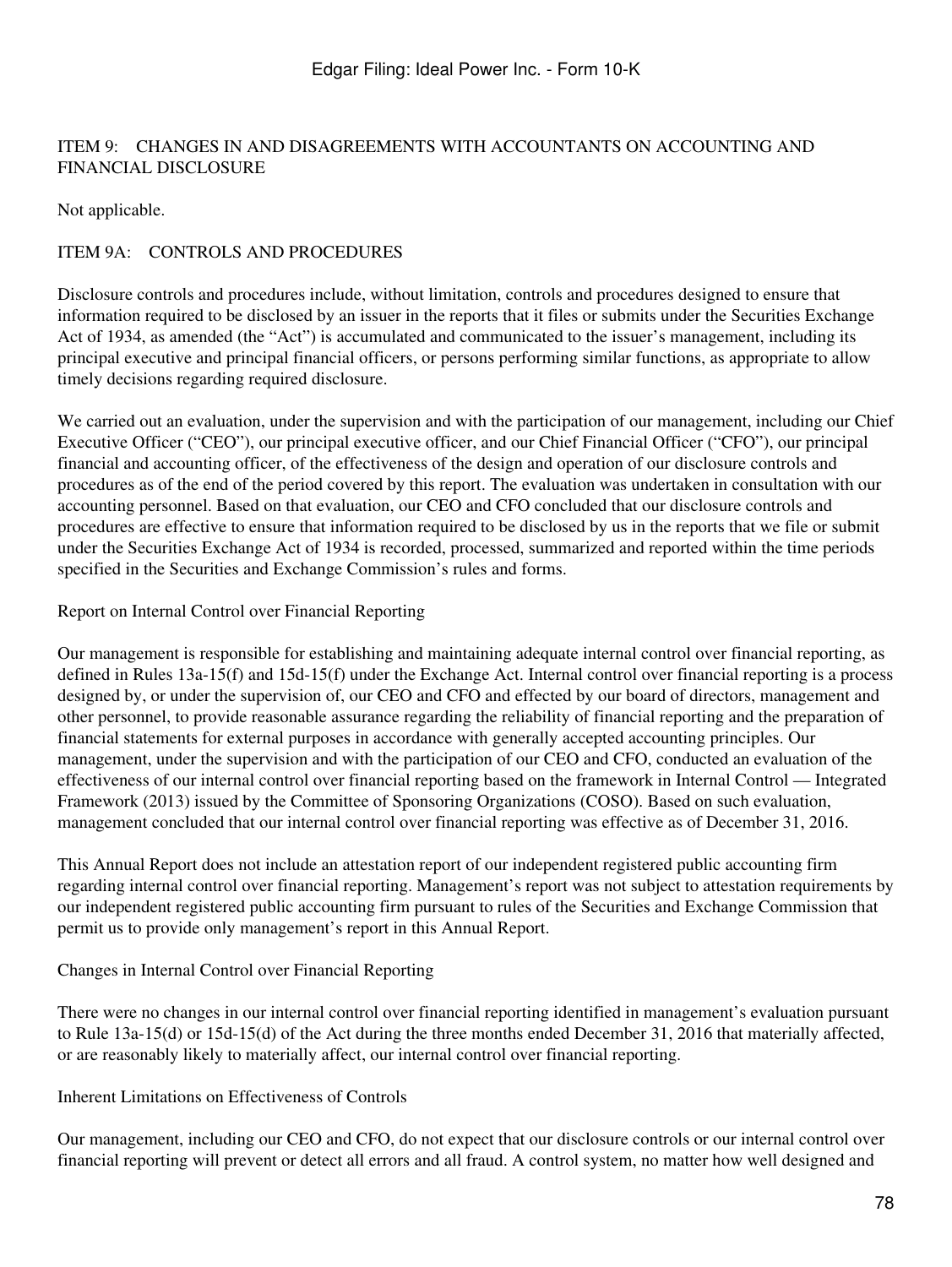## ITEM 9: CHANGES IN AND DISAGREEMENTS WITH ACCOUNTANTS ON ACCOUNTING AND FINANCIAL DISCLOSURE

Not applicable.

## ITEM 9A: CONTROLS AND PROCEDURES

Disclosure controls and procedures include, without limitation, controls and procedures designed to ensure that information required to be disclosed by an issuer in the reports that it files or submits under the Securities Exchange Act of 1934, as amended (the "Act") is accumulated and communicated to the issuer's management, including its principal executive and principal financial officers, or persons performing similar functions, as appropriate to allow timely decisions regarding required disclosure.

We carried out an evaluation, under the supervision and with the participation of our management, including our Chief Executive Officer ("CEO"), our principal executive officer, and our Chief Financial Officer ("CFO"), our principal financial and accounting officer, of the effectiveness of the design and operation of our disclosure controls and procedures as of the end of the period covered by this report. The evaluation was undertaken in consultation with our accounting personnel. Based on that evaluation, our CEO and CFO concluded that our disclosure controls and procedures are effective to ensure that information required to be disclosed by us in the reports that we file or submit under the Securities Exchange Act of 1934 is recorded, processed, summarized and reported within the time periods specified in the Securities and Exchange Commission's rules and forms.

### Report on Internal Control over Financial Reporting

Our management is responsible for establishing and maintaining adequate internal control over financial reporting, as defined in Rules 13a-15(f) and 15d-15(f) under the Exchange Act. Internal control over financial reporting is a process designed by, or under the supervision of, our CEO and CFO and effected by our board of directors, management and other personnel, to provide reasonable assurance regarding the reliability of financial reporting and the preparation of financial statements for external purposes in accordance with generally accepted accounting principles. Our management, under the supervision and with the participation of our CEO and CFO, conducted an evaluation of the effectiveness of our internal control over financial reporting based on the framework in Internal Control — Integrated Framework (2013) issued by the Committee of Sponsoring Organizations (COSO). Based on such evaluation, management concluded that our internal control over financial reporting was effective as of December 31, 2016.

This Annual Report does not include an attestation report of our independent registered public accounting firm regarding internal control over financial reporting. Management's report was not subject to attestation requirements by our independent registered public accounting firm pursuant to rules of the Securities and Exchange Commission that permit us to provide only management's report in this Annual Report.

### Changes in Internal Control over Financial Reporting

There were no changes in our internal control over financial reporting identified in management's evaluation pursuant to Rule 13a-15(d) or 15d-15(d) of the Act during the three months ended December 31, 2016 that materially affected, or are reasonably likely to materially affect, our internal control over financial reporting.

### Inherent Limitations on Effectiveness of Controls

Our management, including our CEO and CFO, do not expect that our disclosure controls or our internal control over financial reporting will prevent or detect all errors and all fraud. A control system, no matter how well designed and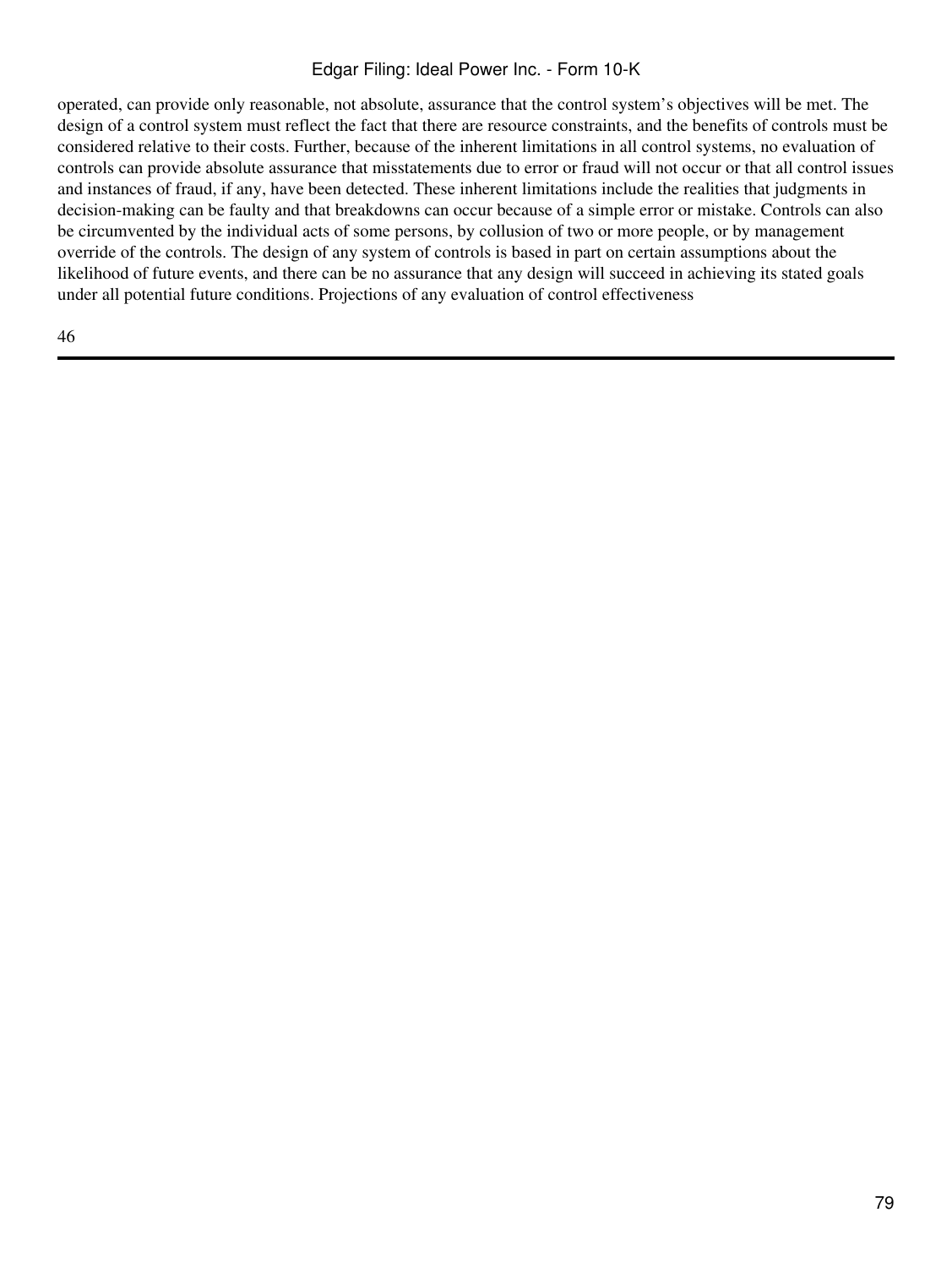operated, can provide only reasonable, not absolute, assurance that the control system's objectives will be met. The design of a control system must reflect the fact that there are resource constraints, and the benefits of controls must be considered relative to their costs. Further, because of the inherent limitations in all control systems, no evaluation of controls can provide absolute assurance that misstatements due to error or fraud will not occur or that all control issues and instances of fraud, if any, have been detected. These inherent limitations include the realities that judgments in decision-making can be faulty and that breakdowns can occur because of a simple error or mistake. Controls can also be circumvented by the individual acts of some persons, by collusion of two or more people, or by management override of the controls. The design of any system of controls is based in part on certain assumptions about the likelihood of future events, and there can be no assurance that any design will succeed in achieving its stated goals under all potential future conditions. Projections of any evaluation of control effectiveness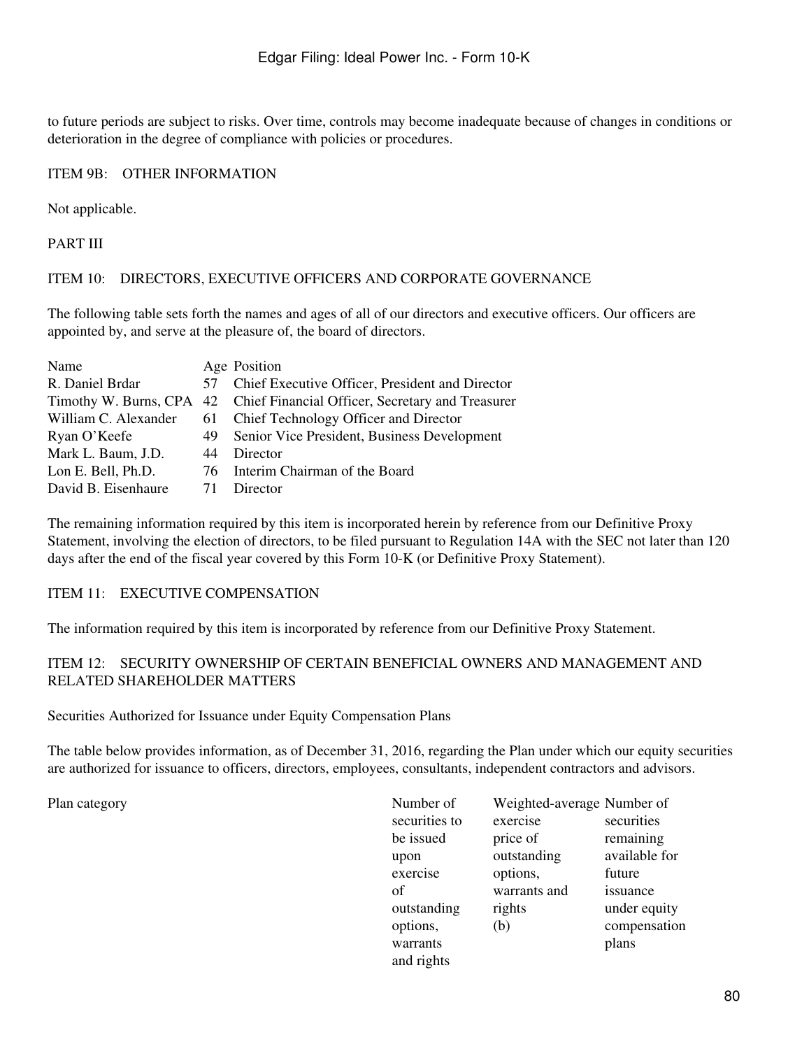to future periods are subject to risks. Over time, controls may become inadequate because of changes in conditions or deterioration in the degree of compliance with policies or procedures.

## ITEM 9B: OTHER INFORMATION

Not applicable.

# PART III

## ITEM 10: DIRECTORS, EXECUTIVE OFFICERS AND CORPORATE GOVERNANCE

The following table sets forth the names and ages of all of our directors and executive officers. Our officers are appointed by, and serve at the pleasure of, the board of directors.

| Name | Age | Position |
|---|---|---|
| R. Daniel Brdar | 57 | Chief Executive Officer, President and Director |
| Timothy W. Burns, CPA | 42 | Chief Financial Officer, Secretary and Treasurer |
| William C. Alexander | 61 | Chief Technology Officer and Director |
| Ryan O'Keefe | 49 | Senior Vice President, Business Development |
| Mark L. Baum, J.D. | 44 | Director |
| Lon E. Bell, Ph.D. | 76 | Interim Chairman of the Board |
| David B. Eisenhaure | 71 | Director |

The remaining information required by this item is incorporated herein by reference from our Definitive Proxy Statement, involving the election of directors, to be filed pursuant to Regulation 14A with the SEC not later than 120 days after the end of the fiscal year covered by this Form 10-K (or Definitive Proxy Statement).

## ITEM 11: EXECUTIVE COMPENSATION

The information required by this item is incorporated by reference from our Definitive Proxy Statement.

## ITEM 12: SECURITY OWNERSHIP OF CERTAIN BENEFICIAL OWNERS AND MANAGEMENT AND RELATED SHAREHOLDER MATTERS

Securities Authorized for Issuance under Equity Compensation Plans

The table below provides information, as of December 31, 2016, regarding the Plan under which our equity securities are authorized for issuance to officers, directors, employees, consultants, independent contractors and advisors.

| Plan category | Number of securities to be issued upon exercise of outstanding options, warrants and rights | Weighted-average exercise price of outstanding options, warrants and rights (b) | Number of securities remaining available for future issuance under equity compensation plans |
|---|---|---|---|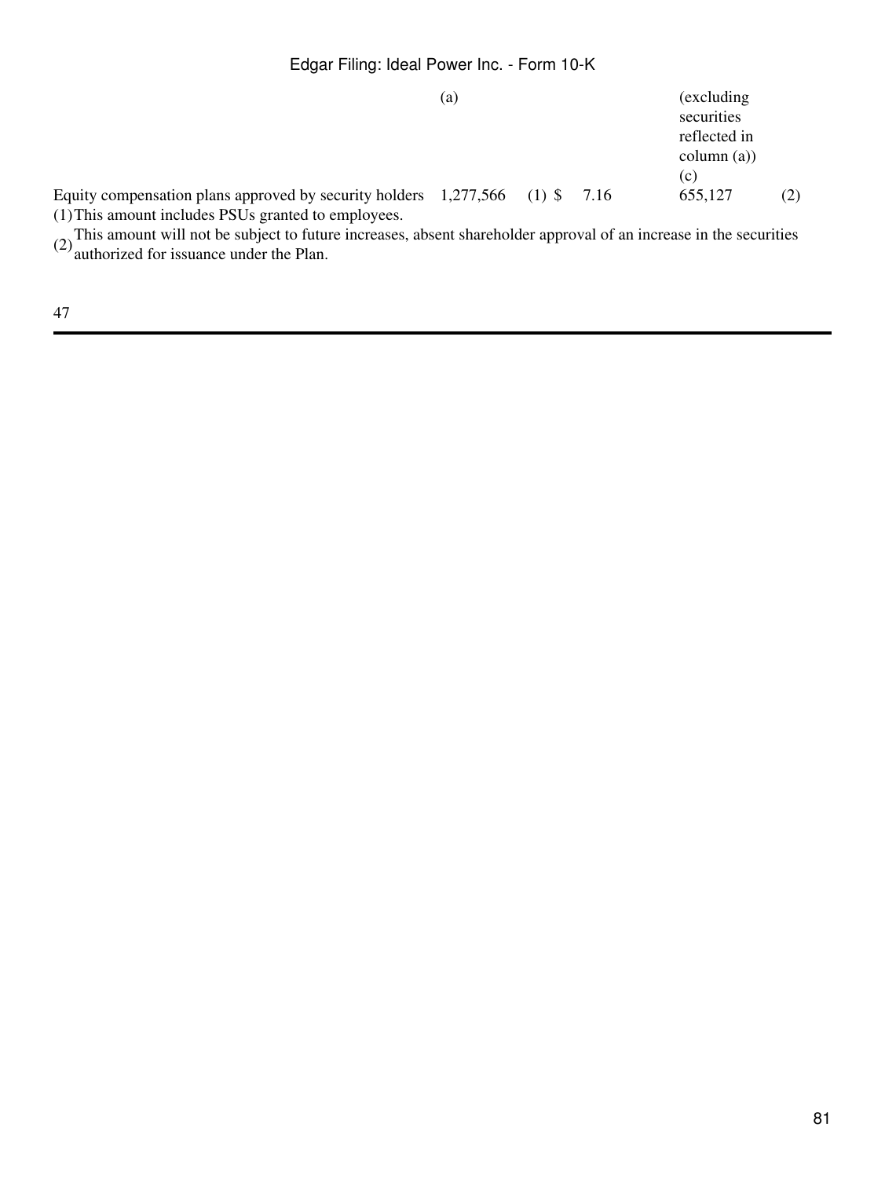| | (a) | | (excluding securities reflected in column (a)) (c) | |
|---|---|---|---|---|
| Equity compensation plans approved by security holders | 1,277,566 (1) | $ 7.16 | 655,127 | (2) |

(1) This amount includes PSUs granted to employees.

(2) This amount will not be subject to future increases, absent shareholder approval of an increase in the securities authorized for issuance under the Plan.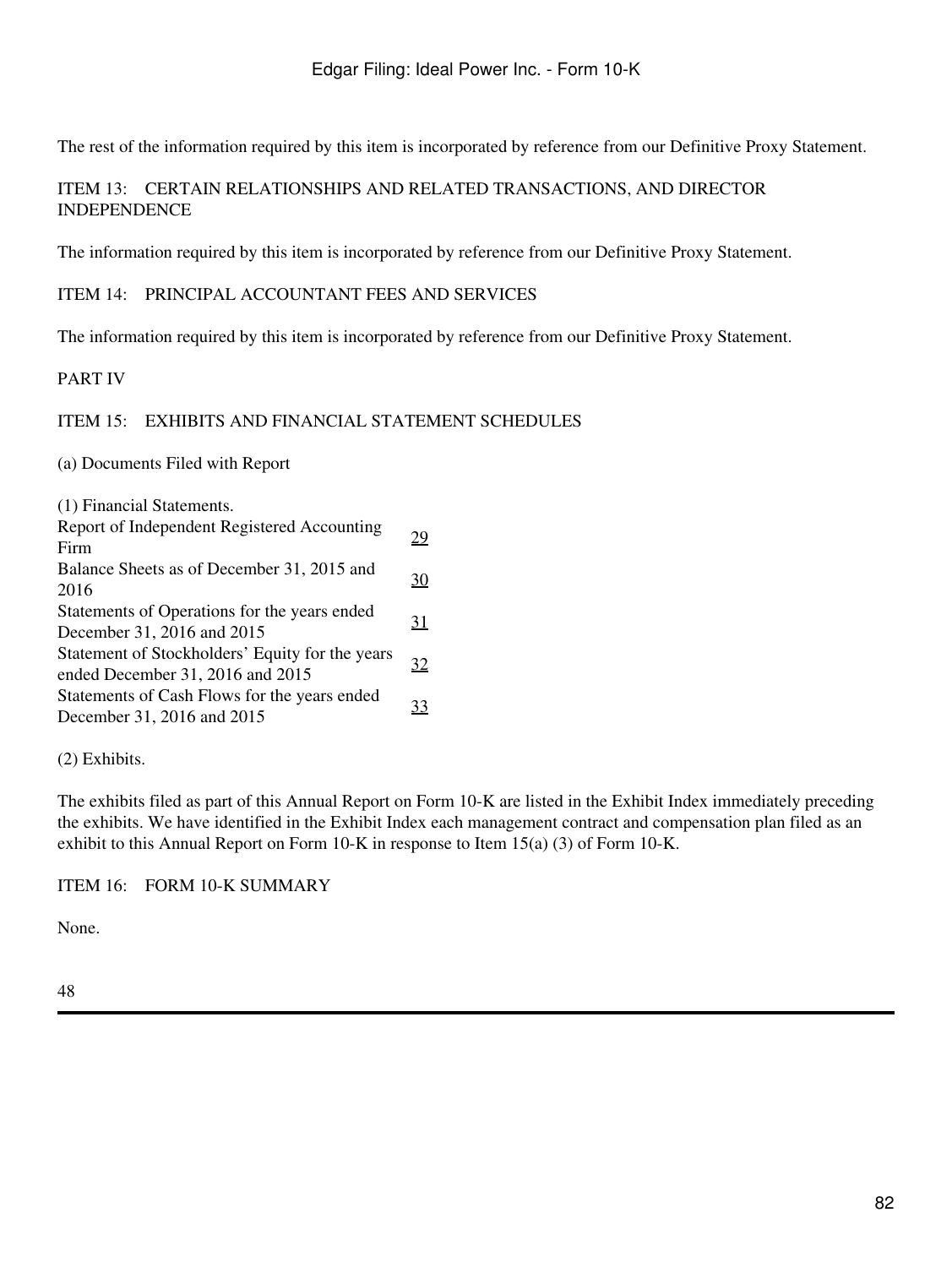The rest of the information required by this item is incorporated by reference from our Definitive Proxy Statement.

## ITEM 13: CERTAIN RELATIONSHIPS AND RELATED TRANSACTIONS, AND DIRECTOR INDEPENDENCE

The information required by this item is incorporated by reference from our Definitive Proxy Statement.

## ITEM 14: PRINCIPAL ACCOUNTANT FEES AND SERVICES

The information required by this item is incorporated by reference from our Definitive Proxy Statement.

# PART IV

## ITEM 15: EXHIBITS AND FINANCIAL STATEMENT SCHEDULES

(a) Documents Filed with Report

(1) Financial Statements.

| | |
|---|---|
| Report of Independent Registered Accounting Firm | 29 |
| Balance Sheets as of December 31, 2015 and 2016 | 30 |
| Statements of Operations for the years ended December 31, 2016 and 2015 | 31 |
| Statement of Stockholders' Equity for the years ended December 31, 2016 and 2015 | 32 |
| Statements of Cash Flows for the years ended December 31, 2016 and 2015 | 33 |

(2) Exhibits.

The exhibits filed as part of this Annual Report on Form 10-K are listed in the Exhibit Index immediately preceding the exhibits. We have identified in the Exhibit Index each management contract and compensation plan filed as an exhibit to this Annual Report on Form 10-K in response to Item 15(a) (3) of Form 10-K.

## ITEM 16: FORM 10-K SUMMARY

None.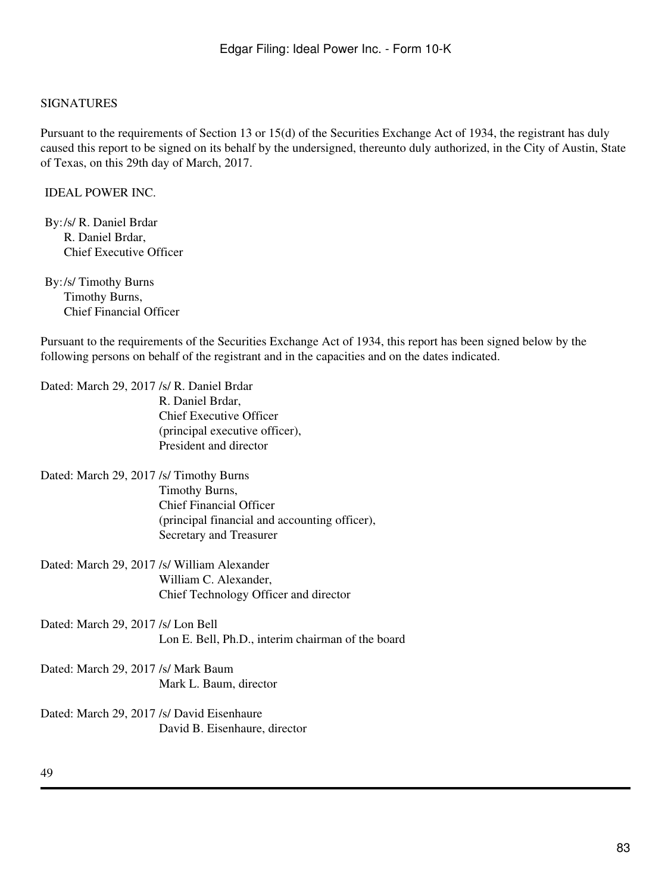SIGNATURES

Pursuant to the requirements of Section 13 or 15(d) of the Securities Exchange Act of 1934, the registrant has duly caused this report to be signed on its behalf by the undersigned, thereunto duly authorized, in the City of Austin, State of Texas, on this 29th day of March, 2017.

IDEAL POWER INC.

By: /s/ R. Daniel Brdar
R. Daniel Brdar,
Chief Executive Officer

By: /s/ Timothy Burns
Timothy Burns,
Chief Financial Officer

Pursuant to the requirements of the Securities Exchange Act of 1934, this report has been signed below by the following persons on behalf of the registrant and in the capacities and on the dates indicated.

Dated: March 29, 2017 /s/ R. Daniel Brdar
R. Daniel Brdar,
Chief Executive Officer
(principal executive officer),
President and director

Dated: March 29, 2017 /s/ Timothy Burns
Timothy Burns,
Chief Financial Officer
(principal financial and accounting officer),
Secretary and Treasurer

Dated: March 29, 2017 /s/ William Alexander
William C. Alexander,
Chief Technology Officer and director

Dated: March 29, 2017 /s/ Lon Bell
Lon E. Bell, Ph.D., interim chairman of the board

Dated: March 29, 2017 /s/ Mark Baum
Mark L. Baum, director

Dated: March 29, 2017 /s/ David Eisenhaure
David B. Eisenhaure, director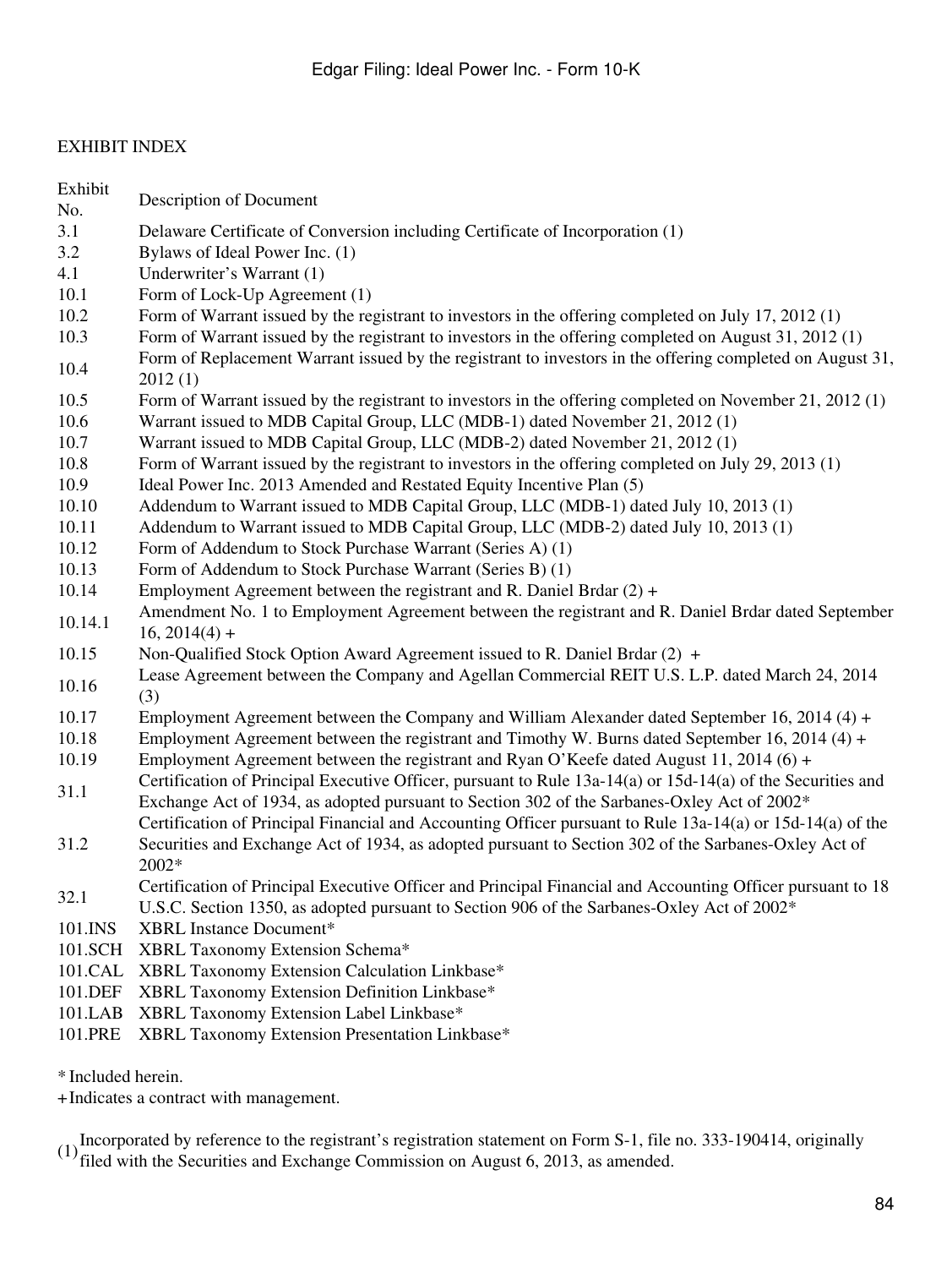EXHIBIT INDEX

| Exhibit No. | Description of Document |
|---|---|
| 3.1 | Delaware Certificate of Conversion including Certificate of Incorporation (1) |
| 3.2 | Bylaws of Ideal Power Inc. (1) |
| 4.1 | Underwriter's Warrant (1) |
| 10.1 | Form of Lock-Up Agreement (1) |
| 10.2 | Form of Warrant issued by the registrant to investors in the offering completed on July 17, 2012 (1) |
| 10.3 | Form of Warrant issued by the registrant to investors in the offering completed on August 31, 2012 (1) |
| 10.4 | Form of Replacement Warrant issued by the registrant to investors in the offering completed on August 31, 2012 (1) |
| 10.5 | Form of Warrant issued by the registrant to investors in the offering completed on November 21, 2012 (1) |
| 10.6 | Warrant issued to MDB Capital Group, LLC (MDB-1) dated November 21, 2012 (1) |
| 10.7 | Warrant issued to MDB Capital Group, LLC (MDB-2) dated November 21, 2012 (1) |
| 10.8 | Form of Warrant issued by the registrant to investors in the offering completed on July 29, 2013 (1) |
| 10.9 | Ideal Power Inc. 2013 Amended and Restated Equity Incentive Plan (5) |
| 10.10 | Addendum to Warrant issued to MDB Capital Group, LLC (MDB-1) dated July 10, 2013 (1) |
| 10.11 | Addendum to Warrant issued to MDB Capital Group, LLC (MDB-2) dated July 10, 2013 (1) |
| 10.12 | Form of Addendum to Stock Purchase Warrant (Series A) (1) |
| 10.13 | Form of Addendum to Stock Purchase Warrant (Series B) (1) |
| 10.14 | Employment Agreement between the registrant and R. Daniel Brdar (2) + |
| 10.14.1 | Amendment No. 1 to Employment Agreement between the registrant and R. Daniel Brdar dated September 16, 2014(4) + |
| 10.15 | Non-Qualified Stock Option Award Agreement issued to R. Daniel Brdar (2) + |
| 10.16 | Lease Agreement between the Company and Agellan Commercial REIT U.S. L.P. dated March 24, 2014 (3) |
| 10.17 | Employment Agreement between the Company and William Alexander dated September 16, 2014 (4) + |
| 10.18 | Employment Agreement between the registrant and Timothy W. Burns dated September 16, 2014 (4) + |
| 10.19 | Employment Agreement between the registrant and Ryan O'Keefe dated August 11, 2014 (6) + |
| 31.1 | Certification of Principal Executive Officer, pursuant to Rule 13a-14(a) or 15d-14(a) of the Securities and Exchange Act of 1934, as adopted pursuant to Section 302 of the Sarbanes-Oxley Act of 2002* |
| 31.2 | Certification of Principal Financial and Accounting Officer pursuant to Rule 13a-14(a) or 15d-14(a) of the Securities and Exchange Act of 1934, as adopted pursuant to Section 302 of the Sarbanes-Oxley Act of 2002* |
| 32.1 | Certification of Principal Executive Officer and Principal Financial and Accounting Officer pursuant to 18 U.S.C. Section 1350, as adopted pursuant to Section 906 of the Sarbanes-Oxley Act of 2002* |
| 101.INS | XBRL Instance Document* |
| 101.SCH | XBRL Taxonomy Extension Schema* |
| 101.CAL | XBRL Taxonomy Extension Calculation Linkbase* |
| 101.DEF | XBRL Taxonomy Extension Definition Linkbase* |
| 101.LAB | XBRL Taxonomy Extension Label Linkbase* |
| 101.PRE | XBRL Taxonomy Extension Presentation Linkbase* |

* Included herein.

+ Indicates a contract with management.

(1) Incorporated by reference to the registrant's registration statement on Form S-1, file no. 333-190414, originally filed with the Securities and Exchange Commission on August 6, 2013, as amended.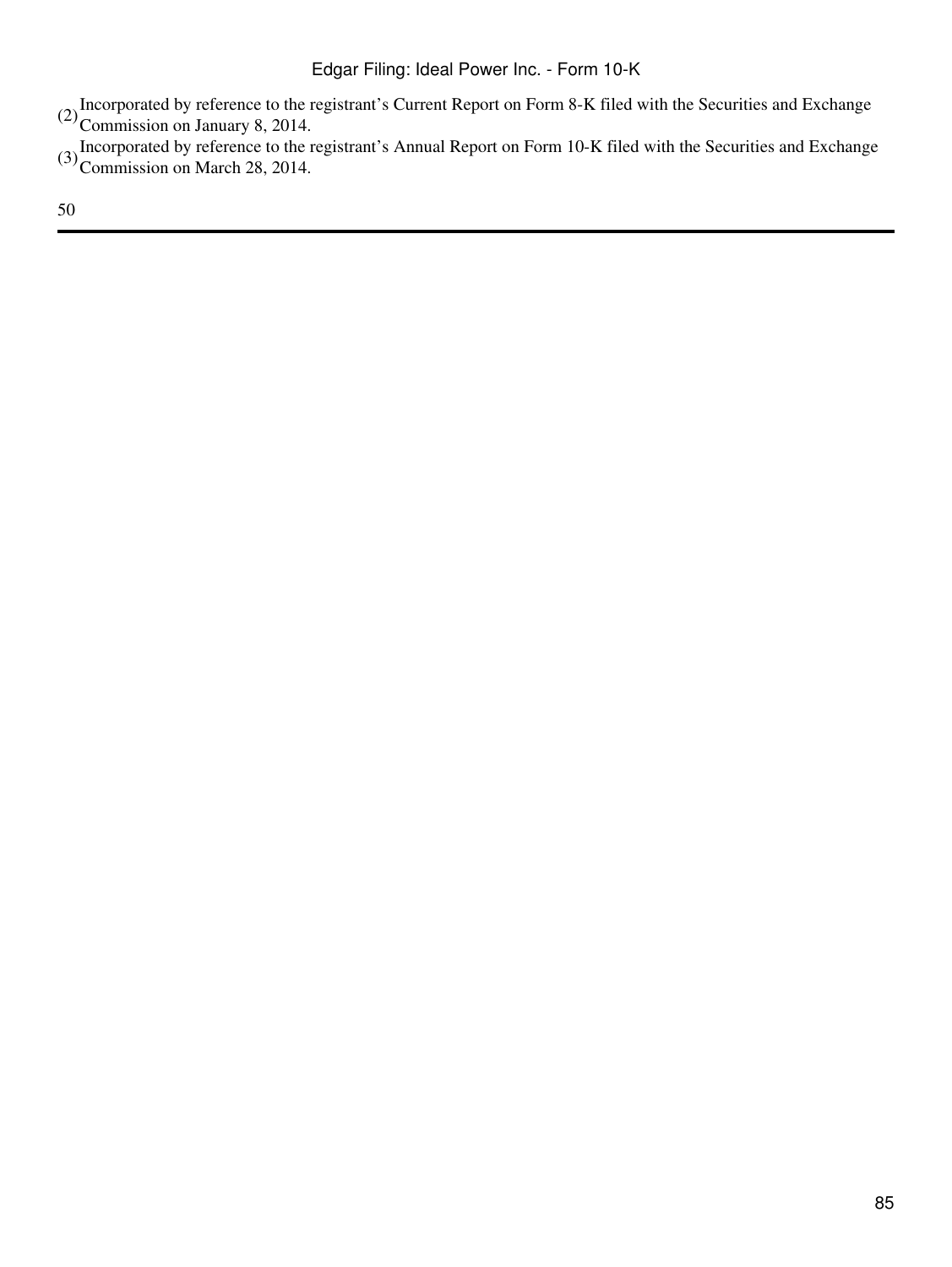(2) Incorporated by reference to the registrant's Current Report on Form 8-K filed with the Securities and Exchange Commission on January 8, 2014.

(3) Incorporated by reference to the registrant's Annual Report on Form 10-K filed with the Securities and Exchange Commission on March 28, 2014.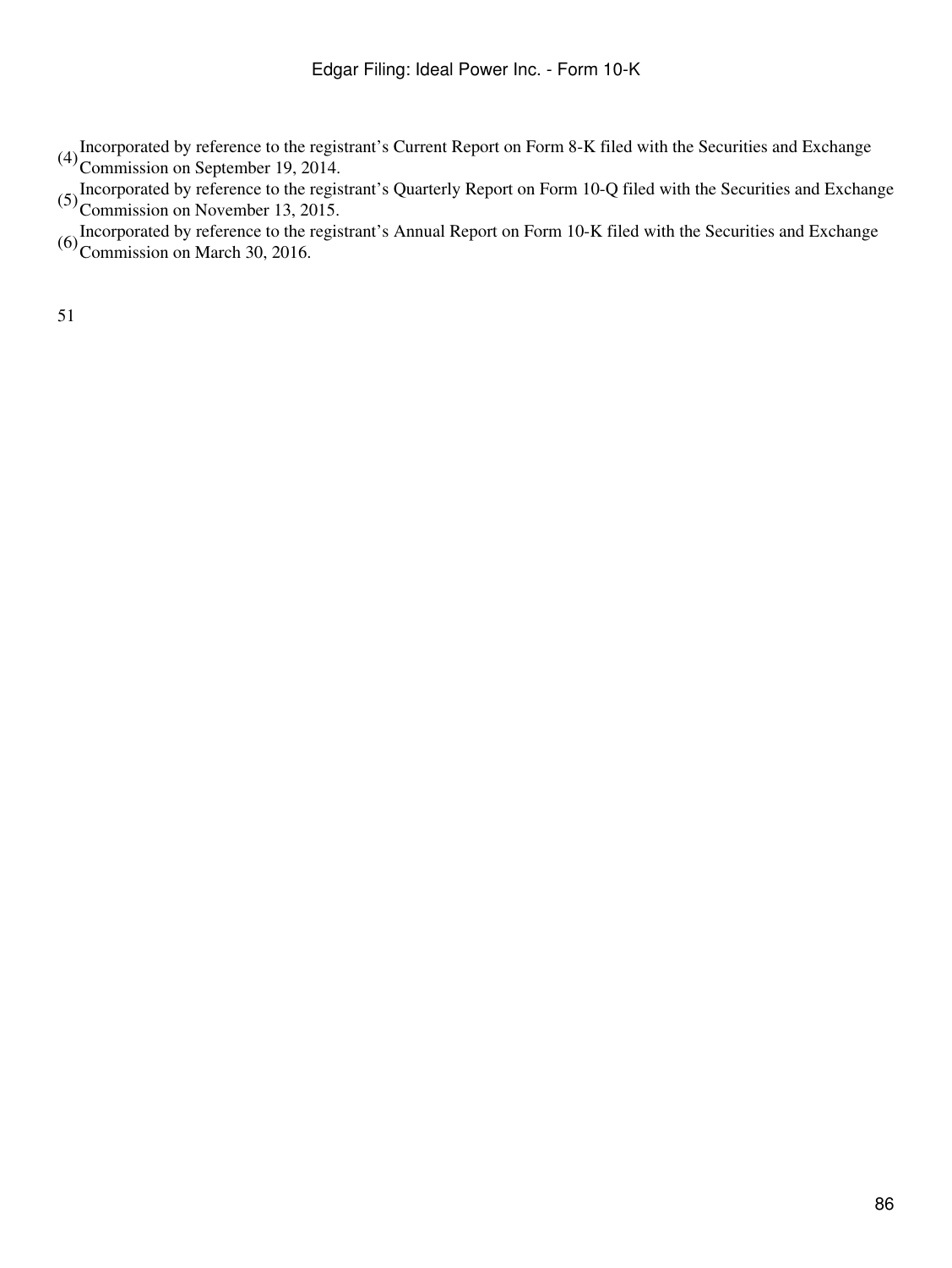(4) Incorporated by reference to the registrant's Current Report on Form 8-K filed with the Securities and Exchange Commission on September 19, 2014.

(5) Incorporated by reference to the registrant's Quarterly Report on Form 10-Q filed with the Securities and Exchange Commission on November 13, 2015.

(6) Incorporated by reference to the registrant's Annual Report on Form 10-K filed with the Securities and Exchange Commission on March 30, 2016.